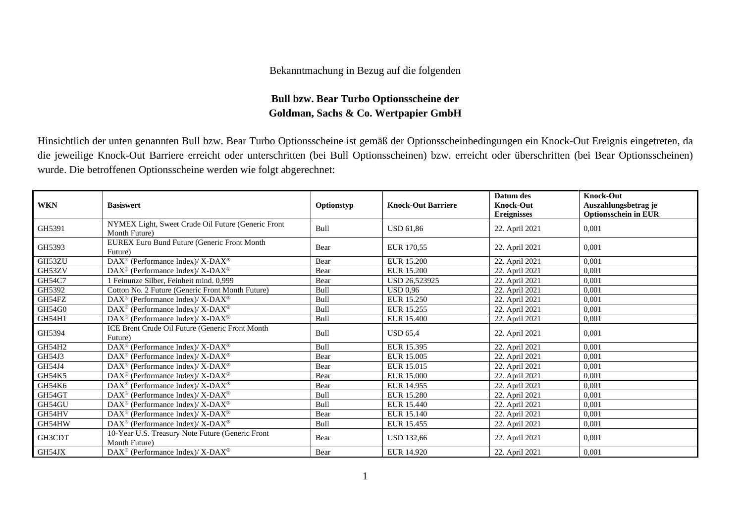Bekanntmachung in Bezug auf die folgenden

**Bull bzw. Bear Turbo Optionsscheine der Goldman, Sachs & Co. Wertpapier GmbH**

Hinsichtlich der unten genannten Bull bzw. Bear Turbo Optionsscheine ist gemäß der Optionsscheinbedingungen ein Knock-Out Ereignis eingetreten, da die jeweilige Knock-Out Barriere erreicht oder unterschritten (bei Bull Optionsscheinen) bzw. erreicht oder überschritten (bei Bear Optionsscheinen) wurde. Die betroffenen Optionsscheine werden wie folgt abgerechnet:

| WKN | Basiswert | Optionstyp | Knock-Out Barriere | Datum des Knock-Out Ereignisses | Knock-Out Auszahlungsbetrag je Optionsschein in EUR |
|---|---|---|---|---|---|
| GH5391 | NYMEX Light, Sweet Crude Oil Future (Generic Front Month Future) | Bull | USD 61,86 | 22. April 2021 | 0,001 |
| GH5393 | EUREX Euro Bund Future (Generic Front Month Future) | Bear | EUR 170,55 | 22. April 2021 | 0,001 |
| GH53ZU | DAX® (Performance Index)/ X-DAX® | Bear | EUR 15.200 | 22. April 2021 | 0,001 |
| GH53ZV | DAX® (Performance Index)/ X-DAX® | Bear | EUR 15.200 | 22. April 2021 | 0,001 |
| GH54C7 | 1 Feinunze Silber, Feinheit mind. 0,999 | Bear | USD 26,523925 | 22. April 2021 | 0,001 |
| GH5392 | Cotton No. 2 Future (Generic Front Month Future) | Bull | USD 0,96 | 22. April 2021 | 0,001 |
| GH54FZ | DAX® (Performance Index)/ X-DAX® | Bull | EUR 15.250 | 22. April 2021 | 0,001 |
| GH54G0 | DAX® (Performance Index)/ X-DAX® | Bull | EUR 15.255 | 22. April 2021 | 0,001 |
| GH54H1 | DAX® (Performance Index)/ X-DAX® | Bull | EUR 15.400 | 22. April 2021 | 0,001 |
| GH5394 | ICE Brent Crude Oil Future (Generic Front Month Future) | Bull | USD 65,4 | 22. April 2021 | 0,001 |
| GH54H2 | DAX® (Performance Index)/ X-DAX® | Bull | EUR 15.395 | 22. April 2021 | 0,001 |
| GH54J3 | DAX® (Performance Index)/ X-DAX® | Bear | EUR 15.005 | 22. April 2021 | 0,001 |
| GH54J4 | DAX® (Performance Index)/ X-DAX® | Bear | EUR 15.015 | 22. April 2021 | 0,001 |
| GH54K5 | DAX® (Performance Index)/ X-DAX® | Bear | EUR 15.000 | 22. April 2021 | 0,001 |
| GH54K6 | DAX® (Performance Index)/ X-DAX® | Bear | EUR 14.955 | 22. April 2021 | 0,001 |
| GH54GT | DAX® (Performance Index)/ X-DAX® | Bull | EUR 15.280 | 22. April 2021 | 0,001 |
| GH54GU | DAX® (Performance Index)/ X-DAX® | Bull | EUR 15.440 | 22. April 2021 | 0,001 |
| GH54HV | DAX® (Performance Index)/ X-DAX® | Bear | EUR 15.140 | 22. April 2021 | 0,001 |
| GH54HW | DAX® (Performance Index)/ X-DAX® | Bull | EUR 15.455 | 22. April 2021 | 0,001 |
| GH3CDT | 10-Year U.S. Treasury Note Future (Generic Front Month Future) | Bear | USD 132,66 | 22. April 2021 | 0,001 |
| GH54JX | DAX® (Performance Index)/ X-DAX® | Bear | EUR 14.920 | 22. April 2021 | 0,001 |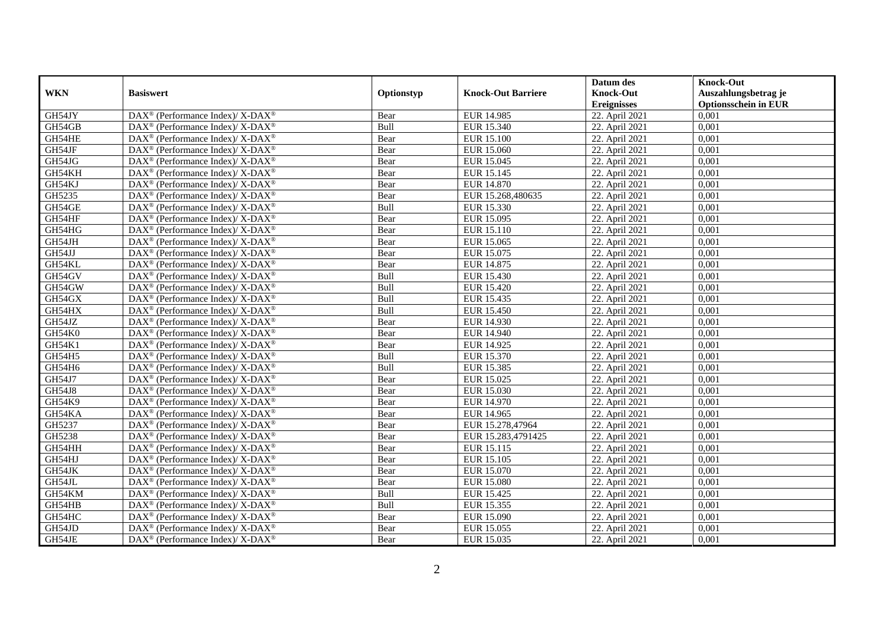| WKN | Basiswert | Optionstyp | Knock-Out Barriere | Datum des Knock-Out Ereignisses | Knock-Out Auszahlungsbetrag je Optionsschein in EUR |
|---|---|---|---|---|---|
| GH54JY | DAX® (Performance Index)/ X-DAX® | Bear | EUR 14.985 | 22. April 2021 | 0,001 |
| GH54GB | DAX® (Performance Index)/ X-DAX® | Bull | EUR 15.340 | 22. April 2021 | 0,001 |
| GH54HE | DAX® (Performance Index)/ X-DAX® | Bear | EUR 15.100 | 22. April 2021 | 0,001 |
| GH54JF | DAX® (Performance Index)/ X-DAX® | Bear | EUR 15.060 | 22. April 2021 | 0,001 |
| GH54JG | DAX® (Performance Index)/ X-DAX® | Bear | EUR 15.045 | 22. April 2021 | 0,001 |
| GH54KH | DAX® (Performance Index)/ X-DAX® | Bear | EUR 15.145 | 22. April 2021 | 0,001 |
| GH54KJ | DAX® (Performance Index)/ X-DAX® | Bear | EUR 14.870 | 22. April 2021 | 0,001 |
| GH5235 | DAX® (Performance Index)/ X-DAX® | Bear | EUR 15.268,480635 | 22. April 2021 | 0,001 |
| GH54GE | DAX® (Performance Index)/ X-DAX® | Bull | EUR 15.330 | 22. April 2021 | 0,001 |
| GH54HF | DAX® (Performance Index)/ X-DAX® | Bear | EUR 15.095 | 22. April 2021 | 0,001 |
| GH54HG | DAX® (Performance Index)/ X-DAX® | Bear | EUR 15.110 | 22. April 2021 | 0,001 |
| GH54JH | DAX® (Performance Index)/ X-DAX® | Bear | EUR 15.065 | 22. April 2021 | 0,001 |
| GH54JJ | DAX® (Performance Index)/ X-DAX® | Bear | EUR 15.075 | 22. April 2021 | 0,001 |
| GH54KL | DAX® (Performance Index)/ X-DAX® | Bear | EUR 14.875 | 22. April 2021 | 0,001 |
| GH54GV | DAX® (Performance Index)/ X-DAX® | Bull | EUR 15.430 | 22. April 2021 | 0,001 |
| GH54GW | DAX® (Performance Index)/ X-DAX® | Bull | EUR 15.420 | 22. April 2021 | 0,001 |
| GH54GX | DAX® (Performance Index)/ X-DAX® | Bull | EUR 15.435 | 22. April 2021 | 0,001 |
| GH54HX | DAX® (Performance Index)/ X-DAX® | Bull | EUR 15.450 | 22. April 2021 | 0,001 |
| GH54JZ | DAX® (Performance Index)/ X-DAX® | Bear | EUR 14.930 | 22. April 2021 | 0,001 |
| GH54K0 | DAX® (Performance Index)/ X-DAX® | Bear | EUR 14.940 | 22. April 2021 | 0,001 |
| GH54K1 | DAX® (Performance Index)/ X-DAX® | Bear | EUR 14.925 | 22. April 2021 | 0,001 |
| GH54H5 | DAX® (Performance Index)/ X-DAX® | Bull | EUR 15.370 | 22. April 2021 | 0,001 |
| GH54H6 | DAX® (Performance Index)/ X-DAX® | Bull | EUR 15.385 | 22. April 2021 | 0,001 |
| GH54J7 | DAX® (Performance Index)/ X-DAX® | Bear | EUR 15.025 | 22. April 2021 | 0,001 |
| GH54J8 | DAX® (Performance Index)/ X-DAX® | Bear | EUR 15.030 | 22. April 2021 | 0,001 |
| GH54K9 | DAX® (Performance Index)/ X-DAX® | Bear | EUR 14.970 | 22. April 2021 | 0,001 |
| GH54KA | DAX® (Performance Index)/ X-DAX® | Bear | EUR 14.965 | 22. April 2021 | 0,001 |
| GH5237 | DAX® (Performance Index)/ X-DAX® | Bear | EUR 15.278,47964 | 22. April 2021 | 0,001 |
| GH5238 | DAX® (Performance Index)/ X-DAX® | Bear | EUR 15.283,4791425 | 22. April 2021 | 0,001 |
| GH54HH | DAX® (Performance Index)/ X-DAX® | Bear | EUR 15.115 | 22. April 2021 | 0,001 |
| GH54HJ | DAX® (Performance Index)/ X-DAX® | Bear | EUR 15.105 | 22. April 2021 | 0,001 |
| GH54JK | DAX® (Performance Index)/ X-DAX® | Bear | EUR 15.070 | 22. April 2021 | 0,001 |
| GH54JL | DAX® (Performance Index)/ X-DAX® | Bear | EUR 15.080 | 22. April 2021 | 0,001 |
| GH54KM | DAX® (Performance Index)/ X-DAX® | Bull | EUR 15.425 | 22. April 2021 | 0,001 |
| GH54HB | DAX® (Performance Index)/ X-DAX® | Bull | EUR 15.355 | 22. April 2021 | 0,001 |
| GH54HC | DAX® (Performance Index)/ X-DAX® | Bear | EUR 15.090 | 22. April 2021 | 0,001 |
| GH54JD | DAX® (Performance Index)/ X-DAX® | Bear | EUR 15.055 | 22. April 2021 | 0,001 |
| GH54JE | DAX® (Performance Index)/ X-DAX® | Bear | EUR 15.035 | 22. April 2021 | 0,001 |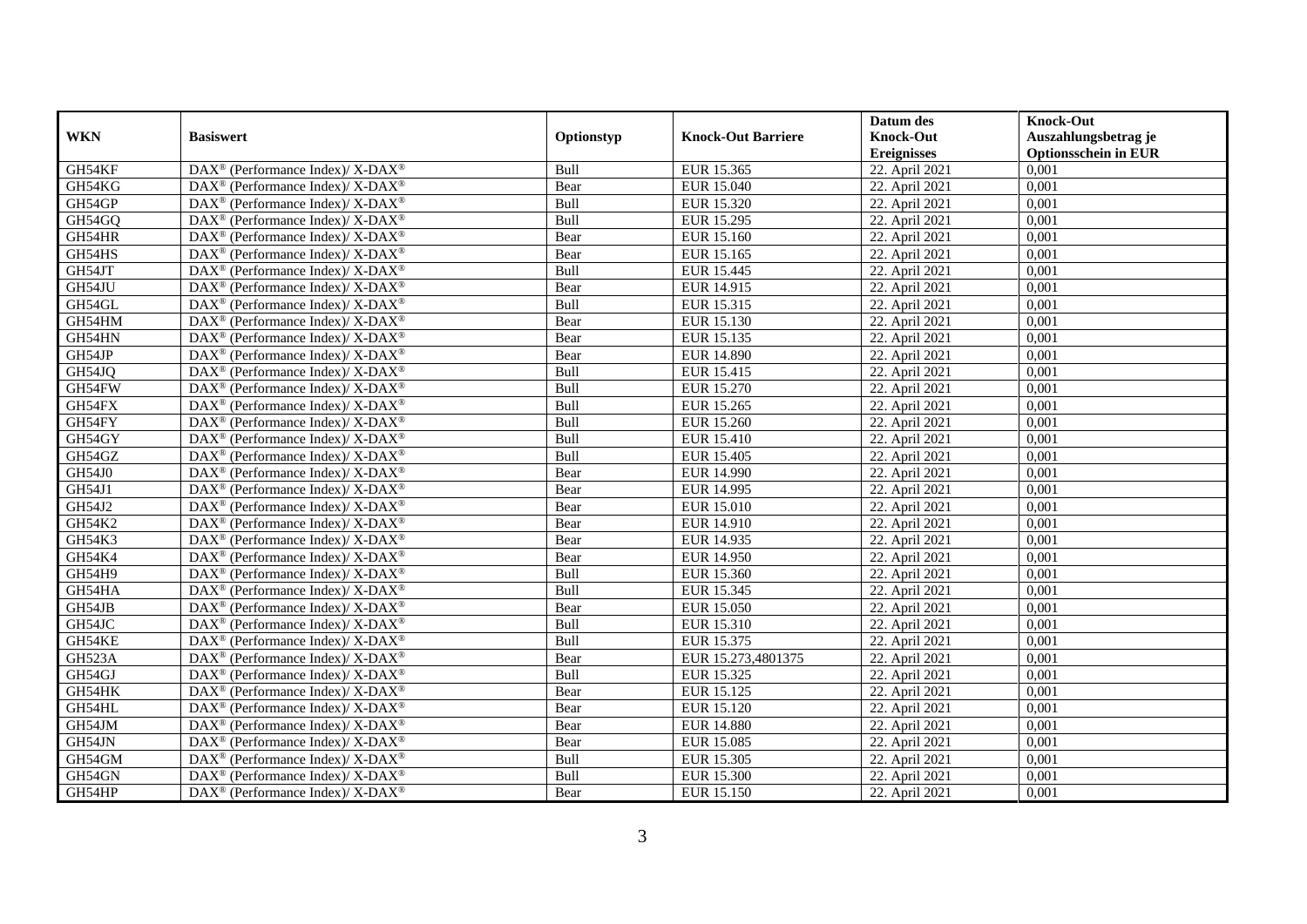| WKN | Basiswert | Optionstyp | Knock-Out Barriere | Datum des Knock-Out Ereignisses | Knock-Out Auszahlungsbetrag je Optionsschein in EUR |
|---|---|---|---|---|---|
| GH54KF | DAX® (Performance Index)/ X-DAX® | Bull | EUR 15.365 | 22. April 2021 | 0,001 |
| GH54KG | DAX® (Performance Index)/ X-DAX® | Bear | EUR 15.040 | 22. April 2021 | 0,001 |
| GH54GP | DAX® (Performance Index)/ X-DAX® | Bull | EUR 15.320 | 22. April 2021 | 0,001 |
| GH54GQ | DAX® (Performance Index)/ X-DAX® | Bull | EUR 15.295 | 22. April 2021 | 0,001 |
| GH54HR | DAX® (Performance Index)/ X-DAX® | Bear | EUR 15.160 | 22. April 2021 | 0,001 |
| GH54HS | DAX® (Performance Index)/ X-DAX® | Bear | EUR 15.165 | 22. April 2021 | 0,001 |
| GH54JT | DAX® (Performance Index)/ X-DAX® | Bull | EUR 15.445 | 22. April 2021 | 0,001 |
| GH54JU | DAX® (Performance Index)/ X-DAX® | Bear | EUR 14.915 | 22. April 2021 | 0,001 |
| GH54GL | DAX® (Performance Index)/ X-DAX® | Bull | EUR 15.315 | 22. April 2021 | 0,001 |
| GH54HM | DAX® (Performance Index)/ X-DAX® | Bear | EUR 15.130 | 22. April 2021 | 0,001 |
| GH54HN | DAX® (Performance Index)/ X-DAX® | Bear | EUR 15.135 | 22. April 2021 | 0,001 |
| GH54JP | DAX® (Performance Index)/ X-DAX® | Bear | EUR 14.890 | 22. April 2021 | 0,001 |
| GH54JQ | DAX® (Performance Index)/ X-DAX® | Bull | EUR 15.415 | 22. April 2021 | 0,001 |
| GH54FW | DAX® (Performance Index)/ X-DAX® | Bull | EUR 15.270 | 22. April 2021 | 0,001 |
| GH54FX | DAX® (Performance Index)/ X-DAX® | Bull | EUR 15.265 | 22. April 2021 | 0,001 |
| GH54FY | DAX® (Performance Index)/ X-DAX® | Bull | EUR 15.260 | 22. April 2021 | 0,001 |
| GH54GY | DAX® (Performance Index)/ X-DAX® | Bull | EUR 15.410 | 22. April 2021 | 0,001 |
| GH54GZ | DAX® (Performance Index)/ X-DAX® | Bull | EUR 15.405 | 22. April 2021 | 0,001 |
| GH54J0 | DAX® (Performance Index)/ X-DAX® | Bear | EUR 14.990 | 22. April 2021 | 0,001 |
| GH54J1 | DAX® (Performance Index)/ X-DAX® | Bear | EUR 14.995 | 22. April 2021 | 0,001 |
| GH54J2 | DAX® (Performance Index)/ X-DAX® | Bear | EUR 15.010 | 22. April 2021 | 0,001 |
| GH54K2 | DAX® (Performance Index)/ X-DAX® | Bear | EUR 14.910 | 22. April 2021 | 0,001 |
| GH54K3 | DAX® (Performance Index)/ X-DAX® | Bear | EUR 14.935 | 22. April 2021 | 0,001 |
| GH54K4 | DAX® (Performance Index)/ X-DAX® | Bear | EUR 14.950 | 22. April 2021 | 0,001 |
| GH54H9 | DAX® (Performance Index)/ X-DAX® | Bull | EUR 15.360 | 22. April 2021 | 0,001 |
| GH54HA | DAX® (Performance Index)/ X-DAX® | Bull | EUR 15.345 | 22. April 2021 | 0,001 |
| GH54JB | DAX® (Performance Index)/ X-DAX® | Bear | EUR 15.050 | 22. April 2021 | 0,001 |
| GH54JC | DAX® (Performance Index)/ X-DAX® | Bull | EUR 15.310 | 22. April 2021 | 0,001 |
| GH54KE | DAX® (Performance Index)/ X-DAX® | Bull | EUR 15.375 | 22. April 2021 | 0,001 |
| GH523A | DAX® (Performance Index)/ X-DAX® | Bear | EUR 15.273,4801375 | 22. April 2021 | 0,001 |
| GH54GJ | DAX® (Performance Index)/ X-DAX® | Bull | EUR 15.325 | 22. April 2021 | 0,001 |
| GH54HK | DAX® (Performance Index)/ X-DAX® | Bear | EUR 15.125 | 22. April 2021 | 0,001 |
| GH54HL | DAX® (Performance Index)/ X-DAX® | Bear | EUR 15.120 | 22. April 2021 | 0,001 |
| GH54JM | DAX® (Performance Index)/ X-DAX® | Bear | EUR 14.880 | 22. April 2021 | 0,001 |
| GH54JN | DAX® (Performance Index)/ X-DAX® | Bear | EUR 15.085 | 22. April 2021 | 0,001 |
| GH54GM | DAX® (Performance Index)/ X-DAX® | Bull | EUR 15.305 | 22. April 2021 | 0,001 |
| GH54GN | DAX® (Performance Index)/ X-DAX® | Bull | EUR 15.300 | 22. April 2021 | 0,001 |
| GH54HP | DAX® (Performance Index)/ X-DAX® | Bear | EUR 15.150 | 22. April 2021 | 0,001 |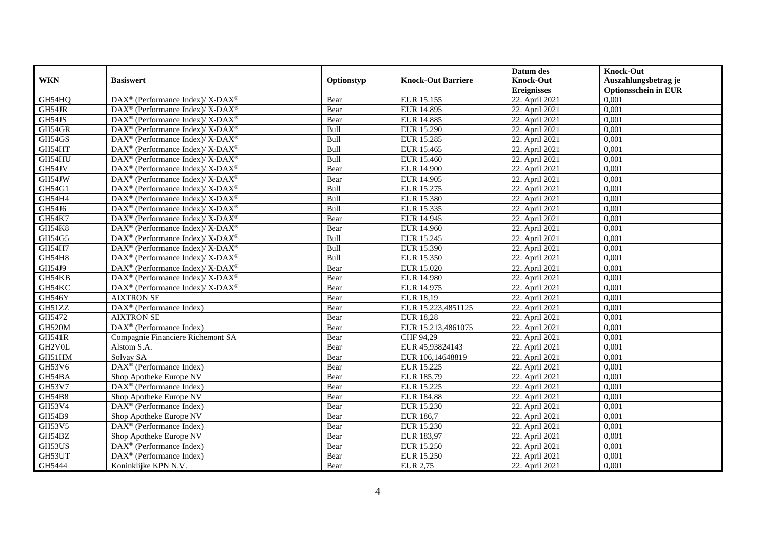| WKN | Basiswert | Optionstyp | Knock-Out Barriere | Datum des Knock-Out Ereignisses | Knock-Out Auszahlungsbetrag je Optionsschein in EUR |
|---|---|---|---|---|---|
| GH54HQ | DAX® (Performance Index)/ X-DAX® | Bear | EUR 15.155 | 22. April 2021 | 0,001 |
| GH54JR | DAX® (Performance Index)/ X-DAX® | Bear | EUR 14.895 | 22. April 2021 | 0,001 |
| GH54JS | DAX® (Performance Index)/ X-DAX® | Bear | EUR 14.885 | 22. April 2021 | 0,001 |
| GH54GR | DAX® (Performance Index)/ X-DAX® | Bull | EUR 15.290 | 22. April 2021 | 0,001 |
| GH54GS | DAX® (Performance Index)/ X-DAX® | Bull | EUR 15.285 | 22. April 2021 | 0,001 |
| GH54HT | DAX® (Performance Index)/ X-DAX® | Bull | EUR 15.465 | 22. April 2021 | 0,001 |
| GH54HU | DAX® (Performance Index)/ X-DAX® | Bull | EUR 15.460 | 22. April 2021 | 0,001 |
| GH54JV | DAX® (Performance Index)/ X-DAX® | Bear | EUR 14.900 | 22. April 2021 | 0,001 |
| GH54JW | DAX® (Performance Index)/ X-DAX® | Bear | EUR 14.905 | 22. April 2021 | 0,001 |
| GH54G1 | DAX® (Performance Index)/ X-DAX® | Bull | EUR 15.275 | 22. April 2021 | 0,001 |
| GH54H4 | DAX® (Performance Index)/ X-DAX® | Bull | EUR 15.380 | 22. April 2021 | 0,001 |
| GH54J6 | DAX® (Performance Index)/ X-DAX® | Bull | EUR 15.335 | 22. April 2021 | 0,001 |
| GH54K7 | DAX® (Performance Index)/ X-DAX® | Bear | EUR 14.945 | 22. April 2021 | 0,001 |
| GH54K8 | DAX® (Performance Index)/ X-DAX® | Bear | EUR 14.960 | 22. April 2021 | 0,001 |
| GH54G5 | DAX® (Performance Index)/ X-DAX® | Bull | EUR 15.245 | 22. April 2021 | 0,001 |
| GH54H7 | DAX® (Performance Index)/ X-DAX® | Bull | EUR 15.390 | 22. April 2021 | 0,001 |
| GH54H8 | DAX® (Performance Index)/ X-DAX® | Bull | EUR 15.350 | 22. April 2021 | 0,001 |
| GH54J9 | DAX® (Performance Index)/ X-DAX® | Bear | EUR 15.020 | 22. April 2021 | 0,001 |
| GH54KB | DAX® (Performance Index)/ X-DAX® | Bear | EUR 14.980 | 22. April 2021 | 0,001 |
| GH54KC | DAX® (Performance Index)/ X-DAX® | Bear | EUR 14.975 | 22. April 2021 | 0,001 |
| GH546Y | AIXTRON SE | Bear | EUR 18,19 | 22. April 2021 | 0,001 |
| GH51ZZ | DAX® (Performance Index) | Bear | EUR 15.223,4851125 | 22. April 2021 | 0,001 |
| GH5472 | AIXTRON SE | Bear | EUR 18,28 | 22. April 2021 | 0,001 |
| GH520M | DAX® (Performance Index) | Bear | EUR 15.213,4861075 | 22. April 2021 | 0,001 |
| GH541R | Compagnie Financiere Richemont SA | Bear | CHF 94,29 | 22. April 2021 | 0,001 |
| GH2V0L | Alstom S.A. | Bear | EUR 45,93824143 | 22. April 2021 | 0,001 |
| GH51HM | Solvay SA | Bear | EUR 106,14648819 | 22. April 2021 | 0,001 |
| GH53V6 | DAX® (Performance Index) | Bear | EUR 15.225 | 22. April 2021 | 0,001 |
| GH54BA | Shop Apotheke Europe NV | Bear | EUR 185,79 | 22. April 2021 | 0,001 |
| GH53V7 | DAX® (Performance Index) | Bear | EUR 15.225 | 22. April 2021 | 0,001 |
| GH54B8 | Shop Apotheke Europe NV | Bear | EUR 184,88 | 22. April 2021 | 0,001 |
| GH53V4 | DAX® (Performance Index) | Bear | EUR 15.230 | 22. April 2021 | 0,001 |
| GH54B9 | Shop Apotheke Europe NV | Bear | EUR 186,7 | 22. April 2021 | 0,001 |
| GH53V5 | DAX® (Performance Index) | Bear | EUR 15.230 | 22. April 2021 | 0,001 |
| GH54BZ | Shop Apotheke Europe NV | Bear | EUR 183,97 | 22. April 2021 | 0,001 |
| GH53US | DAX® (Performance Index) | Bear | EUR 15.250 | 22. April 2021 | 0,001 |
| GH53UT | DAX® (Performance Index) | Bear | EUR 15.250 | 22. April 2021 | 0,001 |
| GH5444 | Koninklijke KPN N.V. | Bear | EUR 2,75 | 22. April 2021 | 0,001 |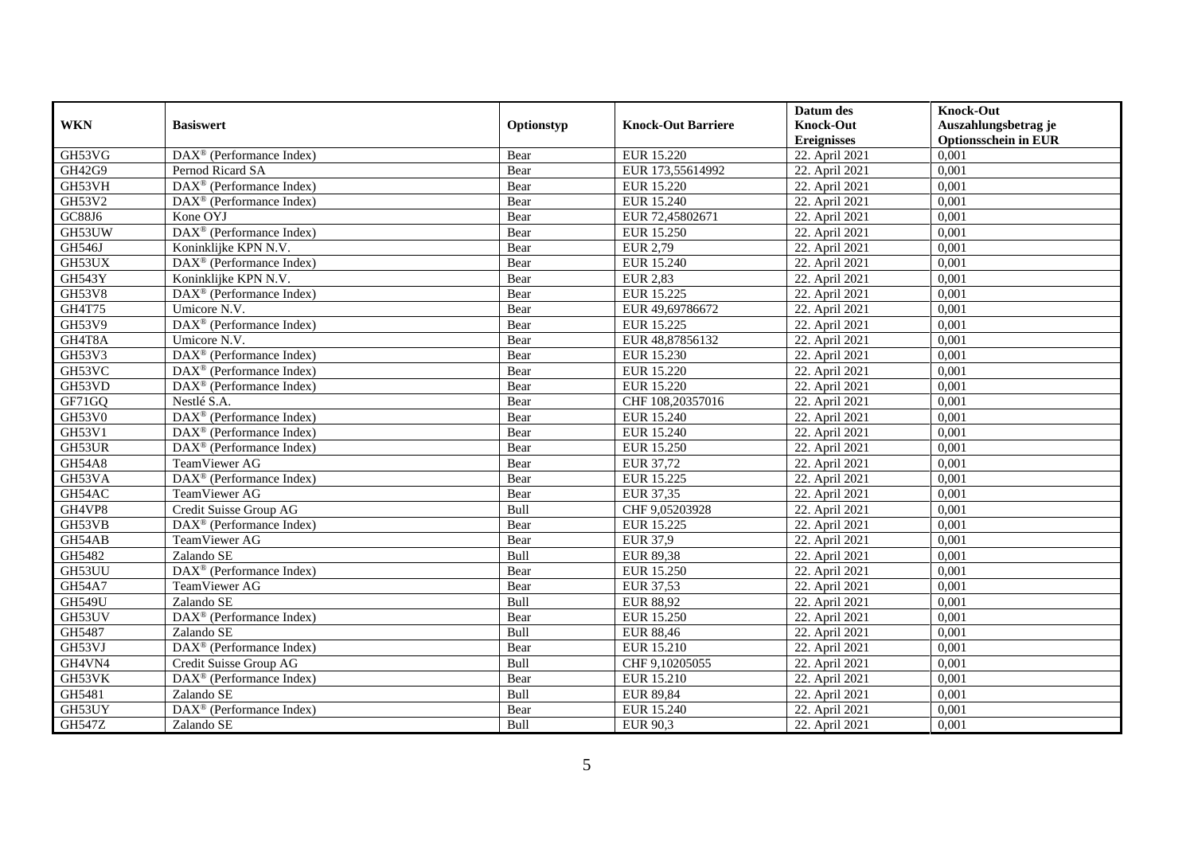| WKN | Basiswert | Optionstyp | Knock-Out Barriere | Datum des Knock-Out Ereignisses | Knock-Out Auszahlungsbetrag je Optionsschein in EUR |
|---|---|---|---|---|---|
| GH53VG | DAX® (Performance Index) | Bear | EUR 15.220 | 22. April 2021 | 0,001 |
| GH42G9 | Pernod Ricard SA | Bear | EUR 173,55614992 | 22. April 2021 | 0,001 |
| GH53VH | DAX® (Performance Index) | Bear | EUR 15.220 | 22. April 2021 | 0,001 |
| GH53V2 | DAX® (Performance Index) | Bear | EUR 15.240 | 22. April 2021 | 0,001 |
| GC88J6 | Kone OYJ | Bear | EUR 72,45802671 | 22. April 2021 | 0,001 |
| GH53UW | DAX® (Performance Index) | Bear | EUR 15.250 | 22. April 2021 | 0,001 |
| GH546J | Koninklijke KPN N.V. | Bear | EUR 2,79 | 22. April 2021 | 0,001 |
| GH53UX | DAX® (Performance Index) | Bear | EUR 15.240 | 22. April 2021 | 0,001 |
| GH543Y | Koninklijke KPN N.V. | Bear | EUR 2,83 | 22. April 2021 | 0,001 |
| GH53V8 | DAX® (Performance Index) | Bear | EUR 15.225 | 22. April 2021 | 0,001 |
| GH4T75 | Umicore N.V. | Bear | EUR 49,69786672 | 22. April 2021 | 0,001 |
| GH53V9 | DAX® (Performance Index) | Bear | EUR 15.225 | 22. April 2021 | 0,001 |
| GH4T8A | Umicore N.V. | Bear | EUR 48,87856132 | 22. April 2021 | 0,001 |
| GH53V3 | DAX® (Performance Index) | Bear | EUR 15.230 | 22. April 2021 | 0,001 |
| GH53VC | DAX® (Performance Index) | Bear | EUR 15.220 | 22. April 2021 | 0,001 |
| GH53VD | DAX® (Performance Index) | Bear | EUR 15.220 | 22. April 2021 | 0,001 |
| GF71GQ | Nestlé S.A. | Bear | CHF 108,20357016 | 22. April 2021 | 0,001 |
| GH53V0 | DAX® (Performance Index) | Bear | EUR 15.240 | 22. April 2021 | 0,001 |
| GH53V1 | DAX® (Performance Index) | Bear | EUR 15.240 | 22. April 2021 | 0,001 |
| GH53UR | DAX® (Performance Index) | Bear | EUR 15.250 | 22. April 2021 | 0,001 |
| GH54A8 | TeamViewer AG | Bear | EUR 37,72 | 22. April 2021 | 0,001 |
| GH53VA | DAX® (Performance Index) | Bear | EUR 15.225 | 22. April 2021 | 0,001 |
| GH54AC | TeamViewer AG | Bear | EUR 37,35 | 22. April 2021 | 0,001 |
| GH4VP8 | Credit Suisse Group AG | Bull | CHF 9,05203928 | 22. April 2021 | 0,001 |
| GH53VB | DAX® (Performance Index) | Bear | EUR 15.225 | 22. April 2021 | 0,001 |
| GH54AB | TeamViewer AG | Bear | EUR 37,9 | 22. April 2021 | 0,001 |
| GH5482 | Zalando SE | Bull | EUR 89,38 | 22. April 2021 | 0,001 |
| GH53UU | DAX® (Performance Index) | Bear | EUR 15.250 | 22. April 2021 | 0,001 |
| GH54A7 | TeamViewer AG | Bear | EUR 37,53 | 22. April 2021 | 0,001 |
| GH549U | Zalando SE | Bull | EUR 88,92 | 22. April 2021 | 0,001 |
| GH53UV | DAX® (Performance Index) | Bear | EUR 15.250 | 22. April 2021 | 0,001 |
| GH5487 | Zalando SE | Bull | EUR 88,46 | 22. April 2021 | 0,001 |
| GH53VJ | DAX® (Performance Index) | Bear | EUR 15.210 | 22. April 2021 | 0,001 |
| GH4VN4 | Credit Suisse Group AG | Bull | CHF 9,10205055 | 22. April 2021 | 0,001 |
| GH53VK | DAX® (Performance Index) | Bear | EUR 15.210 | 22. April 2021 | 0,001 |
| GH5481 | Zalando SE | Bull | EUR 89,84 | 22. April 2021 | 0,001 |
| GH53UY | DAX® (Performance Index) | Bear | EUR 15.240 | 22. April 2021 | 0,001 |
| GH547Z | Zalando SE | Bull | EUR 90,3 | 22. April 2021 | 0,001 |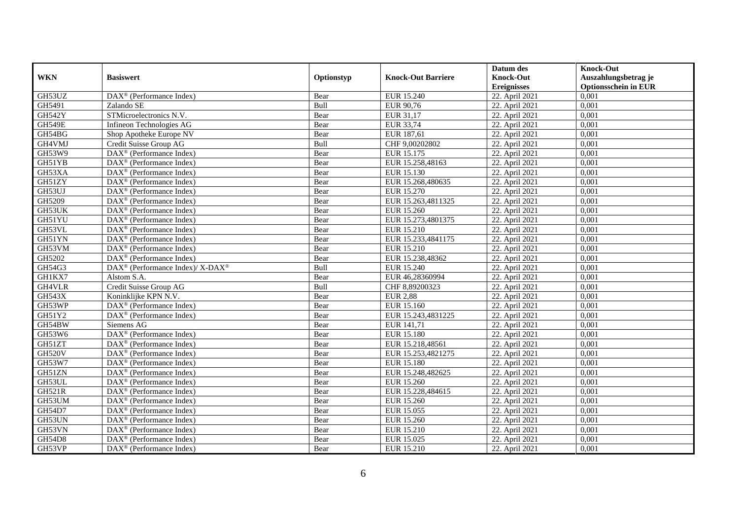| WKN | Basiswert | Optionstyp | Knock-Out Barriere | Datum des Knock-Out Ereignisses | Knock-Out Auszahlungsbetrag je Optionsschein in EUR |
|---|---|---|---|---|---|
| GH53UZ | DAX® (Performance Index) | Bear | EUR 15.240 | 22. April 2021 | 0,001 |
| GH5491 | Zalando SE | Bull | EUR 90,76 | 22. April 2021 | 0,001 |
| GH542Y | STMicroelectronics N.V. | Bear | EUR 31,17 | 22. April 2021 | 0,001 |
| GH549E | Infineon Technologies AG | Bear | EUR 33,74 | 22. April 2021 | 0,001 |
| GH54BG | Shop Apotheke Europe NV | Bear | EUR 187,61 | 22. April 2021 | 0,001 |
| GH4VMJ | Credit Suisse Group AG | Bull | CHF 9,00202802 | 22. April 2021 | 0,001 |
| GH53W9 | DAX® (Performance Index) | Bear | EUR 15.175 | 22. April 2021 | 0,001 |
| GH51YB | DAX® (Performance Index) | Bear | EUR 15.258,48163 | 22. April 2021 | 0,001 |
| GH53XA | DAX® (Performance Index) | Bear | EUR 15.130 | 22. April 2021 | 0,001 |
| GH51ZY | DAX® (Performance Index) | Bear | EUR 15.268,480635 | 22. April 2021 | 0,001 |
| GH53UJ | DAX® (Performance Index) | Bear | EUR 15.270 | 22. April 2021 | 0,001 |
| GH5209 | DAX® (Performance Index) | Bear | EUR 15.263,4811325 | 22. April 2021 | 0,001 |
| GH53UK | DAX® (Performance Index) | Bear | EUR 15.260 | 22. April 2021 | 0,001 |
| GH51YU | DAX® (Performance Index) | Bear | EUR 15.273,4801375 | 22. April 2021 | 0,001 |
| GH53VL | DAX® (Performance Index) | Bear | EUR 15.210 | 22. April 2021 | 0,001 |
| GH51YN | DAX® (Performance Index) | Bear | EUR 15.233,4841175 | 22. April 2021 | 0,001 |
| GH53VM | DAX® (Performance Index) | Bear | EUR 15.210 | 22. April 2021 | 0,001 |
| GH5202 | DAX® (Performance Index) | Bear | EUR 15.238,48362 | 22. April 2021 | 0,001 |
| GH54G3 | DAX® (Performance Index)/ X-DAX® | Bull | EUR 15.240 | 22. April 2021 | 0,001 |
| GH1KX7 | Alstom S.A. | Bear | EUR 46,28360994 | 22. April 2021 | 0,001 |
| GH4VLR | Credit Suisse Group AG | Bull | CHF 8,89200323 | 22. April 2021 | 0,001 |
| GH543X | Koninklijke KPN N.V. | Bear | EUR 2,88 | 22. April 2021 | 0,001 |
| GH53WP | DAX® (Performance Index) | Bear | EUR 15.160 | 22. April 2021 | 0,001 |
| GH51Y2 | DAX® (Performance Index) | Bear | EUR 15.243,4831225 | 22. April 2021 | 0,001 |
| GH54BW | Siemens AG | Bear | EUR 141,71 | 22. April 2021 | 0,001 |
| GH53W6 | DAX® (Performance Index) | Bear | EUR 15.180 | 22. April 2021 | 0,001 |
| GH51ZT | DAX® (Performance Index) | Bear | EUR 15.218,48561 | 22. April 2021 | 0,001 |
| GH520V | DAX® (Performance Index) | Bear | EUR 15.253,4821275 | 22. April 2021 | 0,001 |
| GH53W7 | DAX® (Performance Index) | Bear | EUR 15.180 | 22. April 2021 | 0,001 |
| GH51ZN | DAX® (Performance Index) | Bear | EUR 15.248,482625 | 22. April 2021 | 0,001 |
| GH53UL | DAX® (Performance Index) | Bear | EUR 15.260 | 22. April 2021 | 0,001 |
| GH521R | DAX® (Performance Index) | Bear | EUR 15.228,484615 | 22. April 2021 | 0,001 |
| GH53UM | DAX® (Performance Index) | Bear | EUR 15.260 | 22. April 2021 | 0,001 |
| GH54D7 | DAX® (Performance Index) | Bear | EUR 15.055 | 22. April 2021 | 0,001 |
| GH53UN | DAX® (Performance Index) | Bear | EUR 15.260 | 22. April 2021 | 0,001 |
| GH53VN | DAX® (Performance Index) | Bear | EUR 15.210 | 22. April 2021 | 0,001 |
| GH54D8 | DAX® (Performance Index) | Bear | EUR 15.025 | 22. April 2021 | 0,001 |
| GH53VP | DAX® (Performance Index) | Bear | EUR 15.210 | 22. April 2021 | 0,001 |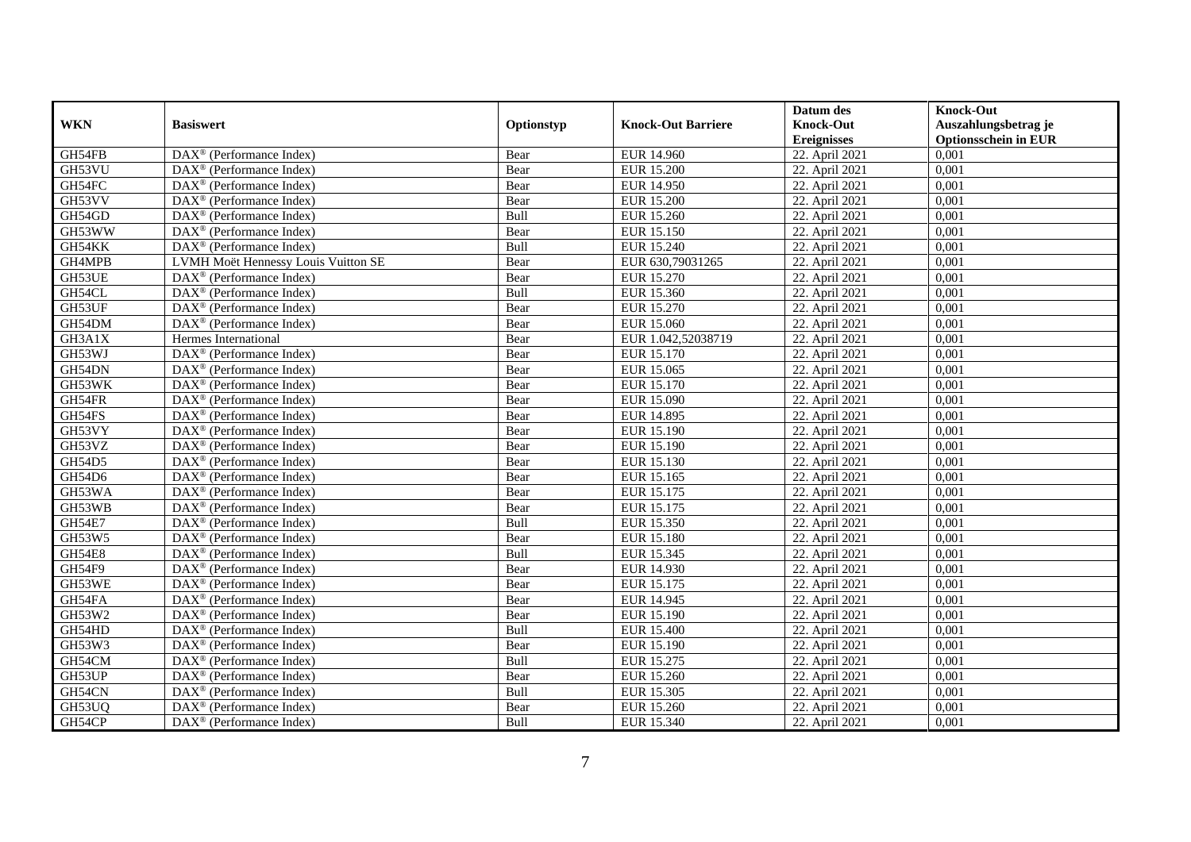| WKN | Basiswert | Optionstyp | Knock-Out Barriere | Datum des Knock-Out Ereignisses | Knock-Out Auszahlungsbetrag je Optionsschein in EUR |
|---|---|---|---|---|---|
| GH54FB | DAX® (Performance Index) | Bear | EUR 14.960 | 22. April 2021 | 0,001 |
| GH53VU | DAX® (Performance Index) | Bear | EUR 15.200 | 22. April 2021 | 0,001 |
| GH54FC | DAX® (Performance Index) | Bear | EUR 14.950 | 22. April 2021 | 0,001 |
| GH53VV | DAX® (Performance Index) | Bear | EUR 15.200 | 22. April 2021 | 0,001 |
| GH54GD | DAX® (Performance Index) | Bull | EUR 15.260 | 22. April 2021 | 0,001 |
| GH53WW | DAX® (Performance Index) | Bear | EUR 15.150 | 22. April 2021 | 0,001 |
| GH54KK | DAX® (Performance Index) | Bull | EUR 15.240 | 22. April 2021 | 0,001 |
| GH4MPB | LVMH Moët Hennessy Louis Vuitton SE | Bear | EUR 630,79031265 | 22. April 2021 | 0,001 |
| GH53UE | DAX® (Performance Index) | Bear | EUR 15.270 | 22. April 2021 | 0,001 |
| GH54CL | DAX® (Performance Index) | Bull | EUR 15.360 | 22. April 2021 | 0,001 |
| GH53UF | DAX® (Performance Index) | Bear | EUR 15.270 | 22. April 2021 | 0,001 |
| GH54DM | DAX® (Performance Index) | Bear | EUR 15.060 | 22. April 2021 | 0,001 |
| GH3A1X | Hermes International | Bear | EUR 1.042,52038719 | 22. April 2021 | 0,001 |
| GH53WJ | DAX® (Performance Index) | Bear | EUR 15.170 | 22. April 2021 | 0,001 |
| GH54DN | DAX® (Performance Index) | Bear | EUR 15.065 | 22. April 2021 | 0,001 |
| GH53WK | DAX® (Performance Index) | Bear | EUR 15.170 | 22. April 2021 | 0,001 |
| GH54FR | DAX® (Performance Index) | Bear | EUR 15.090 | 22. April 2021 | 0,001 |
| GH54FS | DAX® (Performance Index) | Bear | EUR 14.895 | 22. April 2021 | 0,001 |
| GH53VY | DAX® (Performance Index) | Bear | EUR 15.190 | 22. April 2021 | 0,001 |
| GH53VZ | DAX® (Performance Index) | Bear | EUR 15.190 | 22. April 2021 | 0,001 |
| GH54D5 | DAX® (Performance Index) | Bear | EUR 15.130 | 22. April 2021 | 0,001 |
| GH54D6 | DAX® (Performance Index) | Bear | EUR 15.165 | 22. April 2021 | 0,001 |
| GH53WA | DAX® (Performance Index) | Bear | EUR 15.175 | 22. April 2021 | 0,001 |
| GH53WB | DAX® (Performance Index) | Bear | EUR 15.175 | 22. April 2021 | 0,001 |
| GH54E7 | DAX® (Performance Index) | Bull | EUR 15.350 | 22. April 2021 | 0,001 |
| GH53W5 | DAX® (Performance Index) | Bear | EUR 15.180 | 22. April 2021 | 0,001 |
| GH54E8 | DAX® (Performance Index) | Bull | EUR 15.345 | 22. April 2021 | 0,001 |
| GH54F9 | DAX® (Performance Index) | Bear | EUR 14.930 | 22. April 2021 | 0,001 |
| GH53WE | DAX® (Performance Index) | Bear | EUR 15.175 | 22. April 2021 | 0,001 |
| GH54FA | DAX® (Performance Index) | Bear | EUR 14.945 | 22. April 2021 | 0,001 |
| GH53W2 | DAX® (Performance Index) | Bear | EUR 15.190 | 22. April 2021 | 0,001 |
| GH54HD | DAX® (Performance Index) | Bull | EUR 15.400 | 22. April 2021 | 0,001 |
| GH53W3 | DAX® (Performance Index) | Bear | EUR 15.190 | 22. April 2021 | 0,001 |
| GH54CM | DAX® (Performance Index) | Bull | EUR 15.275 | 22. April 2021 | 0,001 |
| GH53UP | DAX® (Performance Index) | Bear | EUR 15.260 | 22. April 2021 | 0,001 |
| GH54CN | DAX® (Performance Index) | Bull | EUR 15.305 | 22. April 2021 | 0,001 |
| GH53UQ | DAX® (Performance Index) | Bear | EUR 15.260 | 22. April 2021 | 0,001 |
| GH54CP | DAX® (Performance Index) | Bull | EUR 15.340 | 22. April 2021 | 0,001 |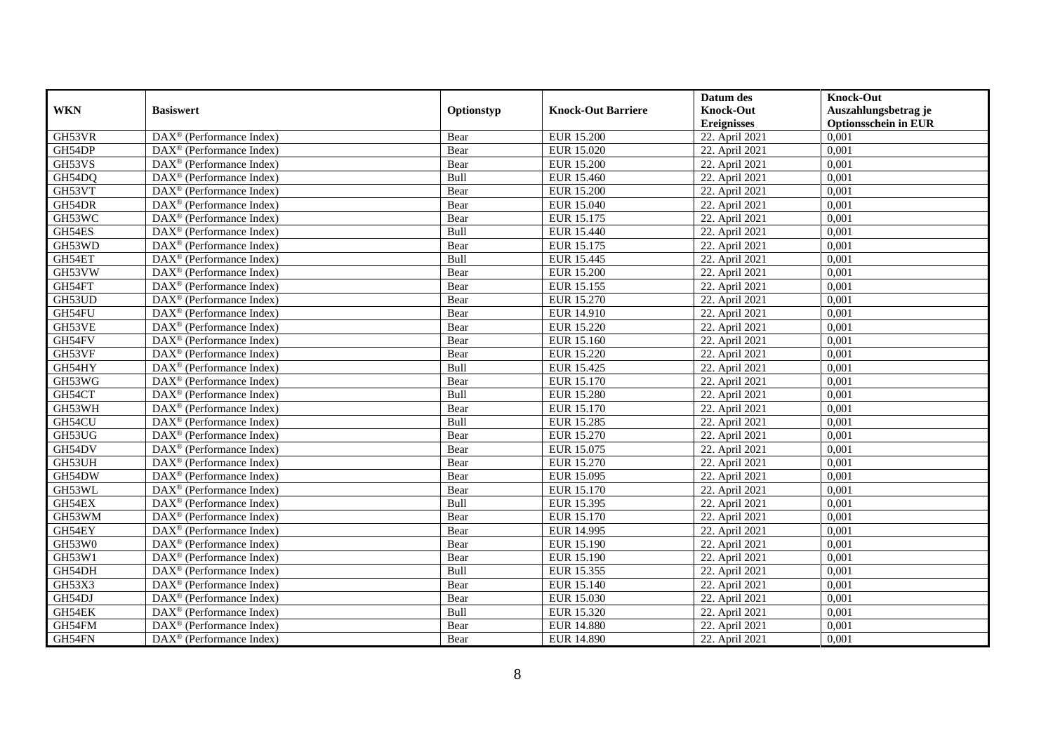| WKN | Basiswert | Optionstyp | Knock-Out Barriere | Datum des Knock-Out Ereignisses | Knock-Out Auszahlungsbetrag je Optionsschein in EUR |
|---|---|---|---|---|---|
| GH53VR | DAX® (Performance Index) | Bear | EUR 15.200 | 22. April 2021 | 0,001 |
| GH54DP | DAX® (Performance Index) | Bear | EUR 15.020 | 22. April 2021 | 0,001 |
| GH53VS | DAX® (Performance Index) | Bear | EUR 15.200 | 22. April 2021 | 0,001 |
| GH54DQ | DAX® (Performance Index) | Bull | EUR 15.460 | 22. April 2021 | 0,001 |
| GH53VT | DAX® (Performance Index) | Bear | EUR 15.200 | 22. April 2021 | 0,001 |
| GH54DR | DAX® (Performance Index) | Bear | EUR 15.040 | 22. April 2021 | 0,001 |
| GH53WC | DAX® (Performance Index) | Bear | EUR 15.175 | 22. April 2021 | 0,001 |
| GH54ES | DAX® (Performance Index) | Bull | EUR 15.440 | 22. April 2021 | 0,001 |
| GH53WD | DAX® (Performance Index) | Bear | EUR 15.175 | 22. April 2021 | 0,001 |
| GH54ET | DAX® (Performance Index) | Bull | EUR 15.445 | 22. April 2021 | 0,001 |
| GH53VW | DAX® (Performance Index) | Bear | EUR 15.200 | 22. April 2021 | 0,001 |
| GH54FT | DAX® (Performance Index) | Bear | EUR 15.155 | 22. April 2021 | 0,001 |
| GH53UD | DAX® (Performance Index) | Bear | EUR 15.270 | 22. April 2021 | 0,001 |
| GH54FU | DAX® (Performance Index) | Bear | EUR 14.910 | 22. April 2021 | 0,001 |
| GH53VE | DAX® (Performance Index) | Bear | EUR 15.220 | 22. April 2021 | 0,001 |
| GH54FV | DAX® (Performance Index) | Bear | EUR 15.160 | 22. April 2021 | 0,001 |
| GH53VF | DAX® (Performance Index) | Bear | EUR 15.220 | 22. April 2021 | 0,001 |
| GH54HY | DAX® (Performance Index) | Bull | EUR 15.425 | 22. April 2021 | 0,001 |
| GH53WG | DAX® (Performance Index) | Bear | EUR 15.170 | 22. April 2021 | 0,001 |
| GH54CT | DAX® (Performance Index) | Bull | EUR 15.280 | 22. April 2021 | 0,001 |
| GH53WH | DAX® (Performance Index) | Bear | EUR 15.170 | 22. April 2021 | 0,001 |
| GH54CU | DAX® (Performance Index) | Bull | EUR 15.285 | 22. April 2021 | 0,001 |
| GH53UG | DAX® (Performance Index) | Bear | EUR 15.270 | 22. April 2021 | 0,001 |
| GH54DV | DAX® (Performance Index) | Bear | EUR 15.075 | 22. April 2021 | 0,001 |
| GH53UH | DAX® (Performance Index) | Bear | EUR 15.270 | 22. April 2021 | 0,001 |
| GH54DW | DAX® (Performance Index) | Bear | EUR 15.095 | 22. April 2021 | 0,001 |
| GH53WL | DAX® (Performance Index) | Bear | EUR 15.170 | 22. April 2021 | 0,001 |
| GH54EX | DAX® (Performance Index) | Bull | EUR 15.395 | 22. April 2021 | 0,001 |
| GH53WM | DAX® (Performance Index) | Bear | EUR 15.170 | 22. April 2021 | 0,001 |
| GH54EY | DAX® (Performance Index) | Bear | EUR 14.995 | 22. April 2021 | 0,001 |
| GH53W0 | DAX® (Performance Index) | Bear | EUR 15.190 | 22. April 2021 | 0,001 |
| GH53W1 | DAX® (Performance Index) | Bear | EUR 15.190 | 22. April 2021 | 0,001 |
| GH54DH | DAX® (Performance Index) | Bull | EUR 15.355 | 22. April 2021 | 0,001 |
| GH53X3 | DAX® (Performance Index) | Bear | EUR 15.140 | 22. April 2021 | 0,001 |
| GH54DJ | DAX® (Performance Index) | Bear | EUR 15.030 | 22. April 2021 | 0,001 |
| GH54EK | DAX® (Performance Index) | Bull | EUR 15.320 | 22. April 2021 | 0,001 |
| GH54FM | DAX® (Performance Index) | Bear | EUR 14.880 | 22. April 2021 | 0,001 |
| GH54FN | DAX® (Performance Index) | Bear | EUR 14.890 | 22. April 2021 | 0,001 |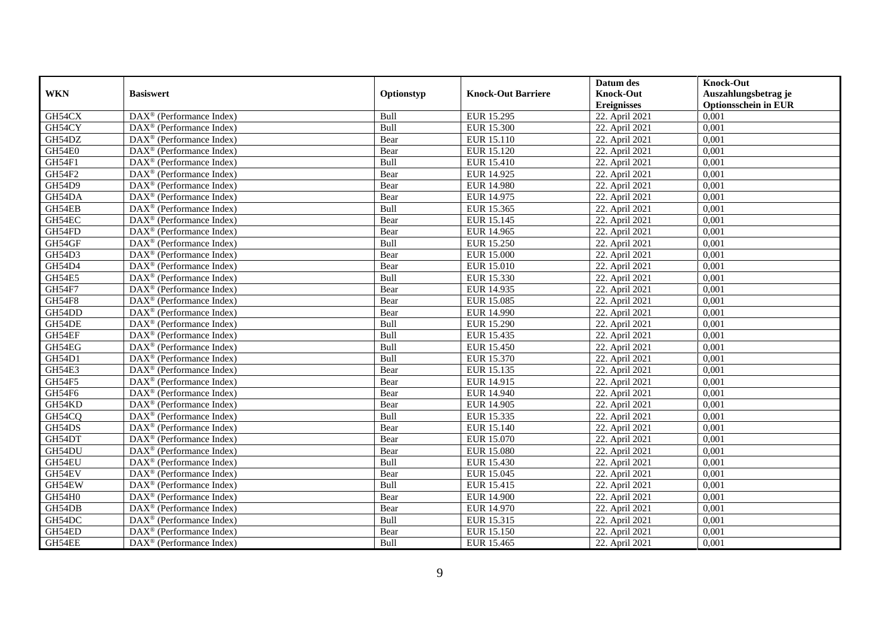| WKN | Basiswert | Optionstyp | Knock-Out Barriere | Datum des Knock-Out Ereignisses | Knock-Out Auszahlungsbetrag je Optionsschein in EUR |
|---|---|---|---|---|---|
| GH54CX | DAX® (Performance Index) | Bull | EUR 15.295 | 22. April 2021 | 0,001 |
| GH54CY | DAX® (Performance Index) | Bull | EUR 15.300 | 22. April 2021 | 0,001 |
| GH54DZ | DAX® (Performance Index) | Bear | EUR 15.110 | 22. April 2021 | 0,001 |
| GH54E0 | DAX® (Performance Index) | Bear | EUR 15.120 | 22. April 2021 | 0,001 |
| GH54F1 | DAX® (Performance Index) | Bull | EUR 15.410 | 22. April 2021 | 0,001 |
| GH54F2 | DAX® (Performance Index) | Bear | EUR 14.925 | 22. April 2021 | 0,001 |
| GH54D9 | DAX® (Performance Index) | Bear | EUR 14.980 | 22. April 2021 | 0,001 |
| GH54DA | DAX® (Performance Index) | Bear | EUR 14.975 | 22. April 2021 | 0,001 |
| GH54EB | DAX® (Performance Index) | Bull | EUR 15.365 | 22. April 2021 | 0,001 |
| GH54EC | DAX® (Performance Index) | Bear | EUR 15.145 | 22. April 2021 | 0,001 |
| GH54FD | DAX® (Performance Index) | Bear | EUR 14.965 | 22. April 2021 | 0,001 |
| GH54GF | DAX® (Performance Index) | Bull | EUR 15.250 | 22. April 2021 | 0,001 |
| GH54D3 | DAX® (Performance Index) | Bear | EUR 15.000 | 22. April 2021 | 0,001 |
| GH54D4 | DAX® (Performance Index) | Bear | EUR 15.010 | 22. April 2021 | 0,001 |
| GH54E5 | DAX® (Performance Index) | Bull | EUR 15.330 | 22. April 2021 | 0,001 |
| GH54F7 | DAX® (Performance Index) | Bear | EUR 14.935 | 22. April 2021 | 0,001 |
| GH54F8 | DAX® (Performance Index) | Bear | EUR 15.085 | 22. April 2021 | 0,001 |
| GH54DD | DAX® (Performance Index) | Bear | EUR 14.990 | 22. April 2021 | 0,001 |
| GH54DE | DAX® (Performance Index) | Bull | EUR 15.290 | 22. April 2021 | 0,001 |
| GH54EF | DAX® (Performance Index) | Bull | EUR 15.435 | 22. April 2021 | 0,001 |
| GH54EG | DAX® (Performance Index) | Bull | EUR 15.450 | 22. April 2021 | 0,001 |
| GH54D1 | DAX® (Performance Index) | Bull | EUR 15.370 | 22. April 2021 | 0,001 |
| GH54E3 | DAX® (Performance Index) | Bear | EUR 15.135 | 22. April 2021 | 0,001 |
| GH54F5 | DAX® (Performance Index) | Bear | EUR 14.915 | 22. April 2021 | 0,001 |
| GH54F6 | DAX® (Performance Index) | Bear | EUR 14.940 | 22. April 2021 | 0,001 |
| GH54KD | DAX® (Performance Index) | Bear | EUR 14.905 | 22. April 2021 | 0,001 |
| GH54CQ | DAX® (Performance Index) | Bull | EUR 15.335 | 22. April 2021 | 0,001 |
| GH54DS | DAX® (Performance Index) | Bear | EUR 15.140 | 22. April 2021 | 0,001 |
| GH54DT | DAX® (Performance Index) | Bear | EUR 15.070 | 22. April 2021 | 0,001 |
| GH54DU | DAX® (Performance Index) | Bear | EUR 15.080 | 22. April 2021 | 0,001 |
| GH54EU | DAX® (Performance Index) | Bull | EUR 15.430 | 22. April 2021 | 0,001 |
| GH54EV | DAX® (Performance Index) | Bear | EUR 15.045 | 22. April 2021 | 0,001 |
| GH54EW | DAX® (Performance Index) | Bull | EUR 15.415 | 22. April 2021 | 0,001 |
| GH54H0 | DAX® (Performance Index) | Bear | EUR 14.900 | 22. April 2021 | 0,001 |
| GH54DB | DAX® (Performance Index) | Bear | EUR 14.970 | 22. April 2021 | 0,001 |
| GH54DC | DAX® (Performance Index) | Bull | EUR 15.315 | 22. April 2021 | 0,001 |
| GH54ED | DAX® (Performance Index) | Bear | EUR 15.150 | 22. April 2021 | 0,001 |
| GH54EE | DAX® (Performance Index) | Bull | EUR 15.465 | 22. April 2021 | 0,001 |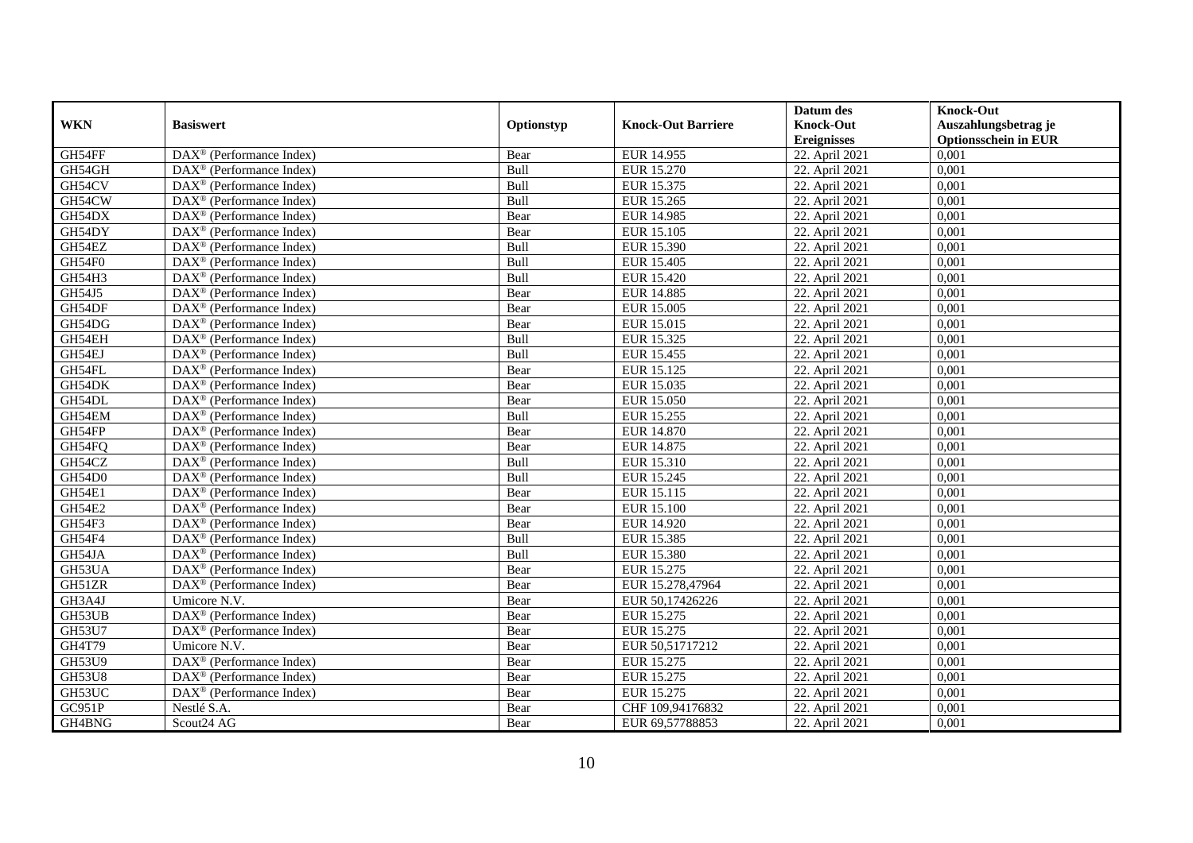| WKN | Basiswert | Optionstyp | Knock-Out Barriere | Datum des Knock-Out Ereignisses | Knock-Out Auszahlungsbetrag je Optionsschein in EUR |
|---|---|---|---|---|---|
| GH54FF | DAX® (Performance Index) | Bear | EUR 14.955 | 22. April 2021 | 0,001 |
| GH54GH | DAX® (Performance Index) | Bull | EUR 15.270 | 22. April 2021 | 0,001 |
| GH54CV | DAX® (Performance Index) | Bull | EUR 15.375 | 22. April 2021 | 0,001 |
| GH54CW | DAX® (Performance Index) | Bull | EUR 15.265 | 22. April 2021 | 0,001 |
| GH54DX | DAX® (Performance Index) | Bear | EUR 14.985 | 22. April 2021 | 0,001 |
| GH54DY | DAX® (Performance Index) | Bear | EUR 15.105 | 22. April 2021 | 0,001 |
| GH54EZ | DAX® (Performance Index) | Bull | EUR 15.390 | 22. April 2021 | 0,001 |
| GH54F0 | DAX® (Performance Index) | Bull | EUR 15.405 | 22. April 2021 | 0,001 |
| GH54H3 | DAX® (Performance Index) | Bull | EUR 15.420 | 22. April 2021 | 0,001 |
| GH54J5 | DAX® (Performance Index) | Bear | EUR 14.885 | 22. April 2021 | 0,001 |
| GH54DF | DAX® (Performance Index) | Bear | EUR 15.005 | 22. April 2021 | 0,001 |
| GH54DG | DAX® (Performance Index) | Bear | EUR 15.015 | 22. April 2021 | 0,001 |
| GH54EH | DAX® (Performance Index) | Bull | EUR 15.325 | 22. April 2021 | 0,001 |
| GH54EJ | DAX® (Performance Index) | Bull | EUR 15.455 | 22. April 2021 | 0,001 |
| GH54FL | DAX® (Performance Index) | Bear | EUR 15.125 | 22. April 2021 | 0,001 |
| GH54DK | DAX® (Performance Index) | Bear | EUR 15.035 | 22. April 2021 | 0,001 |
| GH54DL | DAX® (Performance Index) | Bear | EUR 15.050 | 22. April 2021 | 0,001 |
| GH54EM | DAX® (Performance Index) | Bull | EUR 15.255 | 22. April 2021 | 0,001 |
| GH54FP | DAX® (Performance Index) | Bear | EUR 14.870 | 22. April 2021 | 0,001 |
| GH54FQ | DAX® (Performance Index) | Bear | EUR 14.875 | 22. April 2021 | 0,001 |
| GH54CZ | DAX® (Performance Index) | Bull | EUR 15.310 | 22. April 2021 | 0,001 |
| GH54D0 | DAX® (Performance Index) | Bull | EUR 15.245 | 22. April 2021 | 0,001 |
| GH54E1 | DAX® (Performance Index) | Bear | EUR 15.115 | 22. April 2021 | 0,001 |
| GH54E2 | DAX® (Performance Index) | Bear | EUR 15.100 | 22. April 2021 | 0,001 |
| GH54F3 | DAX® (Performance Index) | Bear | EUR 14.920 | 22. April 2021 | 0,001 |
| GH54F4 | DAX® (Performance Index) | Bull | EUR 15.385 | 22. April 2021 | 0,001 |
| GH54JA | DAX® (Performance Index) | Bull | EUR 15.380 | 22. April 2021 | 0,001 |
| GH53UA | DAX® (Performance Index) | Bear | EUR 15.275 | 22. April 2021 | 0,001 |
| GH51ZR | DAX® (Performance Index) | Bear | EUR 15.278,47964 | 22. April 2021 | 0,001 |
| GH3A4J | Umicore N.V. | Bear | EUR 50,17426226 | 22. April 2021 | 0,001 |
| GH53UB | DAX® (Performance Index) | Bear | EUR 15.275 | 22. April 2021 | 0,001 |
| GH53U7 | DAX® (Performance Index) | Bear | EUR 15.275 | 22. April 2021 | 0,001 |
| GH4T79 | Umicore N.V. | Bear | EUR 50,51717212 | 22. April 2021 | 0,001 |
| GH53U9 | DAX® (Performance Index) | Bear | EUR 15.275 | 22. April 2021 | 0,001 |
| GH53U8 | DAX® (Performance Index) | Bear | EUR 15.275 | 22. April 2021 | 0,001 |
| GH53UC | DAX® (Performance Index) | Bear | EUR 15.275 | 22. April 2021 | 0,001 |
| GC951P | Nestlé S.A. | Bear | CHF 109,94176832 | 22. April 2021 | 0,001 |
| GH4BNG | Scout24 AG | Bear | EUR 69,57788853 | 22. April 2021 | 0,001 |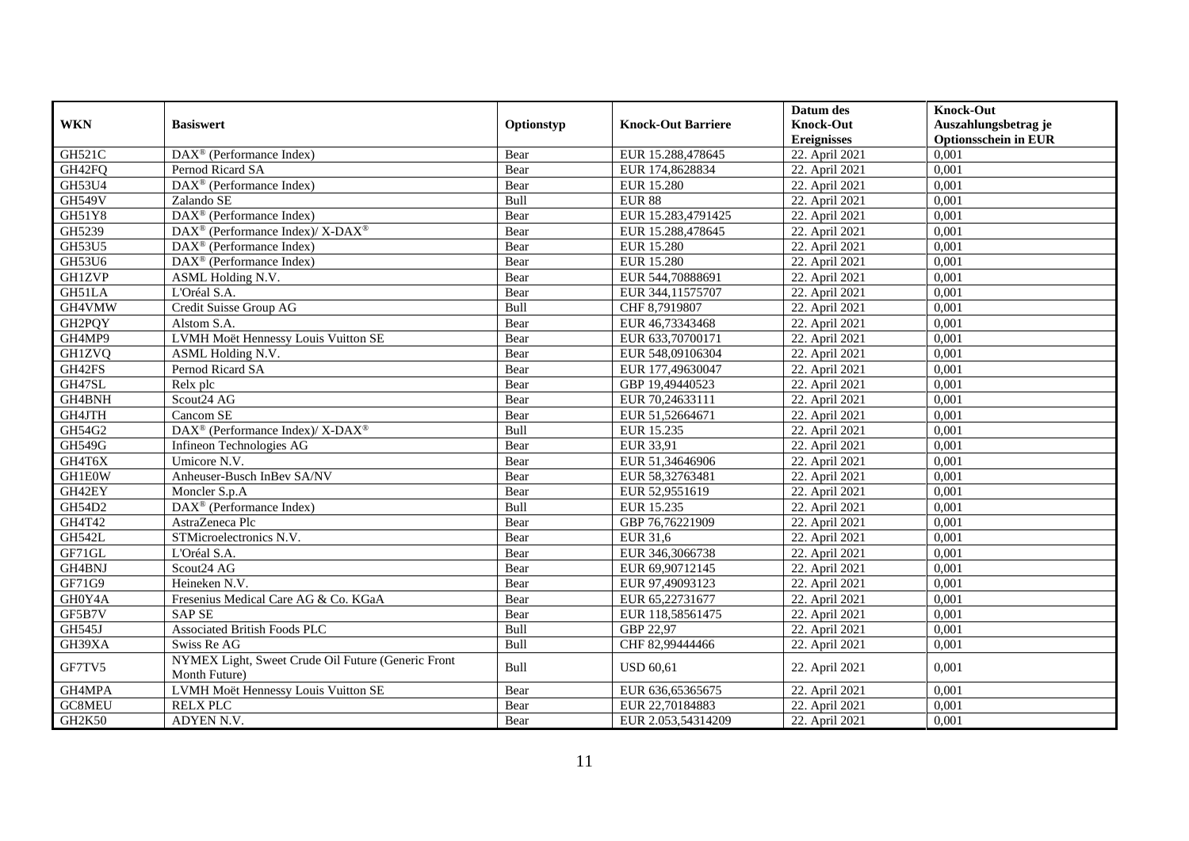| WKN | Basiswert | Optionstyp | Knock-Out Barriere | Datum des Knock-Out Ereignisses | Knock-Out Auszahlungsbetrag je Optionsschein in EUR |
|---|---|---|---|---|---|
| GH521C | DAX® (Performance Index) | Bear | EUR 15.288,478645 | 22. April 2021 | 0,001 |
| GH42FQ | Pernod Ricard SA | Bear | EUR 174,8628834 | 22. April 2021 | 0,001 |
| GH53U4 | DAX® (Performance Index) | Bear | EUR 15.280 | 22. April 2021 | 0,001 |
| GH549V | Zalando SE | Bull | EUR 88 | 22. April 2021 | 0,001 |
| GH51Y8 | DAX® (Performance Index) | Bear | EUR 15.283,4791425 | 22. April 2021 | 0,001 |
| GH5239 | DAX® (Performance Index)/ X-DAX® | Bear | EUR 15.288,478645 | 22. April 2021 | 0,001 |
| GH53U5 | DAX® (Performance Index) | Bear | EUR 15.280 | 22. April 2021 | 0,001 |
| GH53U6 | DAX® (Performance Index) | Bear | EUR 15.280 | 22. April 2021 | 0,001 |
| GH1ZVP | ASML Holding N.V. | Bear | EUR 544,70888691 | 22. April 2021 | 0,001 |
| GH51LA | L'Oréal S.A. | Bear | EUR 344,11575707 | 22. April 2021 | 0,001 |
| GH4VMW | Credit Suisse Group AG | Bull | CHF 8,7919807 | 22. April 2021 | 0,001 |
| GH2PQY | Alstom S.A. | Bear | EUR 46,73343468 | 22. April 2021 | 0,001 |
| GH4MP9 | LVMH Moët Hennessy Louis Vuitton SE | Bear | EUR 633,70700171 | 22. April 2021 | 0,001 |
| GH1ZVQ | ASML Holding N.V. | Bear | EUR 548,09106304 | 22. April 2021 | 0,001 |
| GH42FS | Pernod Ricard SA | Bear | EUR 177,49630047 | 22. April 2021 | 0,001 |
| GH47SL | Relx plc | Bear | GBP 19,49440523 | 22. April 2021 | 0,001 |
| GH4BNH | Scout24 AG | Bear | EUR 70,24633111 | 22. April 2021 | 0,001 |
| GH4JTH | Cancom SE | Bear | EUR 51,52664671 | 22. April 2021 | 0,001 |
| GH54G2 | DAX® (Performance Index)/ X-DAX® | Bull | EUR 15.235 | 22. April 2021 | 0,001 |
| GH549G | Infineon Technologies AG | Bear | EUR 33,91 | 22. April 2021 | 0,001 |
| GH4T6X | Umicore N.V. | Bear | EUR 51,34646906 | 22. April 2021 | 0,001 |
| GH1E0W | Anheuser-Busch InBev SA/NV | Bear | EUR 58,32763481 | 22. April 2021 | 0,001 |
| GH42EY | Moncler S.p.A | Bear | EUR 52,9551619 | 22. April 2021 | 0,001 |
| GH54D2 | DAX® (Performance Index) | Bull | EUR 15.235 | 22. April 2021 | 0,001 |
| GH4T42 | AstraZeneca Plc | Bear | GBP 76,76221909 | 22. April 2021 | 0,001 |
| GH542L | STMicroelectronics N.V. | Bear | EUR 31,6 | 22. April 2021 | 0,001 |
| GF71GL | L'Oréal S.A. | Bear | EUR 346,3066738 | 22. April 2021 | 0,001 |
| GH4BNJ | Scout24 AG | Bear | EUR 69,90712145 | 22. April 2021 | 0,001 |
| GF71G9 | Heineken N.V. | Bear | EUR 97,49093123 | 22. April 2021 | 0,001 |
| GH0Y4A | Fresenius Medical Care AG & Co. KGaA | Bear | EUR 65,22731677 | 22. April 2021 | 0,001 |
| GF5B7V | SAP SE | Bear | EUR 118,58561475 | 22. April 2021 | 0,001 |
| GH545J | Associated British Foods PLC | Bull | GBP 22,97 | 22. April 2021 | 0,001 |
| GH39XA | Swiss Re AG | Bull | CHF 82,99444466 | 22. April 2021 | 0,001 |
| GF7TV5 | NYMEX Light, Sweet Crude Oil Future (Generic Front Month Future) | Bull | USD 60,61 | 22. April 2021 | 0,001 |
| GH4MPA | LVMH Moët Hennessy Louis Vuitton SE | Bear | EUR 636,65365675 | 22. April 2021 | 0,001 |
| GC8MEU | RELX PLC | Bear | EUR 22,70184883 | 22. April 2021 | 0,001 |
| GH2K50 | ADYEN N.V. | Bear | EUR 2.053,54314209 | 22. April 2021 | 0,001 |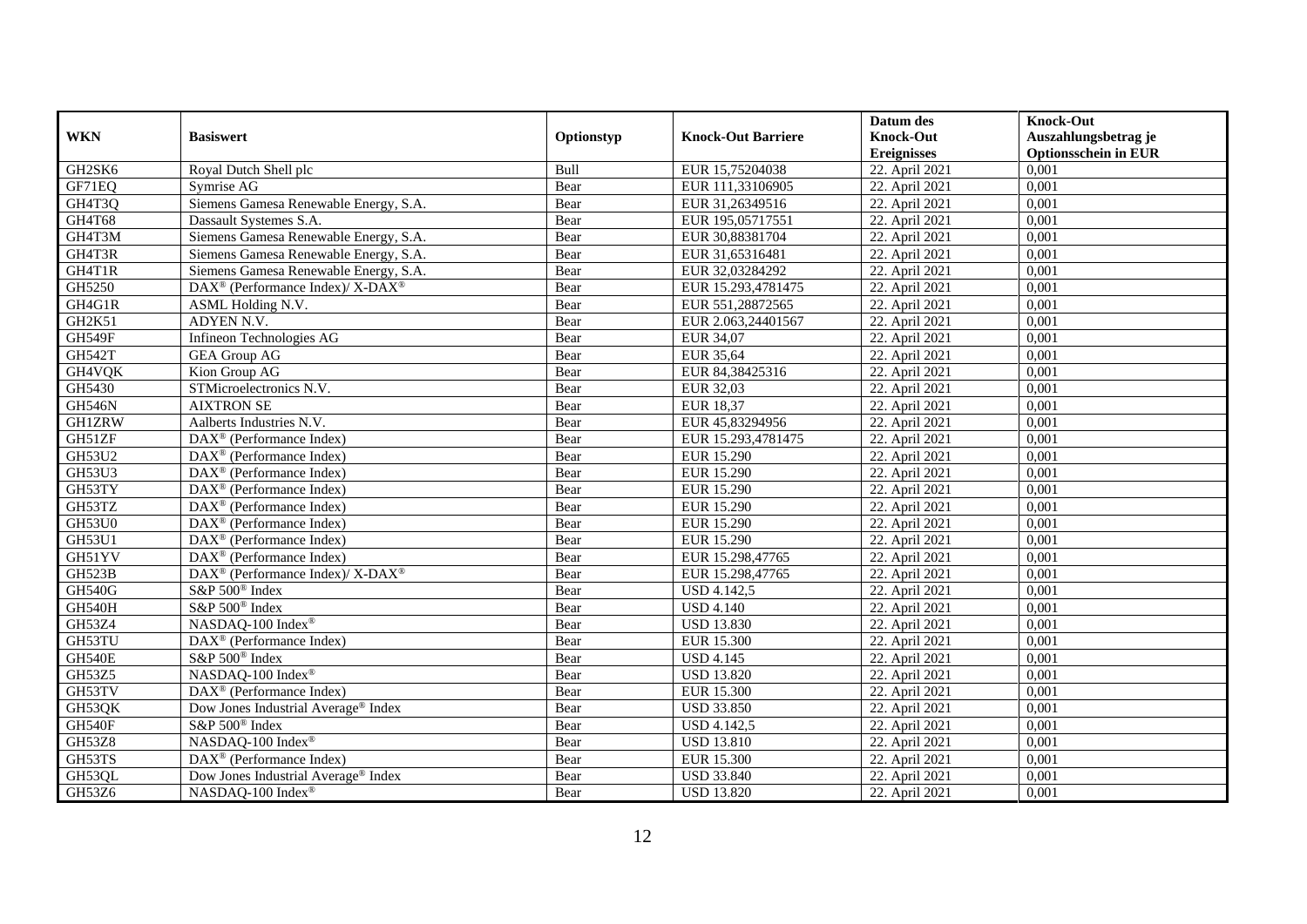| WKN | Basiswert | Optionstyp | Knock-Out Barriere | Datum des Knock-Out Ereignisses | Knock-Out Auszahlungsbetrag je Optionsschein in EUR |
|---|---|---|---|---|---|
| GH2SK6 | Royal Dutch Shell plc | Bull | EUR 15,75204038 | 22. April 2021 | 0,001 |
| GF71EQ | Symrise AG | Bear | EUR 111,33106905 | 22. April 2021 | 0,001 |
| GH4T3Q | Siemens Gamesa Renewable Energy, S.A. | Bear | EUR 31,26349516 | 22. April 2021 | 0,001 |
| GH4T68 | Dassault Systemes S.A. | Bear | EUR 195,05717551 | 22. April 2021 | 0,001 |
| GH4T3M | Siemens Gamesa Renewable Energy, S.A. | Bear | EUR 30,88381704 | 22. April 2021 | 0,001 |
| GH4T3R | Siemens Gamesa Renewable Energy, S.A. | Bear | EUR 31,65316481 | 22. April 2021 | 0,001 |
| GH4T1R | Siemens Gamesa Renewable Energy, S.A. | Bear | EUR 32,03284292 | 22. April 2021 | 0,001 |
| GH5250 | DAX® (Performance Index)/ X-DAX® | Bear | EUR 15.293,4781475 | 22. April 2021 | 0,001 |
| GH4G1R | ASML Holding N.V. | Bear | EUR 551,28872565 | 22. April 2021 | 0,001 |
| GH2K51 | ADYEN N.V. | Bear | EUR 2.063,24401567 | 22. April 2021 | 0,001 |
| GH549F | Infineon Technologies AG | Bear | EUR 34,07 | 22. April 2021 | 0,001 |
| GH542T | GEA Group AG | Bear | EUR 35,64 | 22. April 2021 | 0,001 |
| GH4VQK | Kion Group AG | Bear | EUR 84,38425316 | 22. April 2021 | 0,001 |
| GH5430 | STMicroelectronics N.V. | Bear | EUR 32,03 | 22. April 2021 | 0,001 |
| GH546N | AIXTRON SE | Bear | EUR 18,37 | 22. April 2021 | 0,001 |
| GH1ZRW | Aalberts Industries N.V. | Bear | EUR 45,83294956 | 22. April 2021 | 0,001 |
| GH51ZF | DAX® (Performance Index) | Bear | EUR 15.293,4781475 | 22. April 2021 | 0,001 |
| GH53U2 | DAX® (Performance Index) | Bear | EUR 15.290 | 22. April 2021 | 0,001 |
| GH53U3 | DAX® (Performance Index) | Bear | EUR 15.290 | 22. April 2021 | 0,001 |
| GH53TY | DAX® (Performance Index) | Bear | EUR 15.290 | 22. April 2021 | 0,001 |
| GH53TZ | DAX® (Performance Index) | Bear | EUR 15.290 | 22. April 2021 | 0,001 |
| GH53U0 | DAX® (Performance Index) | Bear | EUR 15.290 | 22. April 2021 | 0,001 |
| GH53U1 | DAX® (Performance Index) | Bear | EUR 15.290 | 22. April 2021 | 0,001 |
| GH51YV | DAX® (Performance Index) | Bear | EUR 15.298,47765 | 22. April 2021 | 0,001 |
| GH523B | DAX® (Performance Index)/ X-DAX® | Bear | EUR 15.298,47765 | 22. April 2021 | 0,001 |
| GH540G | S&P 500® Index | Bear | USD 4.142,5 | 22. April 2021 | 0,001 |
| GH540H | S&P 500® Index | Bear | USD 4.140 | 22. April 2021 | 0,001 |
| GH53Z4 | NASDAQ-100 Index® | Bear | USD 13.830 | 22. April 2021 | 0,001 |
| GH53TU | DAX® (Performance Index) | Bear | EUR 15.300 | 22. April 2021 | 0,001 |
| GH540E | S&P 500® Index | Bear | USD 4.145 | 22. April 2021 | 0,001 |
| GH53Z5 | NASDAQ-100 Index® | Bear | USD 13.820 | 22. April 2021 | 0,001 |
| GH53TV | DAX® (Performance Index) | Bear | EUR 15.300 | 22. April 2021 | 0,001 |
| GH53QK | Dow Jones Industrial Average® Index | Bear | USD 33.850 | 22. April 2021 | 0,001 |
| GH540F | S&P 500® Index | Bear | USD 4.142,5 | 22. April 2021 | 0,001 |
| GH53Z8 | NASDAQ-100 Index® | Bear | USD 13.810 | 22. April 2021 | 0,001 |
| GH53TS | DAX® (Performance Index) | Bear | EUR 15.300 | 22. April 2021 | 0,001 |
| GH53QL | Dow Jones Industrial Average® Index | Bear | USD 33.840 | 22. April 2021 | 0,001 |
| GH53Z6 | NASDAQ-100 Index® | Bear | USD 13.820 | 22. April 2021 | 0,001 |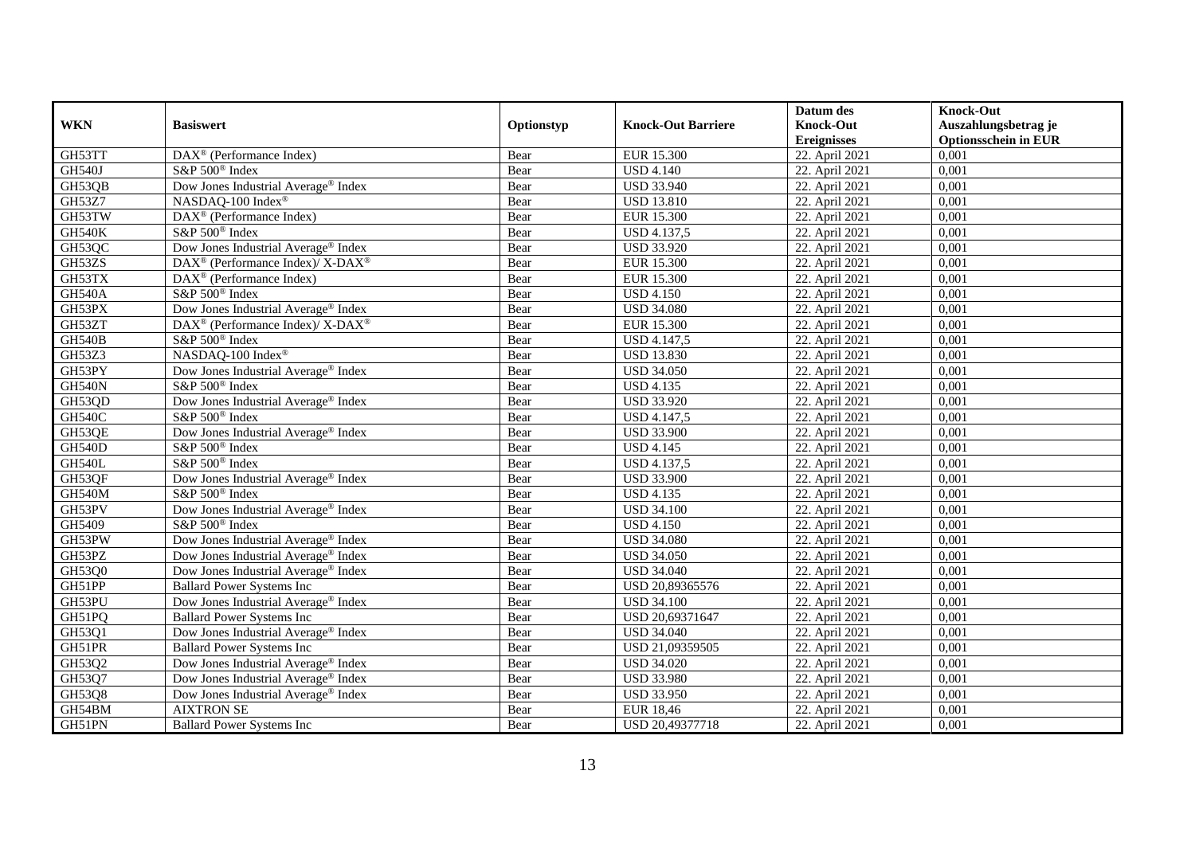| WKN | Basiswert | Optionstyp | Knock-Out Barriere | Datum des Knock-Out Ereignisses | Knock-Out Auszahlungsbetrag je Optionsschein in EUR |
|---|---|---|---|---|---|
| GH53TT | DAX® (Performance Index) | Bear | EUR 15.300 | 22. April 2021 | 0,001 |
| GH540J | S&P 500® Index | Bear | USD 4.140 | 22. April 2021 | 0,001 |
| GH53QB | Dow Jones Industrial Average® Index | Bear | USD 33.940 | 22. April 2021 | 0,001 |
| GH53Z7 | NASDAQ-100 Index® | Bear | USD 13.810 | 22. April 2021 | 0,001 |
| GH53TW | DAX® (Performance Index) | Bear | EUR 15.300 | 22. April 2021 | 0,001 |
| GH540K | S&P 500® Index | Bear | USD 4.137,5 | 22. April 2021 | 0,001 |
| GH53QC | Dow Jones Industrial Average® Index | Bear | USD 33.920 | 22. April 2021 | 0,001 |
| GH53ZS | DAX® (Performance Index)/ X-DAX® | Bear | EUR 15.300 | 22. April 2021 | 0,001 |
| GH53TX | DAX® (Performance Index) | Bear | EUR 15.300 | 22. April 2021 | 0,001 |
| GH540A | S&P 500® Index | Bear | USD 4.150 | 22. April 2021 | 0,001 |
| GH53PX | Dow Jones Industrial Average® Index | Bear | USD 34.080 | 22. April 2021 | 0,001 |
| GH53ZT | DAX® (Performance Index)/ X-DAX® | Bear | EUR 15.300 | 22. April 2021 | 0,001 |
| GH540B | S&P 500® Index | Bear | USD 4.147,5 | 22. April 2021 | 0,001 |
| GH53Z3 | NASDAQ-100 Index® | Bear | USD 13.830 | 22. April 2021 | 0,001 |
| GH53PY | Dow Jones Industrial Average® Index | Bear | USD 34.050 | 22. April 2021 | 0,001 |
| GH540N | S&P 500® Index | Bear | USD 4.135 | 22. April 2021 | 0,001 |
| GH53QD | Dow Jones Industrial Average® Index | Bear | USD 33.920 | 22. April 2021 | 0,001 |
| GH540C | S&P 500® Index | Bear | USD 4.147,5 | 22. April 2021 | 0,001 |
| GH53QE | Dow Jones Industrial Average® Index | Bear | USD 33.900 | 22. April 2021 | 0,001 |
| GH540D | S&P 500® Index | Bear | USD 4.145 | 22. April 2021 | 0,001 |
| GH540L | S&P 500® Index | Bear | USD 4.137,5 | 22. April 2021 | 0,001 |
| GH53QF | Dow Jones Industrial Average® Index | Bear | USD 33.900 | 22. April 2021 | 0,001 |
| GH540M | S&P 500® Index | Bear | USD 4.135 | 22. April 2021 | 0,001 |
| GH53PV | Dow Jones Industrial Average® Index | Bear | USD 34.100 | 22. April 2021 | 0,001 |
| GH5409 | S&P 500® Index | Bear | USD 4.150 | 22. April 2021 | 0,001 |
| GH53PW | Dow Jones Industrial Average® Index | Bear | USD 34.080 | 22. April 2021 | 0,001 |
| GH53PZ | Dow Jones Industrial Average® Index | Bear | USD 34.050 | 22. April 2021 | 0,001 |
| GH53Q0 | Dow Jones Industrial Average® Index | Bear | USD 34.040 | 22. April 2021 | 0,001 |
| GH51PP | Ballard Power Systems Inc | Bear | USD 20,89365576 | 22. April 2021 | 0,001 |
| GH53PU | Dow Jones Industrial Average® Index | Bear | USD 34.100 | 22. April 2021 | 0,001 |
| GH51PQ | Ballard Power Systems Inc | Bear | USD 20,69371647 | 22. April 2021 | 0,001 |
| GH53Q1 | Dow Jones Industrial Average® Index | Bear | USD 34.040 | 22. April 2021 | 0,001 |
| GH51PR | Ballard Power Systems Inc | Bear | USD 21,09359505 | 22. April 2021 | 0,001 |
| GH53Q2 | Dow Jones Industrial Average® Index | Bear | USD 34.020 | 22. April 2021 | 0,001 |
| GH53Q7 | Dow Jones Industrial Average® Index | Bear | USD 33.980 | 22. April 2021 | 0,001 |
| GH53Q8 | Dow Jones Industrial Average® Index | Bear | USD 33.950 | 22. April 2021 | 0,001 |
| GH54BM | AIXTRON SE | Bear | EUR 18,46 | 22. April 2021 | 0,001 |
| GH51PN | Ballard Power Systems Inc | Bear | USD 20,49377718 | 22. April 2021 | 0,001 |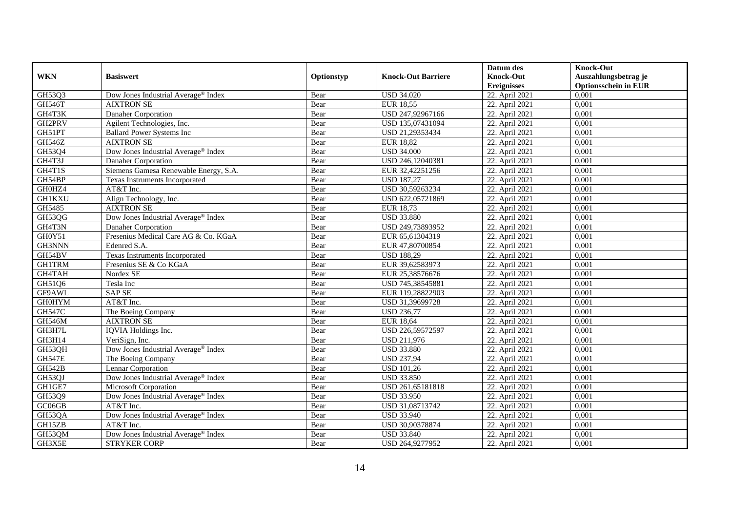| WKN | Basiswert | Optionstyp | Knock-Out Barriere | Datum des Knock-Out Ereignisses | Knock-Out Auszahlungsbetrag je Optionsschein in EUR |
|---|---|---|---|---|---|
| GH53Q3 | Dow Jones Industrial Average® Index | Bear | USD 34.020 | 22. April 2021 | 0,001 |
| GH546T | AIXTRON SE | Bear | EUR 18,55 | 22. April 2021 | 0,001 |
| GH4T3K | Danaher Corporation | Bear | USD 247,92967166 | 22. April 2021 | 0,001 |
| GH2PRV | Agilent Technologies, Inc. | Bear | USD 135,07431094 | 22. April 2021 | 0,001 |
| GH51PT | Ballard Power Systems Inc | Bear | USD 21,29353434 | 22. April 2021 | 0,001 |
| GH546Z | AIXTRON SE | Bear | EUR 18,82 | 22. April 2021 | 0,001 |
| GH53Q4 | Dow Jones Industrial Average® Index | Bear | USD 34.000 | 22. April 2021 | 0,001 |
| GH4T3J | Danaher Corporation | Bear | USD 246,12040381 | 22. April 2021 | 0,001 |
| GH4T1S | Siemens Gamesa Renewable Energy, S.A. | Bear | EUR 32,42251256 | 22. April 2021 | 0,001 |
| GH54BP | Texas Instruments Incorporated | Bear | USD 187,27 | 22. April 2021 | 0,001 |
| GH0HZ4 | AT&T Inc. | Bear | USD 30,59263234 | 22. April 2021 | 0,001 |
| GH1KXU | Align Technology, Inc. | Bear | USD 622,05721869 | 22. April 2021 | 0,001 |
| GH5485 | AIXTRON SE | Bear | EUR 18,73 | 22. April 2021 | 0,001 |
| GH53QG | Dow Jones Industrial Average® Index | Bear | USD 33.880 | 22. April 2021 | 0,001 |
| GH4T3N | Danaher Corporation | Bear | USD 249,73893952 | 22. April 2021 | 0,001 |
| GH0Y51 | Fresenius Medical Care AG & Co. KGaA | Bear | EUR 65,61304319 | 22. April 2021 | 0,001 |
| GH3NNN | Edenred S.A. | Bear | EUR 47,80700854 | 22. April 2021 | 0,001 |
| GH54BV | Texas Instruments Incorporated | Bear | USD 188,29 | 22. April 2021 | 0,001 |
| GH1TRM | Fresenius SE & Co KGaA | Bear | EUR 39,62583973 | 22. April 2021 | 0,001 |
| GH4TAH | Nordex SE | Bear | EUR 25,38576676 | 22. April 2021 | 0,001 |
| GH51Q6 | Tesla Inc | Bear | USD 745,38545881 | 22. April 2021 | 0,001 |
| GF9AWL | SAP SE | Bear | EUR 119,28822903 | 22. April 2021 | 0,001 |
| GH0HYM | AT&T Inc. | Bear | USD 31,39699728 | 22. April 2021 | 0,001 |
| GH547C | The Boeing Company | Bear | USD 236,77 | 22. April 2021 | 0,001 |
| GH546M | AIXTRON SE | Bear | EUR 18,64 | 22. April 2021 | 0,001 |
| GH3H7L | IQVIA Holdings Inc. | Bear | USD 226,59572597 | 22. April 2021 | 0,001 |
| GH3H14 | VeriSign, Inc. | Bear | USD 211,976 | 22. April 2021 | 0,001 |
| GH53QH | Dow Jones Industrial Average® Index | Bear | USD 33.880 | 22. April 2021 | 0,001 |
| GH547E | The Boeing Company | Bear | USD 237,94 | 22. April 2021 | 0,001 |
| GH542B | Lennar Corporation | Bear | USD 101,26 | 22. April 2021 | 0,001 |
| GH53QJ | Dow Jones Industrial Average® Index | Bear | USD 33.850 | 22. April 2021 | 0,001 |
| GH1GE7 | Microsoft Corporation | Bear | USD 261,65181818 | 22. April 2021 | 0,001 |
| GH53Q9 | Dow Jones Industrial Average® Index | Bear | USD 33.950 | 22. April 2021 | 0,001 |
| GC06GB | AT&T Inc. | Bear | USD 31,08713742 | 22. April 2021 | 0,001 |
| GH53QA | Dow Jones Industrial Average® Index | Bear | USD 33.940 | 22. April 2021 | 0,001 |
| GH15ZB | AT&T Inc. | Bear | USD 30,90378874 | 22. April 2021 | 0,001 |
| GH53QM | Dow Jones Industrial Average® Index | Bear | USD 33.840 | 22. April 2021 | 0,001 |
| GH3X5E | STRYKER CORP | Bear | USD 264,9277952 | 22. April 2021 | 0,001 |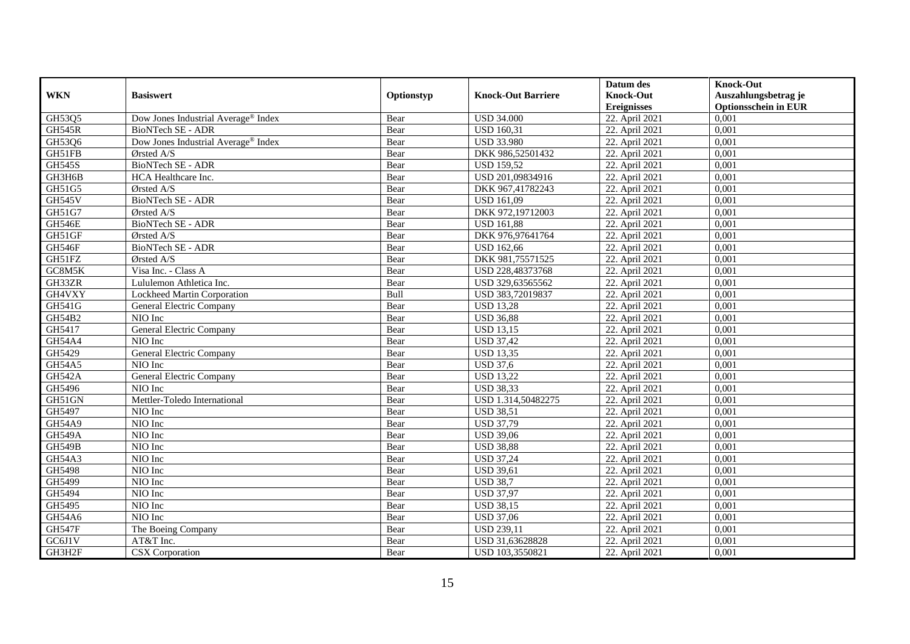| WKN | Basiswert | Optionstyp | Knock-Out Barriere | Datum des Knock-Out Ereignisses | Knock-Out Auszahlungsbetrag je Optionsschein in EUR |
|---|---|---|---|---|---|
| GH53Q5 | Dow Jones Industrial Average® Index | Bear | USD 34.000 | 22. April 2021 | 0,001 |
| GH545R | BioNTech SE - ADR | Bear | USD 160,31 | 22. April 2021 | 0,001 |
| GH53Q6 | Dow Jones Industrial Average® Index | Bear | USD 33.980 | 22. April 2021 | 0,001 |
| GH51FB | Ørsted A/S | Bear | DKK 986,52501432 | 22. April 2021 | 0,001 |
| GH545S | BioNTech SE - ADR | Bear | USD 159,52 | 22. April 2021 | 0,001 |
| GH3H6B | HCA Healthcare Inc. | Bear | USD 201,09834916 | 22. April 2021 | 0,001 |
| GH51G5 | Ørsted A/S | Bear | DKK 967,41782243 | 22. April 2021 | 0,001 |
| GH545V | BioNTech SE - ADR | Bear | USD 161,09 | 22. April 2021 | 0,001 |
| GH51G7 | Ørsted A/S | Bear | DKK 972,19712003 | 22. April 2021 | 0,001 |
| GH546E | BioNTech SE - ADR | Bear | USD 161,88 | 22. April 2021 | 0,001 |
| GH51GF | Ørsted A/S | Bear | DKK 976,97641764 | 22. April 2021 | 0,001 |
| GH546F | BioNTech SE - ADR | Bear | USD 162,66 | 22. April 2021 | 0,001 |
| GH51FZ | Ørsted A/S | Bear | DKK 981,75571525 | 22. April 2021 | 0,001 |
| GC8M5K | Visa Inc. - Class A | Bear | USD 228,48373768 | 22. April 2021 | 0,001 |
| GH33ZR | Lululemon Athletica Inc. | Bear | USD 329,63565562 | 22. April 2021 | 0,001 |
| GH4VXY | Lockheed Martin Corporation | Bull | USD 383,72019837 | 22. April 2021 | 0,001 |
| GH541G | General Electric Company | Bear | USD 13,28 | 22. April 2021 | 0,001 |
| GH54B2 | NIO Inc | Bear | USD 36,88 | 22. April 2021 | 0,001 |
| GH5417 | General Electric Company | Bear | USD 13,15 | 22. April 2021 | 0,001 |
| GH54A4 | NIO Inc | Bear | USD 37,42 | 22. April 2021 | 0,001 |
| GH5429 | General Electric Company | Bear | USD 13,35 | 22. April 2021 | 0,001 |
| GH54A5 | NIO Inc | Bear | USD 37,6 | 22. April 2021 | 0,001 |
| GH542A | General Electric Company | Bear | USD 13,22 | 22. April 2021 | 0,001 |
| GH5496 | NIO Inc | Bear | USD 38,33 | 22. April 2021 | 0,001 |
| GH51GN | Mettler-Toledo International | Bear | USD 1.314,50482275 | 22. April 2021 | 0,001 |
| GH5497 | NIO Inc | Bear | USD 38,51 | 22. April 2021 | 0,001 |
| GH54A9 | NIO Inc | Bear | USD 37,79 | 22. April 2021 | 0,001 |
| GH549A | NIO Inc | Bear | USD 39,06 | 22. April 2021 | 0,001 |
| GH549B | NIO Inc | Bear | USD 38,88 | 22. April 2021 | 0,001 |
| GH54A3 | NIO Inc | Bear | USD 37,24 | 22. April 2021 | 0,001 |
| GH5498 | NIO Inc | Bear | USD 39,61 | 22. April 2021 | 0,001 |
| GH5499 | NIO Inc | Bear | USD 38,7 | 22. April 2021 | 0,001 |
| GH5494 | NIO Inc | Bear | USD 37,97 | 22. April 2021 | 0,001 |
| GH5495 | NIO Inc | Bear | USD 38,15 | 22. April 2021 | 0,001 |
| GH54A6 | NIO Inc | Bear | USD 37,06 | 22. April 2021 | 0,001 |
| GH547F | The Boeing Company | Bear | USD 239,11 | 22. April 2021 | 0,001 |
| GC6J1V | AT&T Inc. | Bear | USD 31,63628828 | 22. April 2021 | 0,001 |
| GH3H2F | CSX Corporation | Bear | USD 103,3550821 | 22. April 2021 | 0,001 |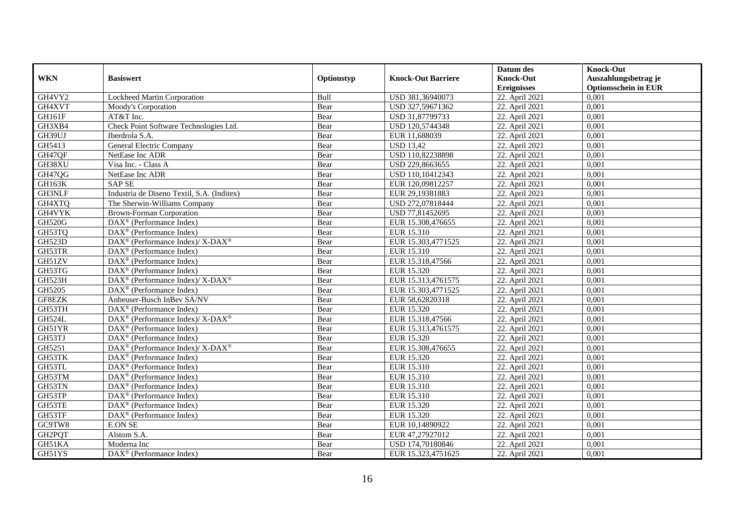| WKN | Basiswert | Optionstyp | Knock-Out Barriere | Datum des Knock-Out Ereignisses | Knock-Out Auszahlungsbetrag je Optionsschein in EUR |
|---|---|---|---|---|---|
| GH4VY2 | Lockheed Martin Corporation | Bull | USD 381,36940073 | 22. April 2021 | 0,001 |
| GH4XVT | Moody's Corporation | Bear | USD 327,59671362 | 22. April 2021 | 0,001 |
| GH161F | AT&T Inc. | Bear | USD 31,87799733 | 22. April 2021 | 0,001 |
| GH3XB4 | Check Point Software Technologies Ltd. | Bear | USD 120,5744348 | 22. April 2021 | 0,001 |
| GH39UJ | Iberdrola S.A. | Bear | EUR 11,688039 | 22. April 2021 | 0,001 |
| GH5413 | General Electric Company | Bear | USD 13,42 | 22. April 2021 | 0,001 |
| GH47QF | NetEase Inc ADR | Bear | USD 110,82238898 | 22. April 2021 | 0,001 |
| GH38XU | Visa Inc. - Class A | Bear | USD 229,8663655 | 22. April 2021 | 0,001 |
| GH47QG | NetEase Inc ADR | Bear | USD 110,10412343 | 22. April 2021 | 0,001 |
| GH163K | SAP SE | Bear | EUR 120,09812257 | 22. April 2021 | 0,001 |
| GH3NLF | Industria de Diseno Textil, S.A. (Inditex) | Bear | EUR 29,19381883 | 22. April 2021 | 0,001 |
| GH4XTQ | The Sherwin-Williams Company | Bear | USD 272,07818444 | 22. April 2021 | 0,001 |
| GH4VYK | Brown-Forman Corporation | Bear | USD 77,81452695 | 22. April 2021 | 0,001 |
| GH520G | DAX® (Performance Index) | Bear | EUR 15.308,476655 | 22. April 2021 | 0,001 |
| GH53TQ | DAX® (Performance Index) | Bear | EUR 15.310 | 22. April 2021 | 0,001 |
| GH523D | DAX® (Performance Index)/ X-DAX® | Bear | EUR 15.303,4771525 | 22. April 2021 | 0,001 |
| GH53TR | DAX® (Performance Index) | Bear | EUR 15.310 | 22. April 2021 | 0,001 |
| GH51ZV | DAX® (Performance Index) | Bear | EUR 15.318,47566 | 22. April 2021 | 0,001 |
| GH53TG | DAX® (Performance Index) | Bear | EUR 15.320 | 22. April 2021 | 0,001 |
| GH523H | DAX® (Performance Index)/ X-DAX® | Bear | EUR 15.313,4761575 | 22. April 2021 | 0,001 |
| GH5205 | DAX® (Performance Index) | Bear | EUR 15.303,4771525 | 22. April 2021 | 0,001 |
| GF8EZK | Anheuser-Busch InBev SA/NV | Bear | EUR 58,62820318 | 22. April 2021 | 0,001 |
| GH53TH | DAX® (Performance Index) | Bear | EUR 15.320 | 22. April 2021 | 0,001 |
| GH524L | DAX® (Performance Index)/ X-DAX® | Bear | EUR 15.318,47566 | 22. April 2021 | 0,001 |
| GH51YR | DAX® (Performance Index) | Bear | EUR 15.313,4761575 | 22. April 2021 | 0,001 |
| GH53TJ | DAX® (Performance Index) | Bear | EUR 15.320 | 22. April 2021 | 0,001 |
| GH5251 | DAX® (Performance Index)/ X-DAX® | Bear | EUR 15.308,476655 | 22. April 2021 | 0,001 |
| GH53TK | DAX® (Performance Index) | Bear | EUR 15.320 | 22. April 2021 | 0,001 |
| GH53TL | DAX® (Performance Index) | Bear | EUR 15.310 | 22. April 2021 | 0,001 |
| GH53TM | DAX® (Performance Index) | Bear | EUR 15.310 | 22. April 2021 | 0,001 |
| GH53TN | DAX® (Performance Index) | Bear | EUR 15.310 | 22. April 2021 | 0,001 |
| GH53TP | DAX® (Performance Index) | Bear | EUR 15.310 | 22. April 2021 | 0,001 |
| GH53TE | DAX® (Performance Index) | Bear | EUR 15.320 | 22. April 2021 | 0,001 |
| GH53TF | DAX® (Performance Index) | Bear | EUR 15.320 | 22. April 2021 | 0,001 |
| GC9TW8 | E.ON SE | Bear | EUR 10,14890922 | 22. April 2021 | 0,001 |
| GH2PQT | Alstom S.A. | Bear | EUR 47,27927012 | 22. April 2021 | 0,001 |
| GH51KA | Moderna Inc | Bear | USD 174,70180846 | 22. April 2021 | 0,001 |
| GH51YS | DAX® (Performance Index) | Bear | EUR 15.323,4751625 | 22. April 2021 | 0,001 |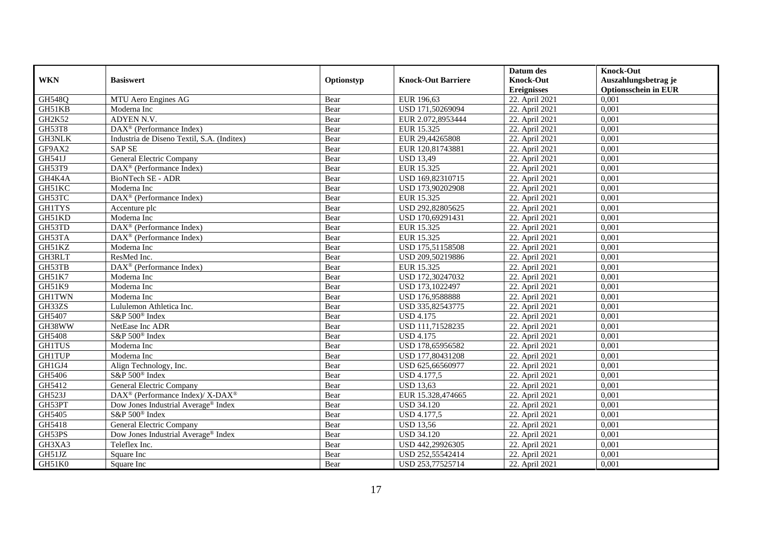| WKN | Basiswert | Optionstyp | Knock-Out Barriere | Datum des Knock-Out Ereignisses | Knock-Out Auszahlungsbetrag je Optionsschein in EUR |
|---|---|---|---|---|---|
| GH548Q | MTU Aero Engines AG | Bear | EUR 196,63 | 22. April 2021 | 0,001 |
| GH51KB | Moderna Inc | Bear | USD 171,50269094 | 22. April 2021 | 0,001 |
| GH2K52 | ADYEN N.V. | Bear | EUR 2.072,8953444 | 22. April 2021 | 0,001 |
| GH53T8 | DAX® (Performance Index) | Bear | EUR 15.325 | 22. April 2021 | 0,001 |
| GH3NLK | Industria de Diseno Textil, S.A. (Inditex) | Bear | EUR 29,44265808 | 22. April 2021 | 0,001 |
| GF9AX2 | SAP SE | Bear | EUR 120,81743881 | 22. April 2021 | 0,001 |
| GH541J | General Electric Company | Bear | USD 13,49 | 22. April 2021 | 0,001 |
| GH53T9 | DAX® (Performance Index) | Bear | EUR 15.325 | 22. April 2021 | 0,001 |
| GH4K4A | BioNTech SE - ADR | Bear | USD 169,82310715 | 22. April 2021 | 0,001 |
| GH51KC | Moderna Inc | Bear | USD 173,90202908 | 22. April 2021 | 0,001 |
| GH53TC | DAX® (Performance Index) | Bear | EUR 15.325 | 22. April 2021 | 0,001 |
| GH1TYS | Accenture plc | Bear | USD 292,82805625 | 22. April 2021 | 0,001 |
| GH51KD | Moderna Inc | Bear | USD 170,69291431 | 22. April 2021 | 0,001 |
| GH53TD | DAX® (Performance Index) | Bear | EUR 15.325 | 22. April 2021 | 0,001 |
| GH53TA | DAX® (Performance Index) | Bear | EUR 15.325 | 22. April 2021 | 0,001 |
| GH51KZ | Moderna Inc | Bear | USD 175,51158508 | 22. April 2021 | 0,001 |
| GH3RLT | ResMed Inc. | Bear | USD 209,50219886 | 22. April 2021 | 0,001 |
| GH53TB | DAX® (Performance Index) | Bear | EUR 15.325 | 22. April 2021 | 0,001 |
| GH51K7 | Moderna Inc | Bear | USD 172,30247032 | 22. April 2021 | 0,001 |
| GH51K9 | Moderna Inc | Bear | USD 173,1022497 | 22. April 2021 | 0,001 |
| GH1TWN | Moderna Inc | Bear | USD 176,9588888 | 22. April 2021 | 0,001 |
| GH33ZS | Lululemon Athletica Inc. | Bear | USD 335,82543775 | 22. April 2021 | 0,001 |
| GH5407 | S&P 500® Index | Bear | USD 4.175 | 22. April 2021 | 0,001 |
| GH38WW | NetEase Inc ADR | Bear | USD 111,71528235 | 22. April 2021 | 0,001 |
| GH5408 | S&P 500® Index | Bear | USD 4.175 | 22. April 2021 | 0,001 |
| GH1TUS | Moderna Inc | Bear | USD 178,65956582 | 22. April 2021 | 0,001 |
| GH1TUP | Moderna Inc | Bear | USD 177,80431208 | 22. April 2021 | 0,001 |
| GH1GJ4 | Align Technology, Inc. | Bear | USD 625,66560977 | 22. April 2021 | 0,001 |
| GH5406 | S&P 500® Index | Bear | USD 4.177,5 | 22. April 2021 | 0,001 |
| GH5412 | General Electric Company | Bear | USD 13,63 | 22. April 2021 | 0,001 |
| GH523J | DAX® (Performance Index)/ X-DAX® | Bear | EUR 15.328,474665 | 22. April 2021 | 0,001 |
| GH53PT | Dow Jones Industrial Average® Index | Bear | USD 34.120 | 22. April 2021 | 0,001 |
| GH5405 | S&P 500® Index | Bear | USD 4.177,5 | 22. April 2021 | 0,001 |
| GH5418 | General Electric Company | Bear | USD 13,56 | 22. April 2021 | 0,001 |
| GH53PS | Dow Jones Industrial Average® Index | Bear | USD 34.120 | 22. April 2021 | 0,001 |
| GH3XA3 | Teleflex Inc. | Bear | USD 442,29926305 | 22. April 2021 | 0,001 |
| GH51JZ | Square Inc | Bear | USD 252,55542414 | 22. April 2021 | 0,001 |
| GH51K0 | Square Inc | Bear | USD 253,77525714 | 22. April 2021 | 0,001 |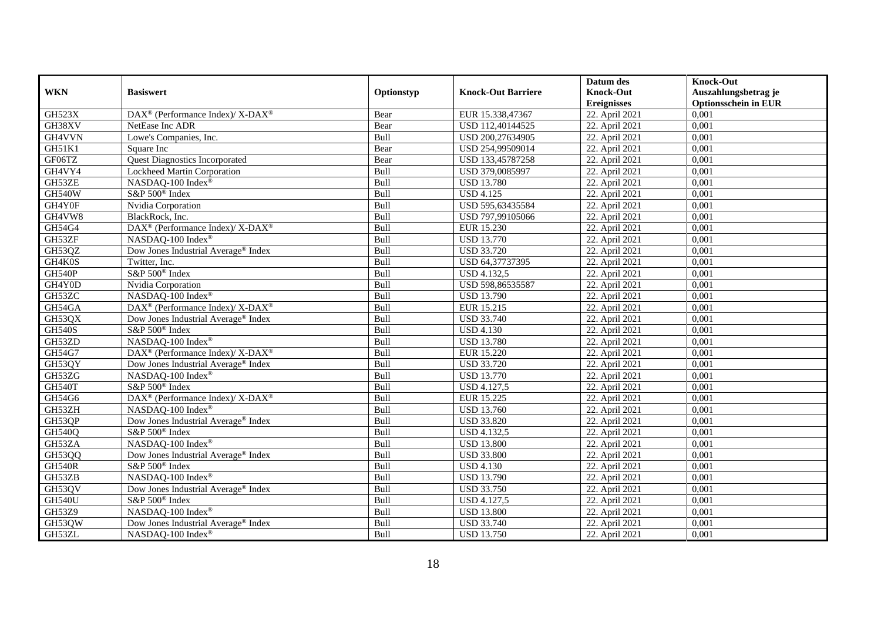| WKN | Basiswert | Optionstyp | Knock-Out Barriere | Datum des Knock-Out Ereignisses | Knock-Out Auszahlungsbetrag je Optionsschein in EUR |
|---|---|---|---|---|---|
| GH523X | DAX® (Performance Index)/ X-DAX® | Bear | EUR 15.338,47367 | 22. April 2021 | 0,001 |
| GH38XV | NetEase Inc ADR | Bear | USD 112,40144525 | 22. April 2021 | 0,001 |
| GH4VVN | Lowe's Companies, Inc. | Bull | USD 200,27634905 | 22. April 2021 | 0,001 |
| GH51K1 | Square Inc | Bear | USD 254,99509014 | 22. April 2021 | 0,001 |
| GF06TZ | Quest Diagnostics Incorporated | Bear | USD 133,45787258 | 22. April 2021 | 0,001 |
| GH4VY4 | Lockheed Martin Corporation | Bull | USD 379,0085997 | 22. April 2021 | 0,001 |
| GH53ZE | NASDAQ-100 Index® | Bull | USD 13.780 | 22. April 2021 | 0,001 |
| GH540W | S&P 500® Index | Bull | USD 4.125 | 22. April 2021 | 0,001 |
| GH4Y0F | Nvidia Corporation | Bull | USD 595,63435584 | 22. April 2021 | 0,001 |
| GH4VW8 | BlackRock, Inc. | Bull | USD 797,99105066 | 22. April 2021 | 0,001 |
| GH54G4 | DAX® (Performance Index)/ X-DAX® | Bull | EUR 15.230 | 22. April 2021 | 0,001 |
| GH53ZF | NASDAQ-100 Index® | Bull | USD 13.770 | 22. April 2021 | 0,001 |
| GH53QZ | Dow Jones Industrial Average® Index | Bull | USD 33.720 | 22. April 2021 | 0,001 |
| GH4K0S | Twitter, Inc. | Bull | USD 64,37737395 | 22. April 2021 | 0,001 |
| GH540P | S&P 500® Index | Bull | USD 4.132,5 | 22. April 2021 | 0,001 |
| GH4Y0D | Nvidia Corporation | Bull | USD 598,86535587 | 22. April 2021 | 0,001 |
| GH53ZC | NASDAQ-100 Index® | Bull | USD 13.790 | 22. April 2021 | 0,001 |
| GH54GA | DAX® (Performance Index)/ X-DAX® | Bull | EUR 15.215 | 22. April 2021 | 0,001 |
| GH53QX | Dow Jones Industrial Average® Index | Bull | USD 33.740 | 22. April 2021 | 0,001 |
| GH540S | S&P 500® Index | Bull | USD 4.130 | 22. April 2021 | 0,001 |
| GH53ZD | NASDAQ-100 Index® | Bull | USD 13.780 | 22. April 2021 | 0,001 |
| GH54G7 | DAX® (Performance Index)/ X-DAX® | Bull | EUR 15.220 | 22. April 2021 | 0,001 |
| GH53QY | Dow Jones Industrial Average® Index | Bull | USD 33.720 | 22. April 2021 | 0,001 |
| GH53ZG | NASDAQ-100 Index® | Bull | USD 13.770 | 22. April 2021 | 0,001 |
| GH540T | S&P 500® Index | Bull | USD 4.127,5 | 22. April 2021 | 0,001 |
| GH54G6 | DAX® (Performance Index)/ X-DAX® | Bull | EUR 15.225 | 22. April 2021 | 0,001 |
| GH53ZH | NASDAQ-100 Index® | Bull | USD 13.760 | 22. April 2021 | 0,001 |
| GH53QP | Dow Jones Industrial Average® Index | Bull | USD 33.820 | 22. April 2021 | 0,001 |
| GH540Q | S&P 500® Index | Bull | USD 4.132,5 | 22. April 2021 | 0,001 |
| GH53ZA | NASDAQ-100 Index® | Bull | USD 13.800 | 22. April 2021 | 0,001 |
| GH53QQ | Dow Jones Industrial Average® Index | Bull | USD 33.800 | 22. April 2021 | 0,001 |
| GH540R | S&P 500® Index | Bull | USD 4.130 | 22. April 2021 | 0,001 |
| GH53ZB | NASDAQ-100 Index® | Bull | USD 13.790 | 22. April 2021 | 0,001 |
| GH53QV | Dow Jones Industrial Average® Index | Bull | USD 33.750 | 22. April 2021 | 0,001 |
| GH540U | S&P 500® Index | Bull | USD 4.127,5 | 22. April 2021 | 0,001 |
| GH53Z9 | NASDAQ-100 Index® | Bull | USD 13.800 | 22. April 2021 | 0,001 |
| GH53QW | Dow Jones Industrial Average® Index | Bull | USD 33.740 | 22. April 2021 | 0,001 |
| GH53ZL | NASDAQ-100 Index® | Bull | USD 13.750 | 22. April 2021 | 0,001 |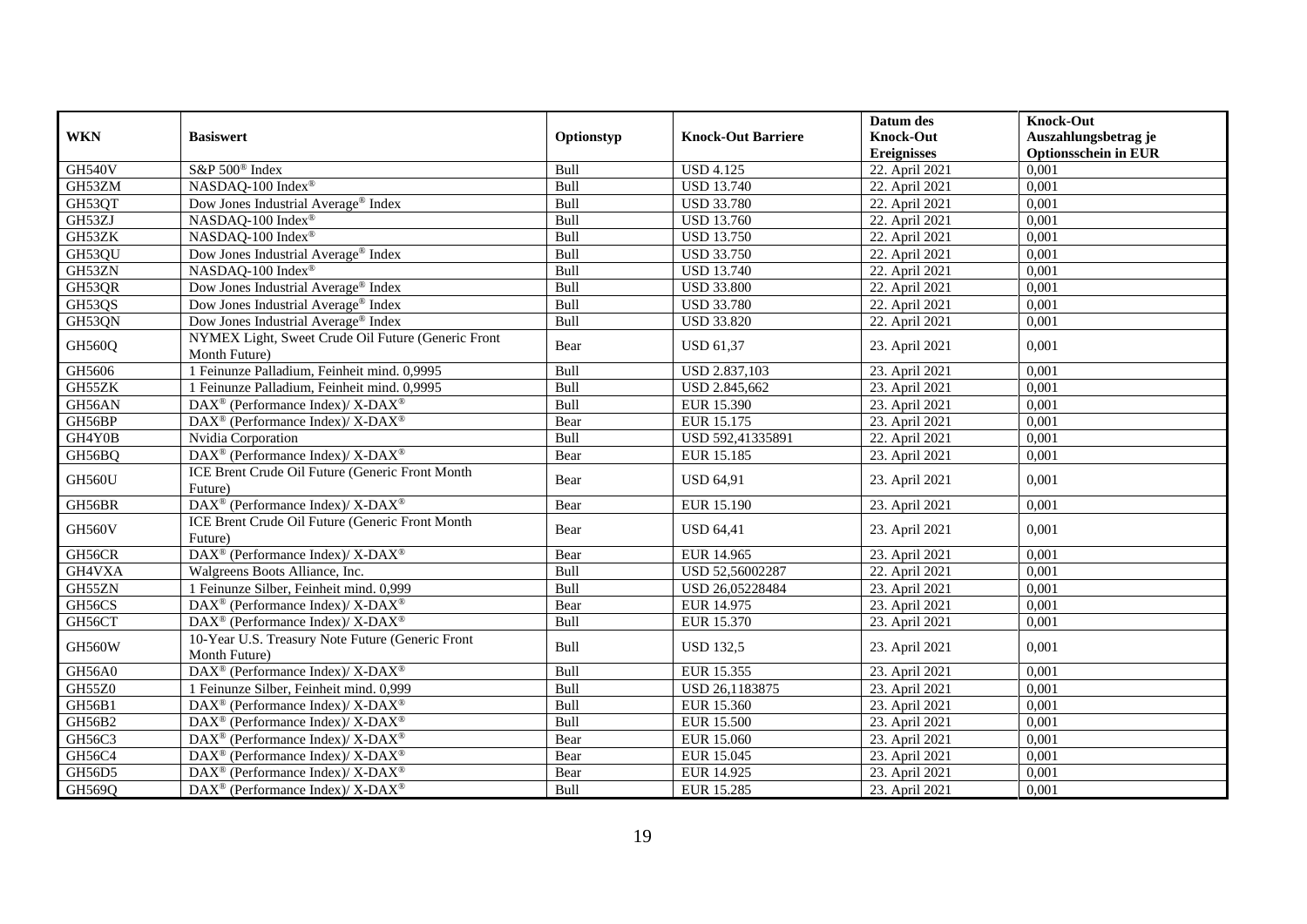| WKN | Basiswert | Optionstyp | Knock-Out Barriere | Datum des Knock-Out Ereignisses | Knock-Out Auszahlungsbetrag je Optionsschein in EUR |
|---|---|---|---|---|---|
| GH540V | S&P 500® Index | Bull | USD 4.125 | 22. April 2021 | 0,001 |
| GH53ZM | NASDAQ-100 Index® | Bull | USD 13.740 | 22. April 2021 | 0,001 |
| GH53QT | Dow Jones Industrial Average® Index | Bull | USD 33.780 | 22. April 2021 | 0,001 |
| GH53ZJ | NASDAQ-100 Index® | Bull | USD 13.760 | 22. April 2021 | 0,001 |
| GH53ZK | NASDAQ-100 Index® | Bull | USD 13.750 | 22. April 2021 | 0,001 |
| GH53QU | Dow Jones Industrial Average® Index | Bull | USD 33.750 | 22. April 2021 | 0,001 |
| GH53ZN | NASDAQ-100 Index® | Bull | USD 13.740 | 22. April 2021 | 0,001 |
| GH53QR | Dow Jones Industrial Average® Index | Bull | USD 33.800 | 22. April 2021 | 0,001 |
| GH53QS | Dow Jones Industrial Average® Index | Bull | USD 33.780 | 22. April 2021 | 0,001 |
| GH53QN | Dow Jones Industrial Average® Index | Bull | USD 33.820 | 22. April 2021 | 0,001 |
| GH560Q | NYMEX Light, Sweet Crude Oil Future (Generic Front Month Future) | Bear | USD 61,37 | 23. April 2021 | 0,001 |
| GH5606 | 1 Feinunze Palladium, Feinheit mind. 0,9995 | Bull | USD 2.837,103 | 23. April 2021 | 0,001 |
| GH55ZK | 1 Feinunze Palladium, Feinheit mind. 0,9995 | Bull | USD 2.845,662 | 23. April 2021 | 0,001 |
| GH56AN | DAX® (Performance Index)/ X-DAX® | Bull | EUR 15.390 | 23. April 2021 | 0,001 |
| GH56BP | DAX® (Performance Index)/ X-DAX® | Bear | EUR 15.175 | 23. April 2021 | 0,001 |
| GH4Y0B | Nvidia Corporation | Bull | USD 592,41335891 | 22. April 2021 | 0,001 |
| GH56BQ | DAX® (Performance Index)/ X-DAX® | Bear | EUR 15.185 | 23. April 2021 | 0,001 |
| GH560U | ICE Brent Crude Oil Future (Generic Front Month Future) | Bear | USD 64,91 | 23. April 2021 | 0,001 |
| GH56BR | DAX® (Performance Index)/ X-DAX® | Bear | EUR 15.190 | 23. April 2021 | 0,001 |
| GH560V | ICE Brent Crude Oil Future (Generic Front Month Future) | Bear | USD 64,41 | 23. April 2021 | 0,001 |
| GH56CR | DAX® (Performance Index)/ X-DAX® | Bear | EUR 14.965 | 23. April 2021 | 0,001 |
| GH4VXA | Walgreens Boots Alliance, Inc. | Bull | USD 52,56002287 | 22. April 2021 | 0,001 |
| GH55ZN | 1 Feinunze Silber, Feinheit mind. 0,999 | Bull | USD 26,05228484 | 23. April 2021 | 0,001 |
| GH56CS | DAX® (Performance Index)/ X-DAX® | Bear | EUR 14.975 | 23. April 2021 | 0,001 |
| GH56CT | DAX® (Performance Index)/ X-DAX® | Bull | EUR 15.370 | 23. April 2021 | 0,001 |
| GH560W | 10-Year U.S. Treasury Note Future (Generic Front Month Future) | Bull | USD 132,5 | 23. April 2021 | 0,001 |
| GH56A0 | DAX® (Performance Index)/ X-DAX® | Bull | EUR 15.355 | 23. April 2021 | 0,001 |
| GH55Z0 | 1 Feinunze Silber, Feinheit mind. 0,999 | Bull | USD 26,1183875 | 23. April 2021 | 0,001 |
| GH56B1 | DAX® (Performance Index)/ X-DAX® | Bull | EUR 15.360 | 23. April 2021 | 0,001 |
| GH56B2 | DAX® (Performance Index)/ X-DAX® | Bull | EUR 15.500 | 23. April 2021 | 0,001 |
| GH56C3 | DAX® (Performance Index)/ X-DAX® | Bear | EUR 15.060 | 23. April 2021 | 0,001 |
| GH56C4 | DAX® (Performance Index)/ X-DAX® | Bear | EUR 15.045 | 23. April 2021 | 0,001 |
| GH56D5 | DAX® (Performance Index)/ X-DAX® | Bear | EUR 14.925 | 23. April 2021 | 0,001 |
| GH569Q | DAX® (Performance Index)/ X-DAX® | Bull | EUR 15.285 | 23. April 2021 | 0,001 |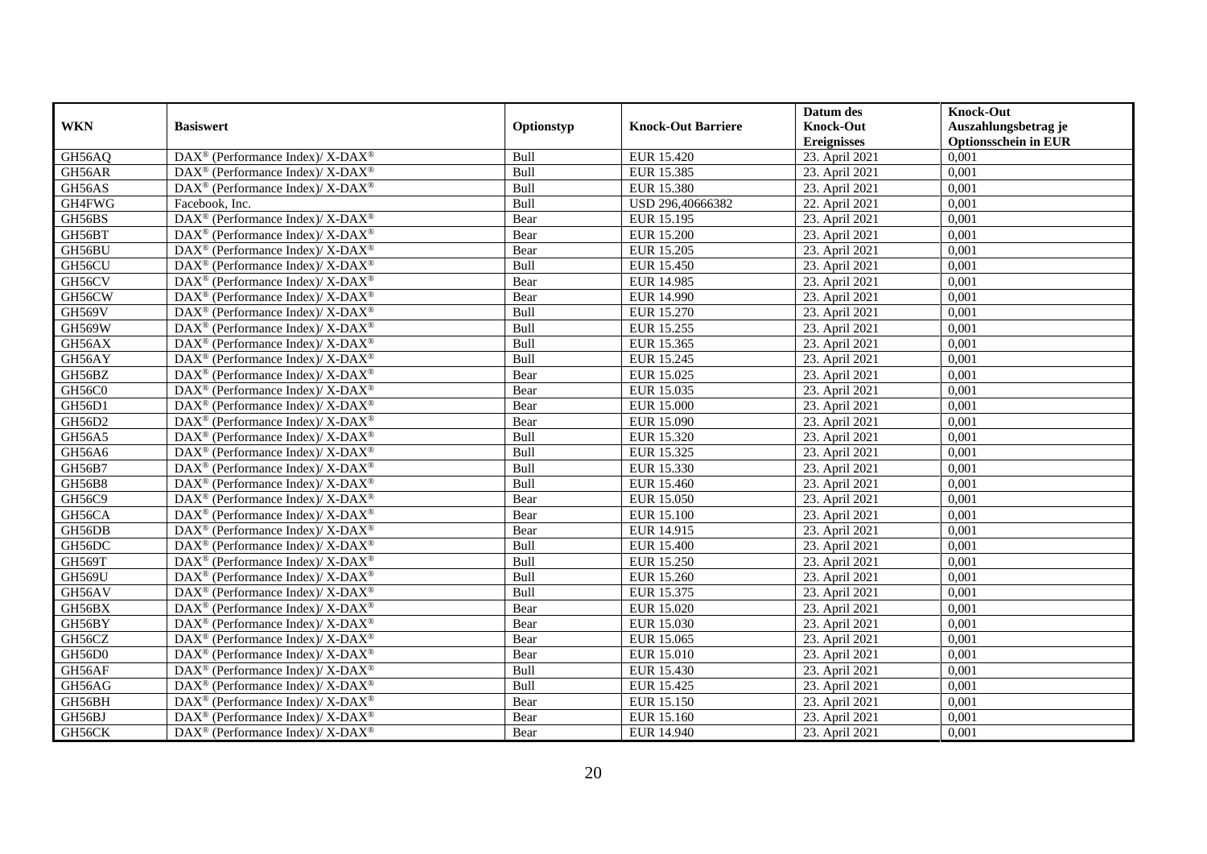| WKN | Basiswert | Optionstyp | Knock-Out Barriere | Datum des Knock-Out Ereignisses | Knock-Out Auszahlungsbetrag je Optionsschein in EUR |
|---|---|---|---|---|---|
| GH56AQ | DAX® (Performance Index)/ X-DAX® | Bull | EUR 15.420 | 23. April 2021 | 0,001 |
| GH56AR | DAX® (Performance Index)/ X-DAX® | Bull | EUR 15.385 | 23. April 2021 | 0,001 |
| GH56AS | DAX® (Performance Index)/ X-DAX® | Bull | EUR 15.380 | 23. April 2021 | 0,001 |
| GH4FWG | Facebook, Inc. | Bull | USD 296,40666382 | 22. April 2021 | 0,001 |
| GH56BS | DAX® (Performance Index)/ X-DAX® | Bear | EUR 15.195 | 23. April 2021 | 0,001 |
| GH56BT | DAX® (Performance Index)/ X-DAX® | Bear | EUR 15.200 | 23. April 2021 | 0,001 |
| GH56BU | DAX® (Performance Index)/ X-DAX® | Bear | EUR 15.205 | 23. April 2021 | 0,001 |
| GH56CU | DAX® (Performance Index)/ X-DAX® | Bull | EUR 15.450 | 23. April 2021 | 0,001 |
| GH56CV | DAX® (Performance Index)/ X-DAX® | Bear | EUR 14.985 | 23. April 2021 | 0,001 |
| GH56CW | DAX® (Performance Index)/ X-DAX® | Bear | EUR 14.990 | 23. April 2021 | 0,001 |
| GH569V | DAX® (Performance Index)/ X-DAX® | Bull | EUR 15.270 | 23. April 2021 | 0,001 |
| GH569W | DAX® (Performance Index)/ X-DAX® | Bull | EUR 15.255 | 23. April 2021 | 0,001 |
| GH56AX | DAX® (Performance Index)/ X-DAX® | Bull | EUR 15.365 | 23. April 2021 | 0,001 |
| GH56AY | DAX® (Performance Index)/ X-DAX® | Bull | EUR 15.245 | 23. April 2021 | 0,001 |
| GH56BZ | DAX® (Performance Index)/ X-DAX® | Bear | EUR 15.025 | 23. April 2021 | 0,001 |
| GH56C0 | DAX® (Performance Index)/ X-DAX® | Bear | EUR 15.035 | 23. April 2021 | 0,001 |
| GH56D1 | DAX® (Performance Index)/ X-DAX® | Bear | EUR 15.000 | 23. April 2021 | 0,001 |
| GH56D2 | DAX® (Performance Index)/ X-DAX® | Bear | EUR 15.090 | 23. April 2021 | 0,001 |
| GH56A5 | DAX® (Performance Index)/ X-DAX® | Bull | EUR 15.320 | 23. April 2021 | 0,001 |
| GH56A6 | DAX® (Performance Index)/ X-DAX® | Bull | EUR 15.325 | 23. April 2021 | 0,001 |
| GH56B7 | DAX® (Performance Index)/ X-DAX® | Bull | EUR 15.330 | 23. April 2021 | 0,001 |
| GH56B8 | DAX® (Performance Index)/ X-DAX® | Bull | EUR 15.460 | 23. April 2021 | 0,001 |
| GH56C9 | DAX® (Performance Index)/ X-DAX® | Bear | EUR 15.050 | 23. April 2021 | 0,001 |
| GH56CA | DAX® (Performance Index)/ X-DAX® | Bear | EUR 15.100 | 23. April 2021 | 0,001 |
| GH56DB | DAX® (Performance Index)/ X-DAX® | Bear | EUR 14.915 | 23. April 2021 | 0,001 |
| GH56DC | DAX® (Performance Index)/ X-DAX® | Bull | EUR 15.400 | 23. April 2021 | 0,001 |
| GH569T | DAX® (Performance Index)/ X-DAX® | Bull | EUR 15.250 | 23. April 2021 | 0,001 |
| GH569U | DAX® (Performance Index)/ X-DAX® | Bull | EUR 15.260 | 23. April 2021 | 0,001 |
| GH56AV | DAX® (Performance Index)/ X-DAX® | Bull | EUR 15.375 | 23. April 2021 | 0,001 |
| GH56BX | DAX® (Performance Index)/ X-DAX® | Bear | EUR 15.020 | 23. April 2021 | 0,001 |
| GH56BY | DAX® (Performance Index)/ X-DAX® | Bear | EUR 15.030 | 23. April 2021 | 0,001 |
| GH56CZ | DAX® (Performance Index)/ X-DAX® | Bear | EUR 15.065 | 23. April 2021 | 0,001 |
| GH56D0 | DAX® (Performance Index)/ X-DAX® | Bear | EUR 15.010 | 23. April 2021 | 0,001 |
| GH56AF | DAX® (Performance Index)/ X-DAX® | Bull | EUR 15.430 | 23. April 2021 | 0,001 |
| GH56AG | DAX® (Performance Index)/ X-DAX® | Bull | EUR 15.425 | 23. April 2021 | 0,001 |
| GH56BH | DAX® (Performance Index)/ X-DAX® | Bear | EUR 15.150 | 23. April 2021 | 0,001 |
| GH56BJ | DAX® (Performance Index)/ X-DAX® | Bear | EUR 15.160 | 23. April 2021 | 0,001 |
| GH56CK | DAX® (Performance Index)/ X-DAX® | Bear | EUR 14.940 | 23. April 2021 | 0,001 |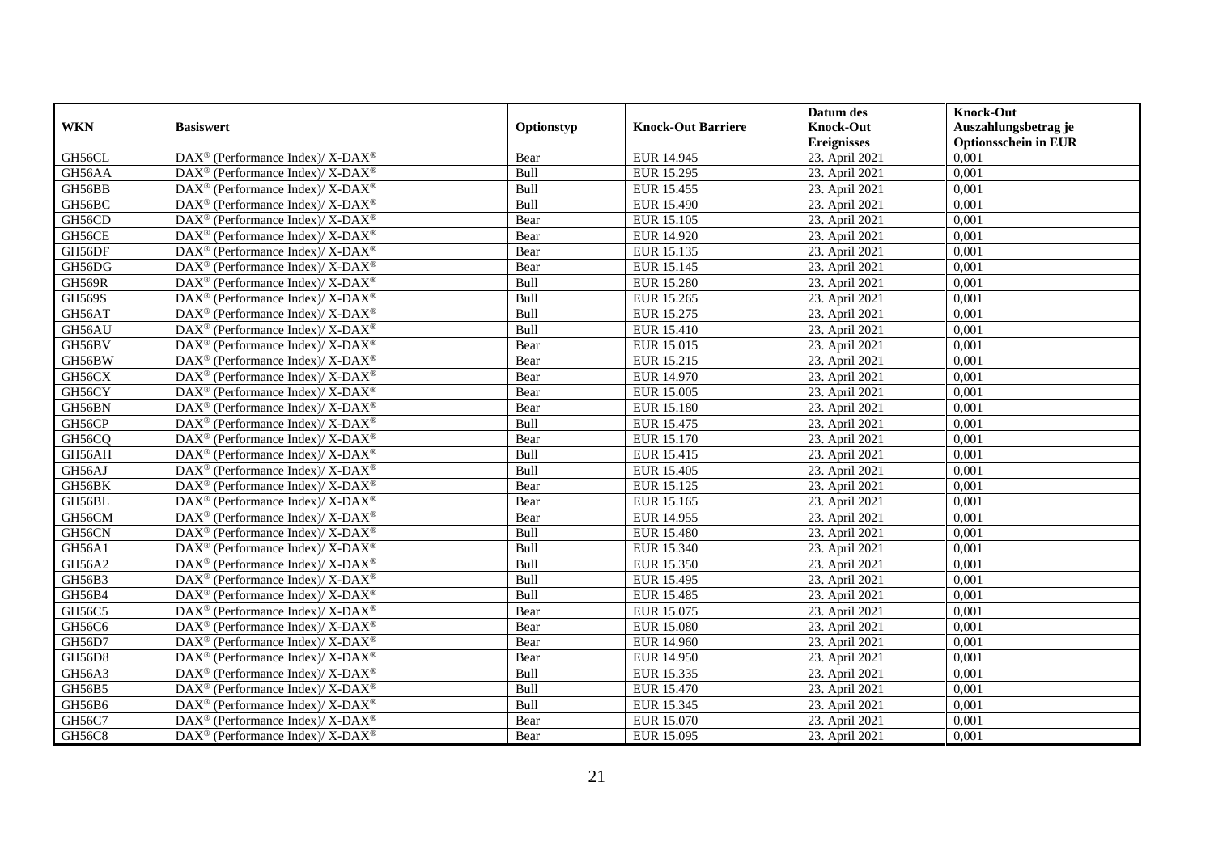| WKN | Basiswert | Optionstyp | Knock-Out Barriere | Datum des Knock-Out Ereignisses | Knock-Out Auszahlungsbetrag je Optionsschein in EUR |
|---|---|---|---|---|---|
| GH56CL | DAX® (Performance Index)/ X-DAX® | Bear | EUR 14.945 | 23. April 2021 | 0,001 |
| GH56AA | DAX® (Performance Index)/ X-DAX® | Bull | EUR 15.295 | 23. April 2021 | 0,001 |
| GH56BB | DAX® (Performance Index)/ X-DAX® | Bull | EUR 15.455 | 23. April 2021 | 0,001 |
| GH56BC | DAX® (Performance Index)/ X-DAX® | Bull | EUR 15.490 | 23. April 2021 | 0,001 |
| GH56CD | DAX® (Performance Index)/ X-DAX® | Bear | EUR 15.105 | 23. April 2021 | 0,001 |
| GH56CE | DAX® (Performance Index)/ X-DAX® | Bear | EUR 14.920 | 23. April 2021 | 0,001 |
| GH56DF | DAX® (Performance Index)/ X-DAX® | Bear | EUR 15.135 | 23. April 2021 | 0,001 |
| GH56DG | DAX® (Performance Index)/ X-DAX® | Bear | EUR 15.145 | 23. April 2021 | 0,001 |
| GH569R | DAX® (Performance Index)/ X-DAX® | Bull | EUR 15.280 | 23. April 2021 | 0,001 |
| GH569S | DAX® (Performance Index)/ X-DAX® | Bull | EUR 15.265 | 23. April 2021 | 0,001 |
| GH56AT | DAX® (Performance Index)/ X-DAX® | Bull | EUR 15.275 | 23. April 2021 | 0,001 |
| GH56AU | DAX® (Performance Index)/ X-DAX® | Bull | EUR 15.410 | 23. April 2021 | 0,001 |
| GH56BV | DAX® (Performance Index)/ X-DAX® | Bear | EUR 15.015 | 23. April 2021 | 0,001 |
| GH56BW | DAX® (Performance Index)/ X-DAX® | Bear | EUR 15.215 | 23. April 2021 | 0,001 |
| GH56CX | DAX® (Performance Index)/ X-DAX® | Bear | EUR 14.970 | 23. April 2021 | 0,001 |
| GH56CY | DAX® (Performance Index)/ X-DAX® | Bear | EUR 15.005 | 23. April 2021 | 0,001 |
| GH56BN | DAX® (Performance Index)/ X-DAX® | Bear | EUR 15.180 | 23. April 2021 | 0,001 |
| GH56CP | DAX® (Performance Index)/ X-DAX® | Bull | EUR 15.475 | 23. April 2021 | 0,001 |
| GH56CQ | DAX® (Performance Index)/ X-DAX® | Bear | EUR 15.170 | 23. April 2021 | 0,001 |
| GH56AH | DAX® (Performance Index)/ X-DAX® | Bull | EUR 15.415 | 23. April 2021 | 0,001 |
| GH56AJ | DAX® (Performance Index)/ X-DAX® | Bull | EUR 15.405 | 23. April 2021 | 0,001 |
| GH56BK | DAX® (Performance Index)/ X-DAX® | Bear | EUR 15.125 | 23. April 2021 | 0,001 |
| GH56BL | DAX® (Performance Index)/ X-DAX® | Bear | EUR 15.165 | 23. April 2021 | 0,001 |
| GH56CM | DAX® (Performance Index)/ X-DAX® | Bear | EUR 14.955 | 23. April 2021 | 0,001 |
| GH56CN | DAX® (Performance Index)/ X-DAX® | Bull | EUR 15.480 | 23. April 2021 | 0,001 |
| GH56A1 | DAX® (Performance Index)/ X-DAX® | Bull | EUR 15.340 | 23. April 2021 | 0,001 |
| GH56A2 | DAX® (Performance Index)/ X-DAX® | Bull | EUR 15.350 | 23. April 2021 | 0,001 |
| GH56B3 | DAX® (Performance Index)/ X-DAX® | Bull | EUR 15.495 | 23. April 2021 | 0,001 |
| GH56B4 | DAX® (Performance Index)/ X-DAX® | Bull | EUR 15.485 | 23. April 2021 | 0,001 |
| GH56C5 | DAX® (Performance Index)/ X-DAX® | Bear | EUR 15.075 | 23. April 2021 | 0,001 |
| GH56C6 | DAX® (Performance Index)/ X-DAX® | Bear | EUR 15.080 | 23. April 2021 | 0,001 |
| GH56D7 | DAX® (Performance Index)/ X-DAX® | Bear | EUR 14.960 | 23. April 2021 | 0,001 |
| GH56D8 | DAX® (Performance Index)/ X-DAX® | Bear | EUR 14.950 | 23. April 2021 | 0,001 |
| GH56A3 | DAX® (Performance Index)/ X-DAX® | Bull | EUR 15.335 | 23. April 2021 | 0,001 |
| GH56B5 | DAX® (Performance Index)/ X-DAX® | Bull | EUR 15.470 | 23. April 2021 | 0,001 |
| GH56B6 | DAX® (Performance Index)/ X-DAX® | Bull | EUR 15.345 | 23. April 2021 | 0,001 |
| GH56C7 | DAX® (Performance Index)/ X-DAX® | Bear | EUR 15.070 | 23. April 2021 | 0,001 |
| GH56C8 | DAX® (Performance Index)/ X-DAX® | Bear | EUR 15.095 | 23. April 2021 | 0,001 |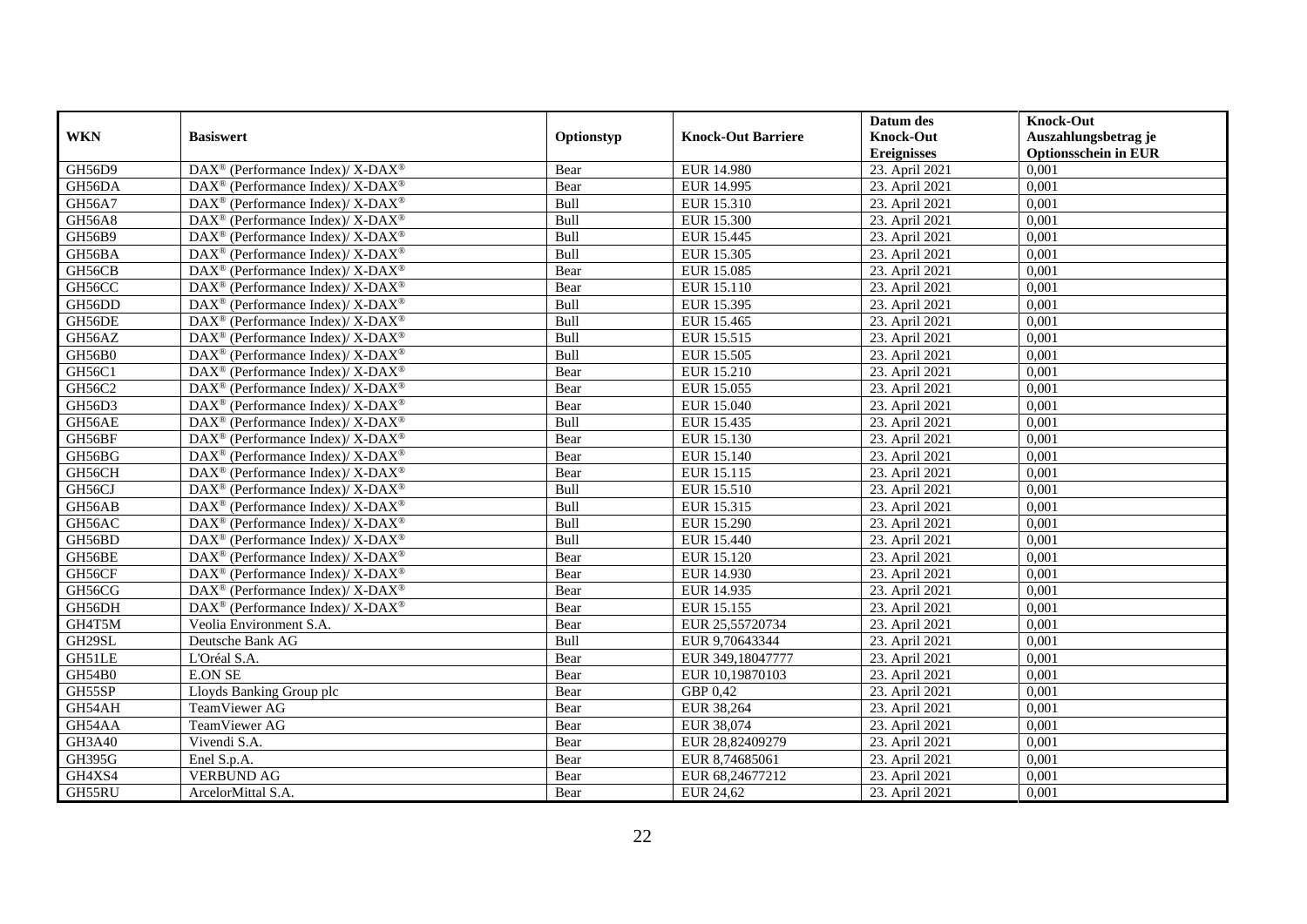| WKN | Basiswert | Optionstyp | Knock-Out Barriere | Datum des Knock-Out Ereignisses | Knock-Out Auszahlungsbetrag je Optionsschein in EUR |
|---|---|---|---|---|---|
| GH56D9 | DAX® (Performance Index)/ X-DAX® | Bear | EUR 14.980 | 23. April 2021 | 0,001 |
| GH56DA | DAX® (Performance Index)/ X-DAX® | Bear | EUR 14.995 | 23. April 2021 | 0,001 |
| GH56A7 | DAX® (Performance Index)/ X-DAX® | Bull | EUR 15.310 | 23. April 2021 | 0,001 |
| GH56A8 | DAX® (Performance Index)/ X-DAX® | Bull | EUR 15.300 | 23. April 2021 | 0,001 |
| GH56B9 | DAX® (Performance Index)/ X-DAX® | Bull | EUR 15.445 | 23. April 2021 | 0,001 |
| GH56BA | DAX® (Performance Index)/ X-DAX® | Bull | EUR 15.305 | 23. April 2021 | 0,001 |
| GH56CB | DAX® (Performance Index)/ X-DAX® | Bear | EUR 15.085 | 23. April 2021 | 0,001 |
| GH56CC | DAX® (Performance Index)/ X-DAX® | Bear | EUR 15.110 | 23. April 2021 | 0,001 |
| GH56DD | DAX® (Performance Index)/ X-DAX® | Bull | EUR 15.395 | 23. April 2021 | 0,001 |
| GH56DE | DAX® (Performance Index)/ X-DAX® | Bull | EUR 15.465 | 23. April 2021 | 0,001 |
| GH56AZ | DAX® (Performance Index)/ X-DAX® | Bull | EUR 15.515 | 23. April 2021 | 0,001 |
| GH56B0 | DAX® (Performance Index)/ X-DAX® | Bull | EUR 15.505 | 23. April 2021 | 0,001 |
| GH56C1 | DAX® (Performance Index)/ X-DAX® | Bear | EUR 15.210 | 23. April 2021 | 0,001 |
| GH56C2 | DAX® (Performance Index)/ X-DAX® | Bear | EUR 15.055 | 23. April 2021 | 0,001 |
| GH56D3 | DAX® (Performance Index)/ X-DAX® | Bear | EUR 15.040 | 23. April 2021 | 0,001 |
| GH56AE | DAX® (Performance Index)/ X-DAX® | Bull | EUR 15.435 | 23. April 2021 | 0,001 |
| GH56BF | DAX® (Performance Index)/ X-DAX® | Bear | EUR 15.130 | 23. April 2021 | 0,001 |
| GH56BG | DAX® (Performance Index)/ X-DAX® | Bear | EUR 15.140 | 23. April 2021 | 0,001 |
| GH56CH | DAX® (Performance Index)/ X-DAX® | Bear | EUR 15.115 | 23. April 2021 | 0,001 |
| GH56CJ | DAX® (Performance Index)/ X-DAX® | Bull | EUR 15.510 | 23. April 2021 | 0,001 |
| GH56AB | DAX® (Performance Index)/ X-DAX® | Bull | EUR 15.315 | 23. April 2021 | 0,001 |
| GH56AC | DAX® (Performance Index)/ X-DAX® | Bull | EUR 15.290 | 23. April 2021 | 0,001 |
| GH56BD | DAX® (Performance Index)/ X-DAX® | Bull | EUR 15.440 | 23. April 2021 | 0,001 |
| GH56BE | DAX® (Performance Index)/ X-DAX® | Bear | EUR 15.120 | 23. April 2021 | 0,001 |
| GH56CF | DAX® (Performance Index)/ X-DAX® | Bear | EUR 14.930 | 23. April 2021 | 0,001 |
| GH56CG | DAX® (Performance Index)/ X-DAX® | Bear | EUR 14.935 | 23. April 2021 | 0,001 |
| GH56DH | DAX® (Performance Index)/ X-DAX® | Bear | EUR 15.155 | 23. April 2021 | 0,001 |
| GH4T5M | Veolia Environment S.A. | Bear | EUR 25,55720734 | 23. April 2021 | 0,001 |
| GH29SL | Deutsche Bank AG | Bull | EUR 9,70643344 | 23. April 2021 | 0,001 |
| GH51LE | L'Oréal S.A. | Bear | EUR 349,18047777 | 23. April 2021 | 0,001 |
| GH54B0 | E.ON SE | Bear | EUR 10,19870103 | 23. April 2021 | 0,001 |
| GH55SP | Lloyds Banking Group plc | Bear | GBP 0,42 | 23. April 2021 | 0,001 |
| GH54AH | TeamViewer AG | Bear | EUR 38,264 | 23. April 2021 | 0,001 |
| GH54AA | TeamViewer AG | Bear | EUR 38,074 | 23. April 2021 | 0,001 |
| GH3A40 | Vivendi S.A. | Bear | EUR 28,82409279 | 23. April 2021 | 0,001 |
| GH395G | Enel S.p.A. | Bear | EUR 8,74685061 | 23. April 2021 | 0,001 |
| GH4XS4 | VERBUND AG | Bear | EUR 68,24677212 | 23. April 2021 | 0,001 |
| GH55RU | ArcelorMittal S.A. | Bear | EUR 24,62 | 23. April 2021 | 0,001 |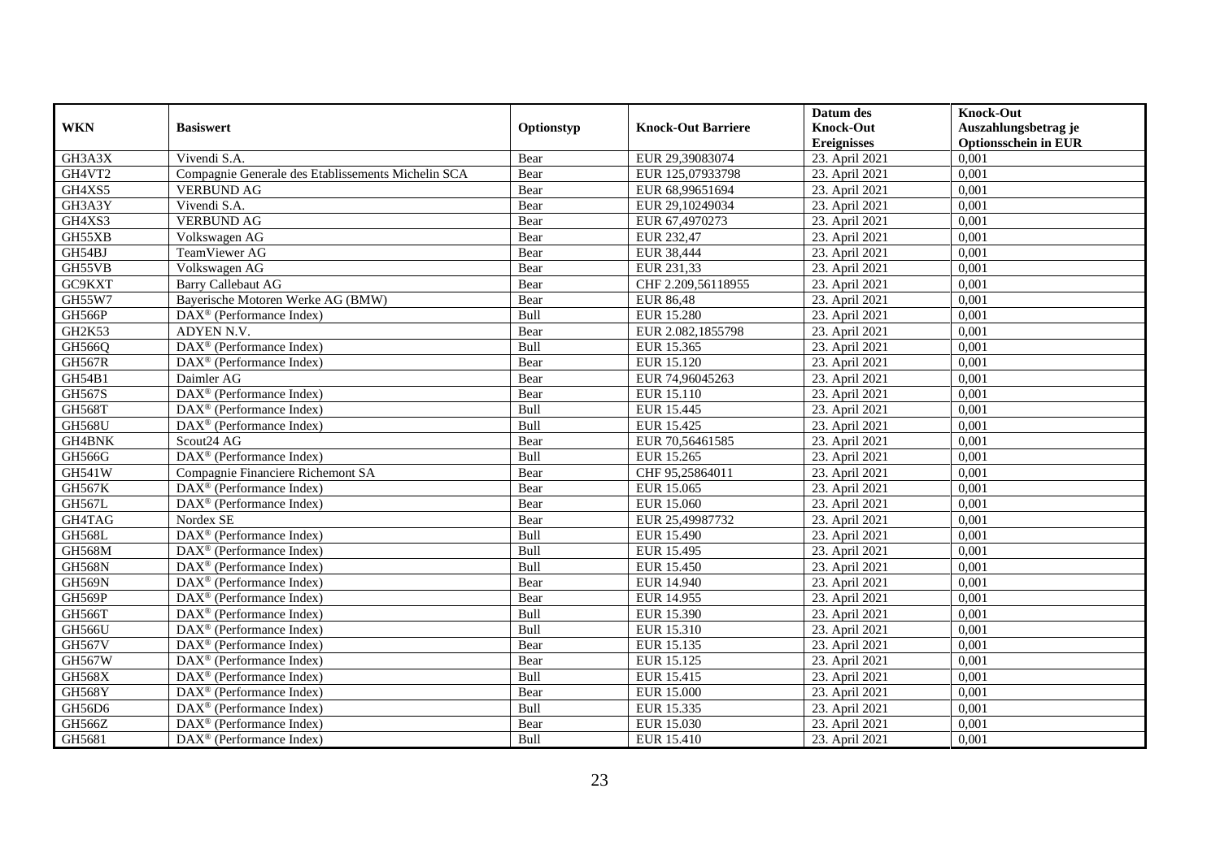| WKN | Basiswert | Optionstyp | Knock-Out Barriere | Datum des Knock-Out Ereignisses | Knock-Out Auszahlungsbetrag je Optionsschein in EUR |
|---|---|---|---|---|---|
| GH3A3X | Vivendi S.A. | Bear | EUR 29,39083074 | 23. April 2021 | 0,001 |
| GH4VT2 | Compagnie Generale des Etablissements Michelin SCA | Bear | EUR 125,07933798 | 23. April 2021 | 0,001 |
| GH4XS5 | VERBUND AG | Bear | EUR 68,99651694 | 23. April 2021 | 0,001 |
| GH3A3Y | Vivendi S.A. | Bear | EUR 29,10249034 | 23. April 2021 | 0,001 |
| GH4XS3 | VERBUND AG | Bear | EUR 67,4970273 | 23. April 2021 | 0,001 |
| GH55XB | Volkswagen AG | Bear | EUR 232,47 | 23. April 2021 | 0,001 |
| GH54BJ | TeamViewer AG | Bear | EUR 38,444 | 23. April 2021 | 0,001 |
| GH55VB | Volkswagen AG | Bear | EUR 231,33 | 23. April 2021 | 0,001 |
| GC9KXT | Barry Callebaut AG | Bear | CHF 2.209,56118955 | 23. April 2021 | 0,001 |
| GH55W7 | Bayerische Motoren Werke AG (BMW) | Bear | EUR 86,48 | 23. April 2021 | 0,001 |
| GH566P | DAX® (Performance Index) | Bull | EUR 15.280 | 23. April 2021 | 0,001 |
| GH2K53 | ADYEN N.V. | Bear | EUR 2.082,1855798 | 23. April 2021 | 0,001 |
| GH566Q | DAX® (Performance Index) | Bull | EUR 15.365 | 23. April 2021 | 0,001 |
| GH567R | DAX® (Performance Index) | Bear | EUR 15.120 | 23. April 2021 | 0,001 |
| GH54B1 | Daimler AG | Bear | EUR 74,96045263 | 23. April 2021 | 0,001 |
| GH567S | DAX® (Performance Index) | Bear | EUR 15.110 | 23. April 2021 | 0,001 |
| GH568T | DAX® (Performance Index) | Bull | EUR 15.445 | 23. April 2021 | 0,001 |
| GH568U | DAX® (Performance Index) | Bull | EUR 15.425 | 23. April 2021 | 0,001 |
| GH4BNK | Scout24 AG | Bear | EUR 70,56461585 | 23. April 2021 | 0,001 |
| GH566G | DAX® (Performance Index) | Bull | EUR 15.265 | 23. April 2021 | 0,001 |
| GH541W | Compagnie Financiere Richemont SA | Bear | CHF 95,25864011 | 23. April 2021 | 0,001 |
| GH567K | DAX® (Performance Index) | Bear | EUR 15.065 | 23. April 2021 | 0,001 |
| GH567L | DAX® (Performance Index) | Bear | EUR 15.060 | 23. April 2021 | 0,001 |
| GH4TAG | Nordex SE | Bear | EUR 25,49987732 | 23. April 2021 | 0,001 |
| GH568L | DAX® (Performance Index) | Bull | EUR 15.490 | 23. April 2021 | 0,001 |
| GH568M | DAX® (Performance Index) | Bull | EUR 15.495 | 23. April 2021 | 0,001 |
| GH568N | DAX® (Performance Index) | Bull | EUR 15.450 | 23. April 2021 | 0,001 |
| GH569N | DAX® (Performance Index) | Bear | EUR 14.940 | 23. April 2021 | 0,001 |
| GH569P | DAX® (Performance Index) | Bear | EUR 14.955 | 23. April 2021 | 0,001 |
| GH566T | DAX® (Performance Index) | Bull | EUR 15.390 | 23. April 2021 | 0,001 |
| GH566U | DAX® (Performance Index) | Bull | EUR 15.310 | 23. April 2021 | 0,001 |
| GH567V | DAX® (Performance Index) | Bear | EUR 15.135 | 23. April 2021 | 0,001 |
| GH567W | DAX® (Performance Index) | Bear | EUR 15.125 | 23. April 2021 | 0,001 |
| GH568X | DAX® (Performance Index) | Bull | EUR 15.415 | 23. April 2021 | 0,001 |
| GH568Y | DAX® (Performance Index) | Bear | EUR 15.000 | 23. April 2021 | 0,001 |
| GH56D6 | DAX® (Performance Index) | Bull | EUR 15.335 | 23. April 2021 | 0,001 |
| GH566Z | DAX® (Performance Index) | Bear | EUR 15.030 | 23. April 2021 | 0,001 |
| GH5681 | DAX® (Performance Index) | Bull | EUR 15.410 | 23. April 2021 | 0,001 |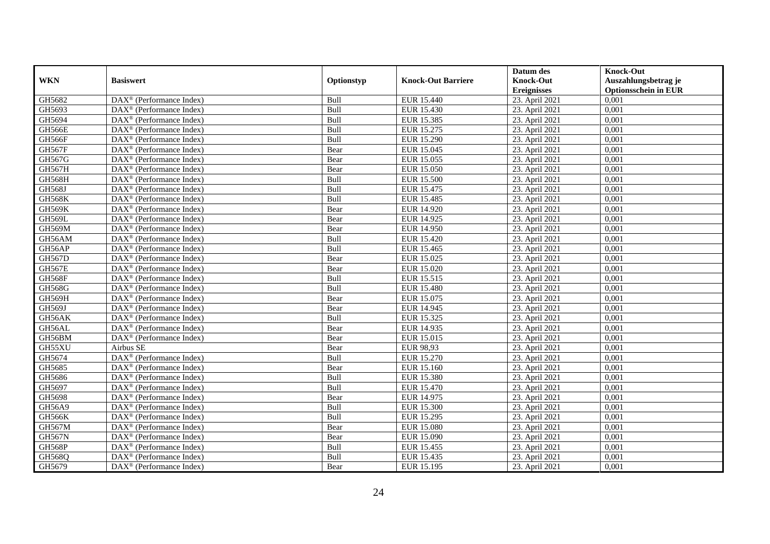| WKN | Basiswert | Optionstyp | Knock-Out Barriere | Datum des Knock-Out Ereignisses | Knock-Out Auszahlungsbetrag je Optionsschein in EUR |
|---|---|---|---|---|---|
| GH5682 | DAX® (Performance Index) | Bull | EUR 15.440 | 23. April 2021 | 0,001 |
| GH5693 | DAX® (Performance Index) | Bull | EUR 15.430 | 23. April 2021 | 0,001 |
| GH5694 | DAX® (Performance Index) | Bull | EUR 15.385 | 23. April 2021 | 0,001 |
| GH566E | DAX® (Performance Index) | Bull | EUR 15.275 | 23. April 2021 | 0,001 |
| GH566F | DAX® (Performance Index) | Bull | EUR 15.290 | 23. April 2021 | 0,001 |
| GH567F | DAX® (Performance Index) | Bear | EUR 15.045 | 23. April 2021 | 0,001 |
| GH567G | DAX® (Performance Index) | Bear | EUR 15.055 | 23. April 2021 | 0,001 |
| GH567H | DAX® (Performance Index) | Bear | EUR 15.050 | 23. April 2021 | 0,001 |
| GH568H | DAX® (Performance Index) | Bull | EUR 15.500 | 23. April 2021 | 0,001 |
| GH568J | DAX® (Performance Index) | Bull | EUR 15.475 | 23. April 2021 | 0,001 |
| GH568K | DAX® (Performance Index) | Bull | EUR 15.485 | 23. April 2021 | 0,001 |
| GH569K | DAX® (Performance Index) | Bear | EUR 14.920 | 23. April 2021 | 0,001 |
| GH569L | DAX® (Performance Index) | Bear | EUR 14.925 | 23. April 2021 | 0,001 |
| GH569M | DAX® (Performance Index) | Bear | EUR 14.950 | 23. April 2021 | 0,001 |
| GH56AM | DAX® (Performance Index) | Bull | EUR 15.420 | 23. April 2021 | 0,001 |
| GH56AP | DAX® (Performance Index) | Bull | EUR 15.465 | 23. April 2021 | 0,001 |
| GH567D | DAX® (Performance Index) | Bear | EUR 15.025 | 23. April 2021 | 0,001 |
| GH567E | DAX® (Performance Index) | Bear | EUR 15.020 | 23. April 2021 | 0,001 |
| GH568F | DAX® (Performance Index) | Bull | EUR 15.515 | 23. April 2021 | 0,001 |
| GH568G | DAX® (Performance Index) | Bull | EUR 15.480 | 23. April 2021 | 0,001 |
| GH569H | DAX® (Performance Index) | Bear | EUR 15.075 | 23. April 2021 | 0,001 |
| GH569J | DAX® (Performance Index) | Bear | EUR 14.945 | 23. April 2021 | 0,001 |
| GH56AK | DAX® (Performance Index) | Bull | EUR 15.325 | 23. April 2021 | 0,001 |
| GH56AL | DAX® (Performance Index) | Bear | EUR 14.935 | 23. April 2021 | 0,001 |
| GH56BM | DAX® (Performance Index) | Bear | EUR 15.015 | 23. April 2021 | 0,001 |
| GH55XU | Airbus SE | Bear | EUR 98,93 | 23. April 2021 | 0,001 |
| GH5674 | DAX® (Performance Index) | Bull | EUR 15.270 | 23. April 2021 | 0,001 |
| GH5685 | DAX® (Performance Index) | Bear | EUR 15.160 | 23. April 2021 | 0,001 |
| GH5686 | DAX® (Performance Index) | Bull | EUR 15.380 | 23. April 2021 | 0,001 |
| GH5697 | DAX® (Performance Index) | Bull | EUR 15.470 | 23. April 2021 | 0,001 |
| GH5698 | DAX® (Performance Index) | Bear | EUR 14.975 | 23. April 2021 | 0,001 |
| GH56A9 | DAX® (Performance Index) | Bull | EUR 15.300 | 23. April 2021 | 0,001 |
| GH566K | DAX® (Performance Index) | Bull | EUR 15.295 | 23. April 2021 | 0,001 |
| GH567M | DAX® (Performance Index) | Bear | EUR 15.080 | 23. April 2021 | 0,001 |
| GH567N | DAX® (Performance Index) | Bear | EUR 15.090 | 23. April 2021 | 0,001 |
| GH568P | DAX® (Performance Index) | Bull | EUR 15.455 | 23. April 2021 | 0,001 |
| GH568Q | DAX® (Performance Index) | Bull | EUR 15.435 | 23. April 2021 | 0,001 |
| GH5679 | DAX® (Performance Index) | Bear | EUR 15.195 | 23. April 2021 | 0,001 |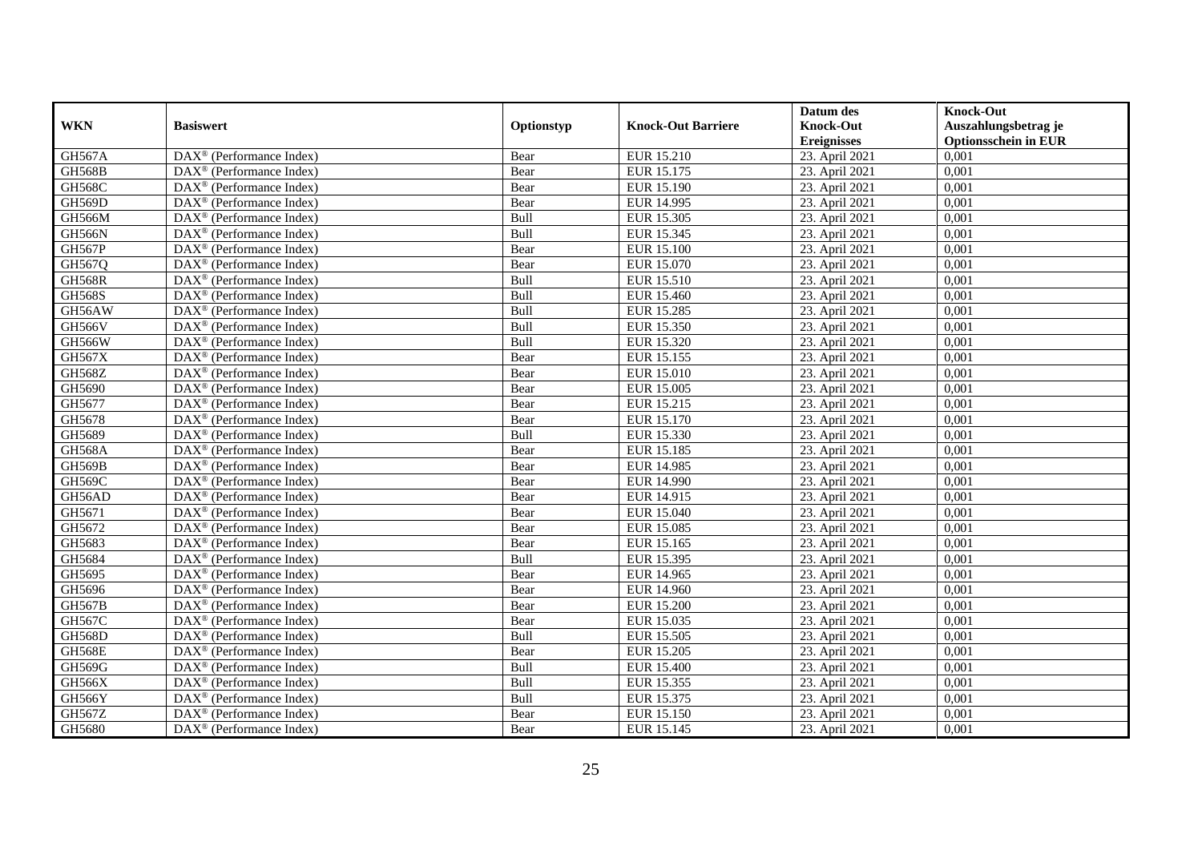| WKN | Basiswert | Optionstyp | Knock-Out Barriere | Datum des Knock-Out Ereignisses | Knock-Out Auszahlungsbetrag je Optionsschein in EUR |
|---|---|---|---|---|---|
| GH567A | DAX® (Performance Index) | Bear | EUR 15.210 | 23. April 2021 | 0,001 |
| GH568B | DAX® (Performance Index) | Bear | EUR 15.175 | 23. April 2021 | 0,001 |
| GH568C | DAX® (Performance Index) | Bear | EUR 15.190 | 23. April 2021 | 0,001 |
| GH569D | DAX® (Performance Index) | Bear | EUR 14.995 | 23. April 2021 | 0,001 |
| GH566M | DAX® (Performance Index) | Bull | EUR 15.305 | 23. April 2021 | 0,001 |
| GH566N | DAX® (Performance Index) | Bull | EUR 15.345 | 23. April 2021 | 0,001 |
| GH567P | DAX® (Performance Index) | Bear | EUR 15.100 | 23. April 2021 | 0,001 |
| GH567Q | DAX® (Performance Index) | Bear | EUR 15.070 | 23. April 2021 | 0,001 |
| GH568R | DAX® (Performance Index) | Bull | EUR 15.510 | 23. April 2021 | 0,001 |
| GH568S | DAX® (Performance Index) | Bull | EUR 15.460 | 23. April 2021 | 0,001 |
| GH56AW | DAX® (Performance Index) | Bull | EUR 15.285 | 23. April 2021 | 0,001 |
| GH566V | DAX® (Performance Index) | Bull | EUR 15.350 | 23. April 2021 | 0,001 |
| GH566W | DAX® (Performance Index) | Bull | EUR 15.320 | 23. April 2021 | 0,001 |
| GH567X | DAX® (Performance Index) | Bear | EUR 15.155 | 23. April 2021 | 0,001 |
| GH568Z | DAX® (Performance Index) | Bear | EUR 15.010 | 23. April 2021 | 0,001 |
| GH5690 | DAX® (Performance Index) | Bear | EUR 15.005 | 23. April 2021 | 0,001 |
| GH5677 | DAX® (Performance Index) | Bear | EUR 15.215 | 23. April 2021 | 0,001 |
| GH5678 | DAX® (Performance Index) | Bear | EUR 15.170 | 23. April 2021 | 0,001 |
| GH5689 | DAX® (Performance Index) | Bull | EUR 15.330 | 23. April 2021 | 0,001 |
| GH568A | DAX® (Performance Index) | Bear | EUR 15.185 | 23. April 2021 | 0,001 |
| GH569B | DAX® (Performance Index) | Bear | EUR 14.985 | 23. April 2021 | 0,001 |
| GH569C | DAX® (Performance Index) | Bear | EUR 14.990 | 23. April 2021 | 0,001 |
| GH56AD | DAX® (Performance Index) | Bear | EUR 14.915 | 23. April 2021 | 0,001 |
| GH5671 | DAX® (Performance Index) | Bear | EUR 15.040 | 23. April 2021 | 0,001 |
| GH5672 | DAX® (Performance Index) | Bear | EUR 15.085 | 23. April 2021 | 0,001 |
| GH5683 | DAX® (Performance Index) | Bear | EUR 15.165 | 23. April 2021 | 0,001 |
| GH5684 | DAX® (Performance Index) | Bull | EUR 15.395 | 23. April 2021 | 0,001 |
| GH5695 | DAX® (Performance Index) | Bear | EUR 14.965 | 23. April 2021 | 0,001 |
| GH5696 | DAX® (Performance Index) | Bear | EUR 14.960 | 23. April 2021 | 0,001 |
| GH567B | DAX® (Performance Index) | Bear | EUR 15.200 | 23. April 2021 | 0,001 |
| GH567C | DAX® (Performance Index) | Bear | EUR 15.035 | 23. April 2021 | 0,001 |
| GH568D | DAX® (Performance Index) | Bull | EUR 15.505 | 23. April 2021 | 0,001 |
| GH568E | DAX® (Performance Index) | Bear | EUR 15.205 | 23. April 2021 | 0,001 |
| GH569G | DAX® (Performance Index) | Bull | EUR 15.400 | 23. April 2021 | 0,001 |
| GH566X | DAX® (Performance Index) | Bull | EUR 15.355 | 23. April 2021 | 0,001 |
| GH566Y | DAX® (Performance Index) | Bull | EUR 15.375 | 23. April 2021 | 0,001 |
| GH567Z | DAX® (Performance Index) | Bear | EUR 15.150 | 23. April 2021 | 0,001 |
| GH5680 | DAX® (Performance Index) | Bear | EUR 15.145 | 23. April 2021 | 0,001 |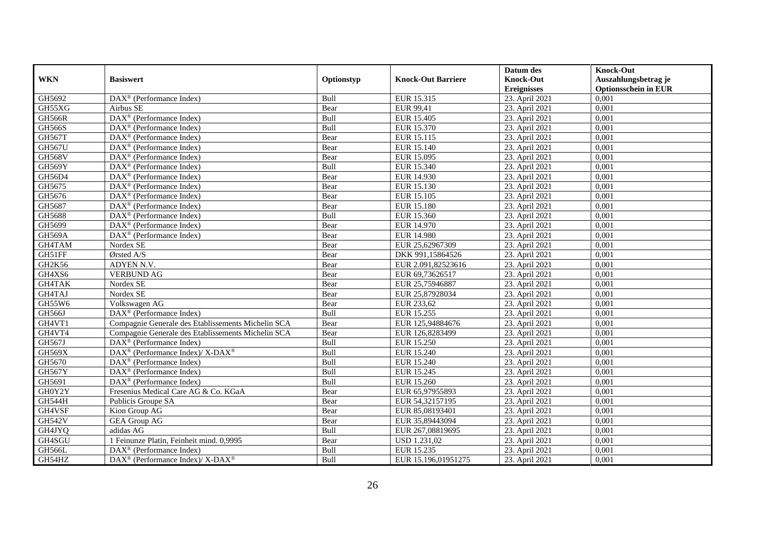| WKN | Basiswert | Optionstyp | Knock-Out Barriere | Datum des Knock-Out Ereignisses | Knock-Out Auszahlungsbetrag je Optionsschein in EUR |
|---|---|---|---|---|---|
| GH5692 | DAX® (Performance Index) | Bull | EUR 15.315 | 23. April 2021 | 0,001 |
| GH55XG | Airbus SE | Bear | EUR 99,41 | 23. April 2021 | 0,001 |
| GH566R | DAX® (Performance Index) | Bull | EUR 15.405 | 23. April 2021 | 0,001 |
| GH566S | DAX® (Performance Index) | Bull | EUR 15.370 | 23. April 2021 | 0,001 |
| GH567T | DAX® (Performance Index) | Bear | EUR 15.115 | 23. April 2021 | 0,001 |
| GH567U | DAX® (Performance Index) | Bear | EUR 15.140 | 23. April 2021 | 0,001 |
| GH568V | DAX® (Performance Index) | Bear | EUR 15.095 | 23. April 2021 | 0,001 |
| GH569Y | DAX® (Performance Index) | Bull | EUR 15.340 | 23. April 2021 | 0,001 |
| GH56D4 | DAX® (Performance Index) | Bear | EUR 14.930 | 23. April 2021 | 0,001 |
| GH5675 | DAX® (Performance Index) | Bear | EUR 15.130 | 23. April 2021 | 0,001 |
| GH5676 | DAX® (Performance Index) | Bear | EUR 15.105 | 23. April 2021 | 0,001 |
| GH5687 | DAX® (Performance Index) | Bear | EUR 15.180 | 23. April 2021 | 0,001 |
| GH5688 | DAX® (Performance Index) | Bull | EUR 15.360 | 23. April 2021 | 0,001 |
| GH5699 | DAX® (Performance Index) | Bear | EUR 14.970 | 23. April 2021 | 0,001 |
| GH569A | DAX® (Performance Index) | Bear | EUR 14.980 | 23. April 2021 | 0,001 |
| GH4TAM | Nordex SE | Bear | EUR 25,62967309 | 23. April 2021 | 0,001 |
| GH51FF | Ørsted A/S | Bear | DKK 991,15864526 | 23. April 2021 | 0,001 |
| GH2K56 | ADYEN N.V. | Bear | EUR 2.091,82523616 | 23. April 2021 | 0,001 |
| GH4XS6 | VERBUND AG | Bear | EUR 69,73626517 | 23. April 2021 | 0,001 |
| GH4TAK | Nordex SE | Bear | EUR 25,75946887 | 23. April 2021 | 0,001 |
| GH4TAJ | Nordex SE | Bear | EUR 25,87928034 | 23. April 2021 | 0,001 |
| GH55W6 | Volkswagen AG | Bear | EUR 233,62 | 23. April 2021 | 0,001 |
| GH566J | DAX® (Performance Index) | Bull | EUR 15.255 | 23. April 2021 | 0,001 |
| GH4VT1 | Compagnie Generale des Etablissements Michelin SCA | Bear | EUR 125,94884676 | 23. April 2021 | 0,001 |
| GH4VT4 | Compagnie Generale des Etablissements Michelin SCA | Bear | EUR 126,8283499 | 23. April 2021 | 0,001 |
| GH567J | DAX® (Performance Index) | Bull | EUR 15.250 | 23. April 2021 | 0,001 |
| GH569X | DAX® (Performance Index)/ X-DAX® | Bull | EUR 15.240 | 23. April 2021 | 0,001 |
| GH5670 | DAX® (Performance Index) | Bull | EUR 15.240 | 23. April 2021 | 0,001 |
| GH567Y | DAX® (Performance Index) | Bull | EUR 15.245 | 23. April 2021 | 0,001 |
| GH5691 | DAX® (Performance Index) | Bull | EUR 15.260 | 23. April 2021 | 0,001 |
| GH0Y2Y | Fresenius Medical Care AG & Co. KGaA | Bear | EUR 65,97955893 | 23. April 2021 | 0,001 |
| GH544H | Publicis Groupe SA | Bear | EUR 54,32157195 | 23. April 2021 | 0,001 |
| GH4VSF | Kion Group AG | Bear | EUR 85,08193401 | 23. April 2021 | 0,001 |
| GH542V | GEA Group AG | Bear | EUR 35,89443094 | 23. April 2021 | 0,001 |
| GH4JYQ | adidas AG | Bull | EUR 267,08819695 | 23. April 2021 | 0,001 |
| GH4SGU | 1 Feinunze Platin, Feinheit mind. 0,9995 | Bear | USD 1.231,02 | 23. April 2021 | 0,001 |
| GH566L | DAX® (Performance Index) | Bull | EUR 15.235 | 23. April 2021 | 0,001 |
| GH54HZ | DAX® (Performance Index)/ X-DAX® | Bull | EUR 15.196,01951275 | 23. April 2021 | 0,001 |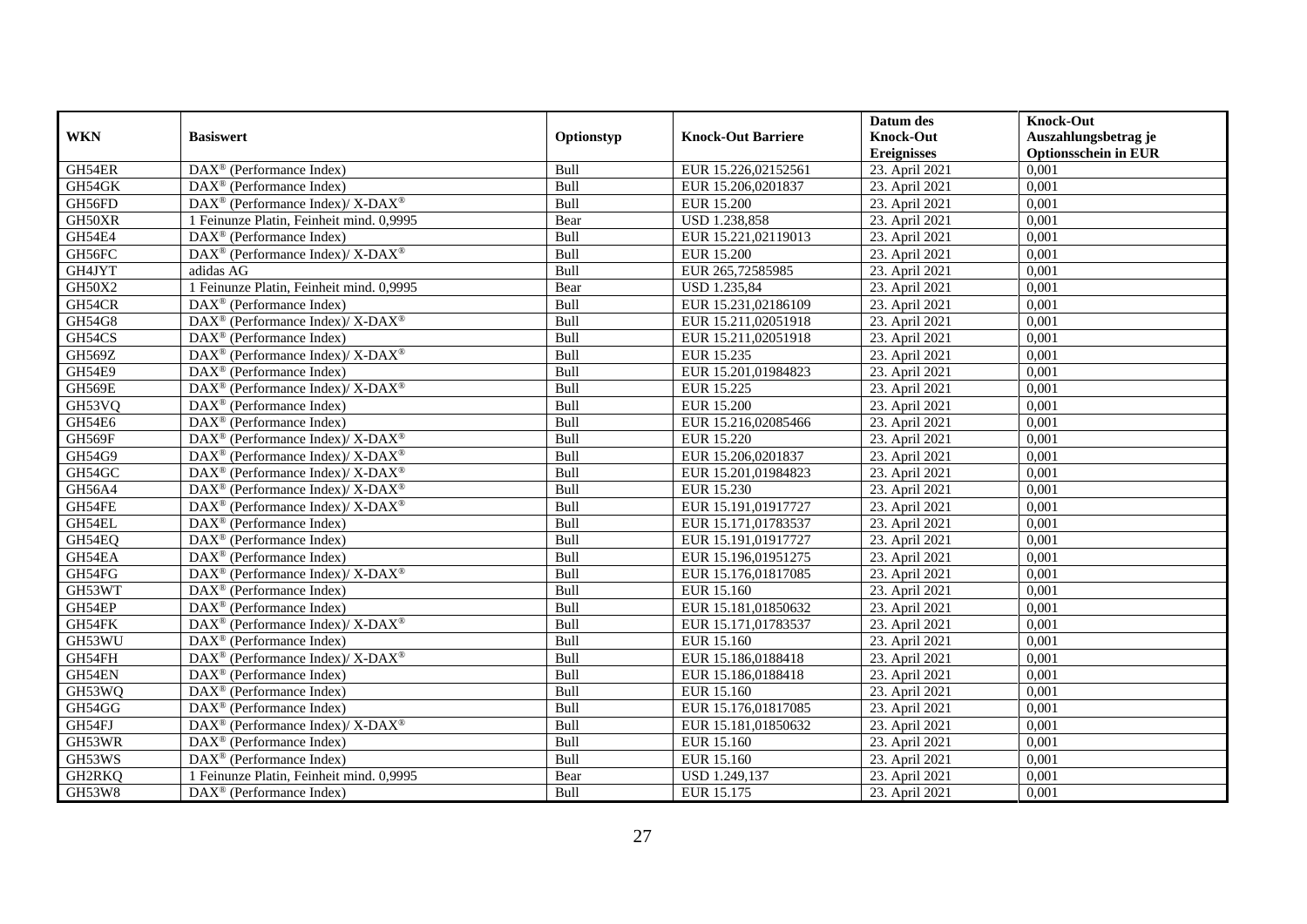| WKN | Basiswert | Optionstyp | Knock-Out Barriere | Datum des Knock-Out Ereignisses | Knock-Out Auszahlungsbetrag je Optionsschein in EUR |
| --- | --- | --- | --- | --- | --- |
| GH54ER | DAX® (Performance Index) | Bull | EUR 15.226,02152561 | 23. April 2021 | 0,001 |
| GH54GK | DAX® (Performance Index) | Bull | EUR 15.206,0201837 | 23. April 2021 | 0,001 |
| GH56FD | DAX® (Performance Index)/ X-DAX® | Bull | EUR 15.200 | 23. April 2021 | 0,001 |
| GH50XR | 1 Feinunze Platin, Feinheit mind. 0,9995 | Bear | USD 1.238,858 | 23. April 2021 | 0,001 |
| GH54E4 | DAX® (Performance Index) | Bull | EUR 15.221,02119013 | 23. April 2021 | 0,001 |
| GH56FC | DAX® (Performance Index)/ X-DAX® | Bull | EUR 15.200 | 23. April 2021 | 0,001 |
| GH4JYT | adidas AG | Bull | EUR 265,72585985 | 23. April 2021 | 0,001 |
| GH50X2 | 1 Feinunze Platin, Feinheit mind. 0,9995 | Bear | USD 1.235,84 | 23. April 2021 | 0,001 |
| GH54CR | DAX® (Performance Index) | Bull | EUR 15.231,02186109 | 23. April 2021 | 0,001 |
| GH54G8 | DAX® (Performance Index)/ X-DAX® | Bull | EUR 15.211,02051918 | 23. April 2021 | 0,001 |
| GH54CS | DAX® (Performance Index) | Bull | EUR 15.211,02051918 | 23. April 2021 | 0,001 |
| GH569Z | DAX® (Performance Index)/ X-DAX® | Bull | EUR 15.235 | 23. April 2021 | 0,001 |
| GH54E9 | DAX® (Performance Index) | Bull | EUR 15.201,01984823 | 23. April 2021 | 0,001 |
| GH569E | DAX® (Performance Index)/ X-DAX® | Bull | EUR 15.225 | 23. April 2021 | 0,001 |
| GH53VQ | DAX® (Performance Index) | Bull | EUR 15.200 | 23. April 2021 | 0,001 |
| GH54E6 | DAX® (Performance Index) | Bull | EUR 15.216,02085466 | 23. April 2021 | 0,001 |
| GH569F | DAX® (Performance Index)/ X-DAX® | Bull | EUR 15.220 | 23. April 2021 | 0,001 |
| GH54G9 | DAX® (Performance Index)/ X-DAX® | Bull | EUR 15.206,0201837 | 23. April 2021 | 0,001 |
| GH54GC | DAX® (Performance Index)/ X-DAX® | Bull | EUR 15.201,01984823 | 23. April 2021 | 0,001 |
| GH56A4 | DAX® (Performance Index)/ X-DAX® | Bull | EUR 15.230 | 23. April 2021 | 0,001 |
| GH54FE | DAX® (Performance Index)/ X-DAX® | Bull | EUR 15.191,01917727 | 23. April 2021 | 0,001 |
| GH54EL | DAX® (Performance Index) | Bull | EUR 15.171,01783537 | 23. April 2021 | 0,001 |
| GH54EQ | DAX® (Performance Index) | Bull | EUR 15.191,01917727 | 23. April 2021 | 0,001 |
| GH54EA | DAX® (Performance Index) | Bull | EUR 15.196,01951275 | 23. April 2021 | 0,001 |
| GH54FG | DAX® (Performance Index)/ X-DAX® | Bull | EUR 15.176,01817085 | 23. April 2021 | 0,001 |
| GH53WT | DAX® (Performance Index) | Bull | EUR 15.160 | 23. April 2021 | 0,001 |
| GH54EP | DAX® (Performance Index) | Bull | EUR 15.181,01850632 | 23. April 2021 | 0,001 |
| GH54FK | DAX® (Performance Index)/ X-DAX® | Bull | EUR 15.171,01783537 | 23. April 2021 | 0,001 |
| GH53WU | DAX® (Performance Index) | Bull | EUR 15.160 | 23. April 2021 | 0,001 |
| GH54FH | DAX® (Performance Index)/ X-DAX® | Bull | EUR 15.186,0188418 | 23. April 2021 | 0,001 |
| GH54EN | DAX® (Performance Index) | Bull | EUR 15.186,0188418 | 23. April 2021 | 0,001 |
| GH53WQ | DAX® (Performance Index) | Bull | EUR 15.160 | 23. April 2021 | 0,001 |
| GH54GG | DAX® (Performance Index) | Bull | EUR 15.176,01817085 | 23. April 2021 | 0,001 |
| GH54FJ | DAX® (Performance Index)/ X-DAX® | Bull | EUR 15.181,01850632 | 23. April 2021 | 0,001 |
| GH53WR | DAX® (Performance Index) | Bull | EUR 15.160 | 23. April 2021 | 0,001 |
| GH53WS | DAX® (Performance Index) | Bull | EUR 15.160 | 23. April 2021 | 0,001 |
| GH2RKQ | 1 Feinunze Platin, Feinheit mind. 0,9995 | Bear | USD 1.249,137 | 23. April 2021 | 0,001 |
| GH53W8 | DAX® (Performance Index) | Bull | EUR 15.175 | 23. April 2021 | 0,001 |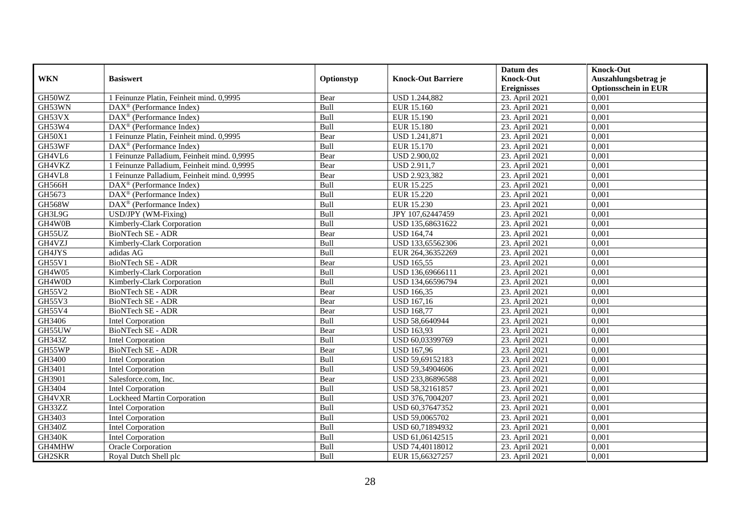| WKN | Basiswert | Optionstyp | Knock-Out Barriere | Datum des Knock-Out Ereignisses | Knock-Out Auszahlungsbetrag je Optionsschein in EUR |
|---|---|---|---|---|---|
| GH50WZ | 1 Feinunze Platin, Feinheit mind. 0,9995 | Bear | USD 1.244,882 | 23. April 2021 | 0,001 |
| GH53WN | DAX® (Performance Index) | Bull | EUR 15.160 | 23. April 2021 | 0,001 |
| GH53VX | DAX® (Performance Index) | Bull | EUR 15.190 | 23. April 2021 | 0,001 |
| GH53W4 | DAX® (Performance Index) | Bull | EUR 15.180 | 23. April 2021 | 0,001 |
| GH50X1 | 1 Feinunze Platin, Feinheit mind. 0,9995 | Bear | USD 1.241,871 | 23. April 2021 | 0,001 |
| GH53WF | DAX® (Performance Index) | Bull | EUR 15.170 | 23. April 2021 | 0,001 |
| GH4VL6 | 1 Feinunze Palladium, Feinheit mind. 0,9995 | Bear | USD 2.900,02 | 23. April 2021 | 0,001 |
| GH4VKZ | 1 Feinunze Palladium, Feinheit mind. 0,9995 | Bear | USD 2.911,7 | 23. April 2021 | 0,001 |
| GH4VL8 | 1 Feinunze Palladium, Feinheit mind. 0,9995 | Bear | USD 2.923,382 | 23. April 2021 | 0,001 |
| GH566H | DAX® (Performance Index) | Bull | EUR 15.225 | 23. April 2021 | 0,001 |
| GH5673 | DAX® (Performance Index) | Bull | EUR 15.220 | 23. April 2021 | 0,001 |
| GH568W | DAX® (Performance Index) | Bull | EUR 15.230 | 23. April 2021 | 0,001 |
| GH3L9G | USD/JPY (WM-Fixing) | Bull | JPY 107,62447459 | 23. April 2021 | 0,001 |
| GH4W0B | Kimberly-Clark Corporation | Bull | USD 135,68631622 | 23. April 2021 | 0,001 |
| GH55UZ | BioNTech SE - ADR | Bear | USD 164,74 | 23. April 2021 | 0,001 |
| GH4VZJ | Kimberly-Clark Corporation | Bull | USD 133,65562306 | 23. April 2021 | 0,001 |
| GH4JYS | adidas AG | Bull | EUR 264,36352269 | 23. April 2021 | 0,001 |
| GH55V1 | BioNTech SE - ADR | Bear | USD 165,55 | 23. April 2021 | 0,001 |
| GH4W05 | Kimberly-Clark Corporation | Bull | USD 136,69666111 | 23. April 2021 | 0,001 |
| GH4W0D | Kimberly-Clark Corporation | Bull | USD 134,66596794 | 23. April 2021 | 0,001 |
| GH55V2 | BioNTech SE - ADR | Bear | USD 166,35 | 23. April 2021 | 0,001 |
| GH55V3 | BioNTech SE - ADR | Bear | USD 167,16 | 23. April 2021 | 0,001 |
| GH55V4 | BioNTech SE - ADR | Bear | USD 168,77 | 23. April 2021 | 0,001 |
| GH3406 | Intel Corporation | Bull | USD 58,6640944 | 23. April 2021 | 0,001 |
| GH55UW | BioNTech SE - ADR | Bear | USD 163,93 | 23. April 2021 | 0,001 |
| GH343Z | Intel Corporation | Bull | USD 60,03399769 | 23. April 2021 | 0,001 |
| GH55WP | BioNTech SE - ADR | Bear | USD 167,96 | 23. April 2021 | 0,001 |
| GH3400 | Intel Corporation | Bull | USD 59,69152183 | 23. April 2021 | 0,001 |
| GH3401 | Intel Corporation | Bull | USD 59,34904606 | 23. April 2021 | 0,001 |
| GH3901 | Salesforce.com, Inc. | Bear | USD 233,86896588 | 23. April 2021 | 0,001 |
| GH3404 | Intel Corporation | Bull | USD 58,32161857 | 23. April 2021 | 0,001 |
| GH4VXR | Lockheed Martin Corporation | Bull | USD 376,7004207 | 23. April 2021 | 0,001 |
| GH33ZZ | Intel Corporation | Bull | USD 60,37647352 | 23. April 2021 | 0,001 |
| GH3403 | Intel Corporation | Bull | USD 59,0065702 | 23. April 2021 | 0,001 |
| GH340Z | Intel Corporation | Bull | USD 60,71894932 | 23. April 2021 | 0,001 |
| GH340K | Intel Corporation | Bull | USD 61,06142515 | 23. April 2021 | 0,001 |
| GH4MHW | Oracle Corporation | Bull | USD 74,40118012 | 23. April 2021 | 0,001 |
| GH2SKR | Royal Dutch Shell plc | Bull | EUR 15,66327257 | 23. April 2021 | 0,001 |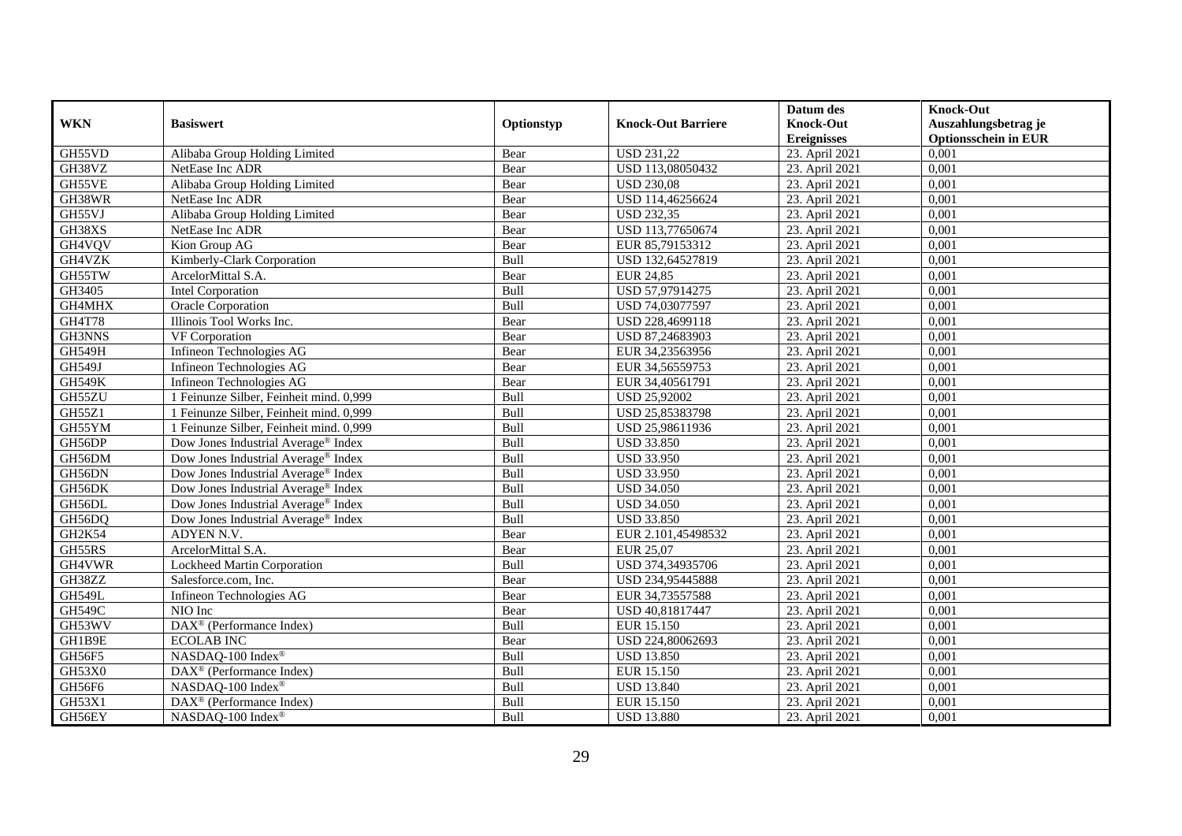| WKN | Basiswert | Optionstyp | Knock-Out Barriere | Datum des Knock-Out Ereignisses | Knock-Out Auszahlungsbetrag je Optionsschein in EUR |
|---|---|---|---|---|---|
| GH55VD | Alibaba Group Holding Limited | Bear | USD 231,22 | 23. April 2021 | 0,001 |
| GH38VZ | NetEase Inc ADR | Bear | USD 113,08050432 | 23. April 2021 | 0,001 |
| GH55VE | Alibaba Group Holding Limited | Bear | USD 230,08 | 23. April 2021 | 0,001 |
| GH38WR | NetEase Inc ADR | Bear | USD 114,46256624 | 23. April 2021 | 0,001 |
| GH55VJ | Alibaba Group Holding Limited | Bear | USD 232,35 | 23. April 2021 | 0,001 |
| GH38XS | NetEase Inc ADR | Bear | USD 113,77650674 | 23. April 2021 | 0,001 |
| GH4VQV | Kion Group AG | Bear | EUR 85,79153312 | 23. April 2021 | 0,001 |
| GH4VZK | Kimberly-Clark Corporation | Bull | USD 132,64527819 | 23. April 2021 | 0,001 |
| GH55TW | ArcelorMittal S.A. | Bear | EUR 24,85 | 23. April 2021 | 0,001 |
| GH3405 | Intel Corporation | Bull | USD 57,97914275 | 23. April 2021 | 0,001 |
| GH4MHX | Oracle Corporation | Bull | USD 74,03077597 | 23. April 2021 | 0,001 |
| GH4T78 | Illinois Tool Works Inc. | Bear | USD 228,4699118 | 23. April 2021 | 0,001 |
| GH3NNS | VF Corporation | Bear | USD 87,24683903 | 23. April 2021 | 0,001 |
| GH549H | Infineon Technologies AG | Bear | EUR 34,23563956 | 23. April 2021 | 0,001 |
| GH549J | Infineon Technologies AG | Bear | EUR 34,56559753 | 23. April 2021 | 0,001 |
| GH549K | Infineon Technologies AG | Bear | EUR 34,40561791 | 23. April 2021 | 0,001 |
| GH55ZU | 1 Feinunze Silber, Feinheit mind. 0,999 | Bull | USD 25,92002 | 23. April 2021 | 0,001 |
| GH55Z1 | 1 Feinunze Silber, Feinheit mind. 0,999 | Bull | USD 25,85383798 | 23. April 2021 | 0,001 |
| GH55YM | 1 Feinunze Silber, Feinheit mind. 0,999 | Bull | USD 25,98611936 | 23. April 2021 | 0,001 |
| GH56DP | Dow Jones Industrial Average® Index | Bull | USD 33.850 | 23. April 2021 | 0,001 |
| GH56DM | Dow Jones Industrial Average® Index | Bull | USD 33.950 | 23. April 2021 | 0,001 |
| GH56DN | Dow Jones Industrial Average® Index | Bull | USD 33.950 | 23. April 2021 | 0,001 |
| GH56DK | Dow Jones Industrial Average® Index | Bull | USD 34.050 | 23. April 2021 | 0,001 |
| GH56DL | Dow Jones Industrial Average® Index | Bull | USD 34.050 | 23. April 2021 | 0,001 |
| GH56DQ | Dow Jones Industrial Average® Index | Bull | USD 33.850 | 23. April 2021 | 0,001 |
| GH2K54 | ADYEN N.V. | Bear | EUR 2.101,45498532 | 23. April 2021 | 0,001 |
| GH55RS | ArcelorMittal S.A. | Bear | EUR 25,07 | 23. April 2021 | 0,001 |
| GH4VWR | Lockheed Martin Corporation | Bull | USD 374,34935706 | 23. April 2021 | 0,001 |
| GH38ZZ | Salesforce.com, Inc. | Bear | USD 234,95445888 | 23. April 2021 | 0,001 |
| GH549L | Infineon Technologies AG | Bear | EUR 34,73557588 | 23. April 2021 | 0,001 |
| GH549C | NIO Inc | Bear | USD 40,81817447 | 23. April 2021 | 0,001 |
| GH53WV | DAX® (Performance Index) | Bull | EUR 15.150 | 23. April 2021 | 0,001 |
| GH1B9E | ECOLAB INC | Bear | USD 224,80062693 | 23. April 2021 | 0,001 |
| GH56F5 | NASDAQ-100 Index® | Bull | USD 13.850 | 23. April 2021 | 0,001 |
| GH53X0 | DAX® (Performance Index) | Bull | EUR 15.150 | 23. April 2021 | 0,001 |
| GH56F6 | NASDAQ-100 Index® | Bull | USD 13.840 | 23. April 2021 | 0,001 |
| GH53X1 | DAX® (Performance Index) | Bull | EUR 15.150 | 23. April 2021 | 0,001 |
| GH56EY | NASDAQ-100 Index® | Bull | USD 13.880 | 23. April 2021 | 0,001 |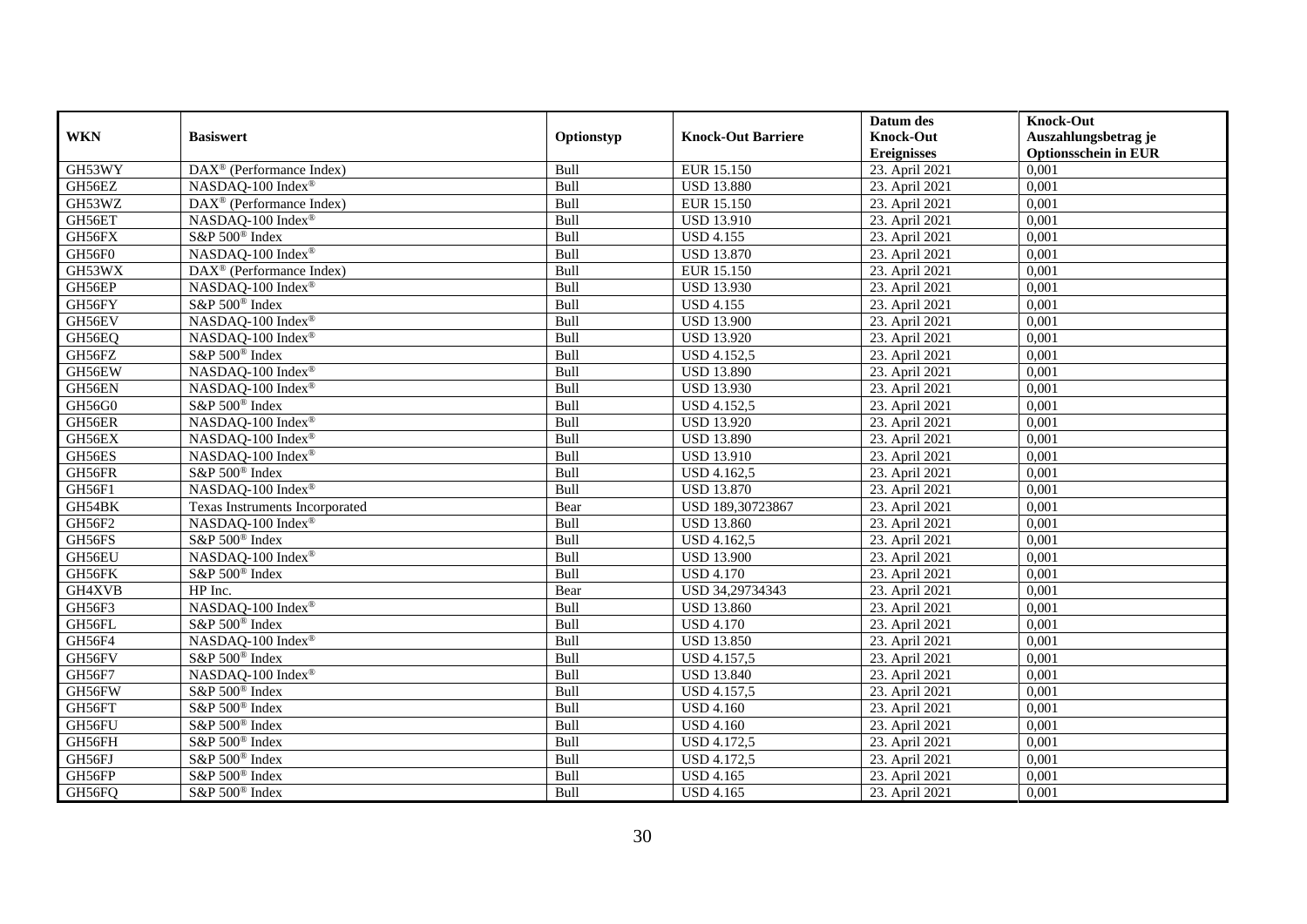| WKN | Basiswert | Optionstyp | Knock-Out Barriere | Datum des Knock-Out Ereignisses | Knock-Out Auszahlungsbetrag je Optionsschein in EUR |
|---|---|---|---|---|---|
| GH53WY | DAX® (Performance Index) | Bull | EUR 15.150 | 23. April 2021 | 0,001 |
| GH56EZ | NASDAQ-100 Index® | Bull | USD 13.880 | 23. April 2021 | 0,001 |
| GH53WZ | DAX® (Performance Index) | Bull | EUR 15.150 | 23. April 2021 | 0,001 |
| GH56ET | NASDAQ-100 Index® | Bull | USD 13.910 | 23. April 2021 | 0,001 |
| GH56FX | S&P 500® Index | Bull | USD 4.155 | 23. April 2021 | 0,001 |
| GH56F0 | NASDAQ-100 Index® | Bull | USD 13.870 | 23. April 2021 | 0,001 |
| GH53WX | DAX® (Performance Index) | Bull | EUR 15.150 | 23. April 2021 | 0,001 |
| GH56EP | NASDAQ-100 Index® | Bull | USD 13.930 | 23. April 2021 | 0,001 |
| GH56FY | S&P 500® Index | Bull | USD 4.155 | 23. April 2021 | 0,001 |
| GH56EV | NASDAQ-100 Index® | Bull | USD 13.900 | 23. April 2021 | 0,001 |
| GH56EQ | NASDAQ-100 Index® | Bull | USD 13.920 | 23. April 2021 | 0,001 |
| GH56FZ | S&P 500® Index | Bull | USD 4.152,5 | 23. April 2021 | 0,001 |
| GH56EW | NASDAQ-100 Index® | Bull | USD 13.890 | 23. April 2021 | 0,001 |
| GH56EN | NASDAQ-100 Index® | Bull | USD 13.930 | 23. April 2021 | 0,001 |
| GH56G0 | S&P 500® Index | Bull | USD 4.152,5 | 23. April 2021 | 0,001 |
| GH56ER | NASDAQ-100 Index® | Bull | USD 13.920 | 23. April 2021 | 0,001 |
| GH56EX | NASDAQ-100 Index® | Bull | USD 13.890 | 23. April 2021 | 0,001 |
| GH56ES | NASDAQ-100 Index® | Bull | USD 13.910 | 23. April 2021 | 0,001 |
| GH56FR | S&P 500® Index | Bull | USD 4.162,5 | 23. April 2021 | 0,001 |
| GH56F1 | NASDAQ-100 Index® | Bull | USD 13.870 | 23. April 2021 | 0,001 |
| GH54BK | Texas Instruments Incorporated | Bear | USD 189,30723867 | 23. April 2021 | 0,001 |
| GH56F2 | NASDAQ-100 Index® | Bull | USD 13.860 | 23. April 2021 | 0,001 |
| GH56FS | S&P 500® Index | Bull | USD 4.162,5 | 23. April 2021 | 0,001 |
| GH56EU | NASDAQ-100 Index® | Bull | USD 13.900 | 23. April 2021 | 0,001 |
| GH56FK | S&P 500® Index | Bull | USD 4.170 | 23. April 2021 | 0,001 |
| GH4XVB | HP Inc. | Bear | USD 34,29734343 | 23. April 2021 | 0,001 |
| GH56F3 | NASDAQ-100 Index® | Bull | USD 13.860 | 23. April 2021 | 0,001 |
| GH56FL | S&P 500® Index | Bull | USD 4.170 | 23. April 2021 | 0,001 |
| GH56F4 | NASDAQ-100 Index® | Bull | USD 13.850 | 23. April 2021 | 0,001 |
| GH56FV | S&P 500® Index | Bull | USD 4.157,5 | 23. April 2021 | 0,001 |
| GH56F7 | NASDAQ-100 Index® | Bull | USD 13.840 | 23. April 2021 | 0,001 |
| GH56FW | S&P 500® Index | Bull | USD 4.157,5 | 23. April 2021 | 0,001 |
| GH56FT | S&P 500® Index | Bull | USD 4.160 | 23. April 2021 | 0,001 |
| GH56FU | S&P 500® Index | Bull | USD 4.160 | 23. April 2021 | 0,001 |
| GH56FH | S&P 500® Index | Bull | USD 4.172,5 | 23. April 2021 | 0,001 |
| GH56FJ | S&P 500® Index | Bull | USD 4.172,5 | 23. April 2021 | 0,001 |
| GH56FP | S&P 500® Index | Bull | USD 4.165 | 23. April 2021 | 0,001 |
| GH56FQ | S&P 500® Index | Bull | USD 4.165 | 23. April 2021 | 0,001 |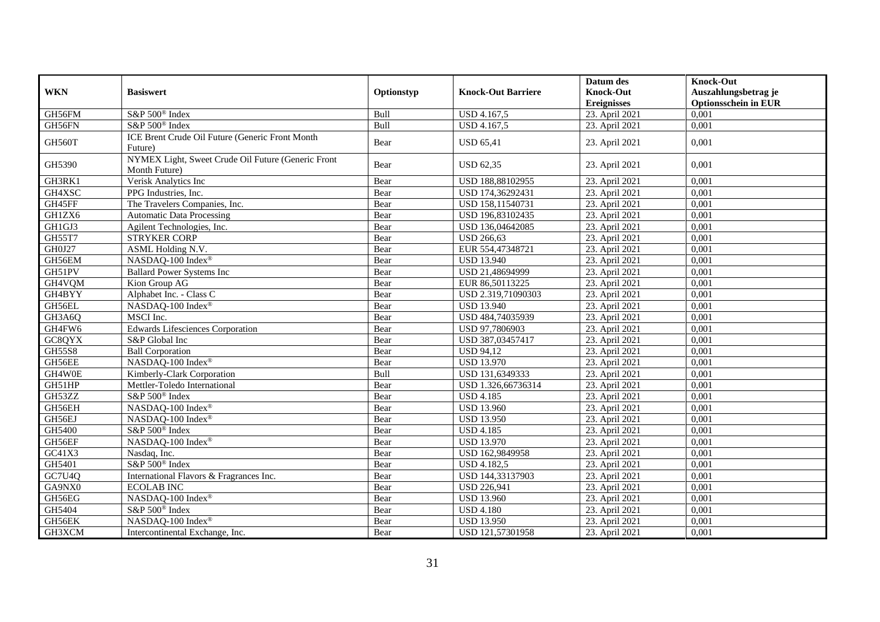| WKN | Basiswert | Optionstyp | Knock-Out Barriere | Datum des Knock-Out Ereignisses | Knock-Out Auszahlungsbetrag je Optionsschein in EUR |
|---|---|---|---|---|---|
| GH56FM | S&P 500® Index | Bull | USD 4.167,5 | 23. April 2021 | 0,001 |
| GH56FN | S&P 500® Index | Bull | USD 4.167,5 | 23. April 2021 | 0,001 |
| GH560T | ICE Brent Crude Oil Future (Generic Front Month Future) | Bear | USD 65,41 | 23. April 2021 | 0,001 |
| GH5390 | NYMEX Light, Sweet Crude Oil Future (Generic Front Month Future) | Bear | USD 62,35 | 23. April 2021 | 0,001 |
| GH3RK1 | Verisk Analytics Inc | Bear | USD 188,88102955 | 23. April 2021 | 0,001 |
| GH4XSC | PPG Industries, Inc. | Bear | USD 174,36292431 | 23. April 2021 | 0,001 |
| GH45FF | The Travelers Companies, Inc. | Bear | USD 158,11540731 | 23. April 2021 | 0,001 |
| GH1ZX6 | Automatic Data Processing | Bear | USD 196,83102435 | 23. April 2021 | 0,001 |
| GH1GJ3 | Agilent Technologies, Inc. | Bear | USD 136,04642085 | 23. April 2021 | 0,001 |
| GH55T7 | STRYKER CORP | Bear | USD 266,63 | 23. April 2021 | 0,001 |
| GH0J27 | ASML Holding N.V. | Bear | EUR 554,47348721 | 23. April 2021 | 0,001 |
| GH56EM | NASDAQ-100 Index® | Bear | USD 13.940 | 23. April 2021 | 0,001 |
| GH51PV | Ballard Power Systems Inc | Bear | USD 21,48694999 | 23. April 2021 | 0,001 |
| GH4VQM | Kion Group AG | Bear | EUR 86,50113225 | 23. April 2021 | 0,001 |
| GH4BYY | Alphabet Inc. - Class C | Bear | USD 2.319,71090303 | 23. April 2021 | 0,001 |
| GH56EL | NASDAQ-100 Index® | Bear | USD 13.940 | 23. April 2021 | 0,001 |
| GH3A6Q | MSCI Inc. | Bear | USD 484,74035939 | 23. April 2021 | 0,001 |
| GH4FW6 | Edwards Lifesciences Corporation | Bear | USD 97,7806903 | 23. April 2021 | 0,001 |
| GC8QYX | S&P Global Inc | Bear | USD 387,03457417 | 23. April 2021 | 0,001 |
| GH55S8 | Ball Corporation | Bear | USD 94,12 | 23. April 2021 | 0,001 |
| GH56EE | NASDAQ-100 Index® | Bear | USD 13.970 | 23. April 2021 | 0,001 |
| GH4W0E | Kimberly-Clark Corporation | Bull | USD 131,6349333 | 23. April 2021 | 0,001 |
| GH51HP | Mettler-Toledo International | Bear | USD 1.326,66736314 | 23. April 2021 | 0,001 |
| GH53ZZ | S&P 500® Index | Bear | USD 4.185 | 23. April 2021 | 0,001 |
| GH56EH | NASDAQ-100 Index® | Bear | USD 13.960 | 23. April 2021 | 0,001 |
| GH56EJ | NASDAQ-100 Index® | Bear | USD 13.950 | 23. April 2021 | 0,001 |
| GH5400 | S&P 500® Index | Bear | USD 4.185 | 23. April 2021 | 0,001 |
| GH56EF | NASDAQ-100 Index® | Bear | USD 13.970 | 23. April 2021 | 0,001 |
| GC41X3 | Nasdaq, Inc. | Bear | USD 162,9849958 | 23. April 2021 | 0,001 |
| GH5401 | S&P 500® Index | Bear | USD 4.182,5 | 23. April 2021 | 0,001 |
| GC7U4Q | International Flavors & Fragrances Inc. | Bear | USD 144,33137903 | 23. April 2021 | 0,001 |
| GA9NX0 | ECOLAB INC | Bear | USD 226,941 | 23. April 2021 | 0,001 |
| GH56EG | NASDAQ-100 Index® | Bear | USD 13.960 | 23. April 2021 | 0,001 |
| GH5404 | S&P 500® Index | Bear | USD 4.180 | 23. April 2021 | 0,001 |
| GH56EK | NASDAQ-100 Index® | Bear | USD 13.950 | 23. April 2021 | 0,001 |
| GH3XCM | Intercontinental Exchange, Inc. | Bear | USD 121,57301958 | 23. April 2021 | 0,001 |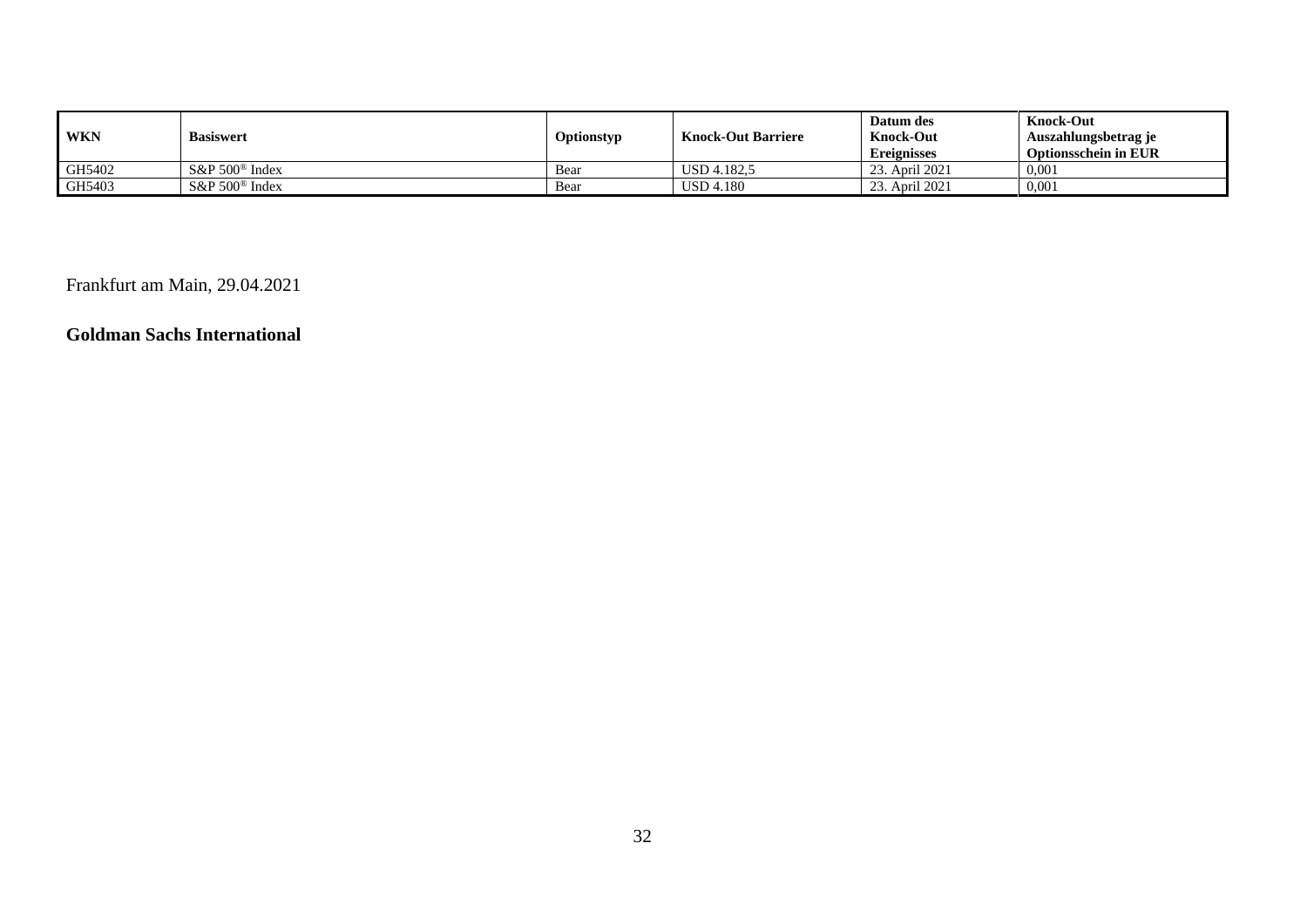| WKN | Basiswert | Optionstyp | Knock-Out Barriere | Datum des Knock-Out Ereignisses | Knock-Out Auszahlungsbetrag je Optionsschein in EUR |
|---|---|---|---|---|---|
| GH5402 | S&P 500® Index | Bear | USD 4.182,5 | 23. April 2021 | 0,001 |
| GH5403 | S&P 500® Index | Bear | USD 4.180 | 23. April 2021 | 0,001 |

Frankfurt am Main, 29.04.2021

**Goldman Sachs International**